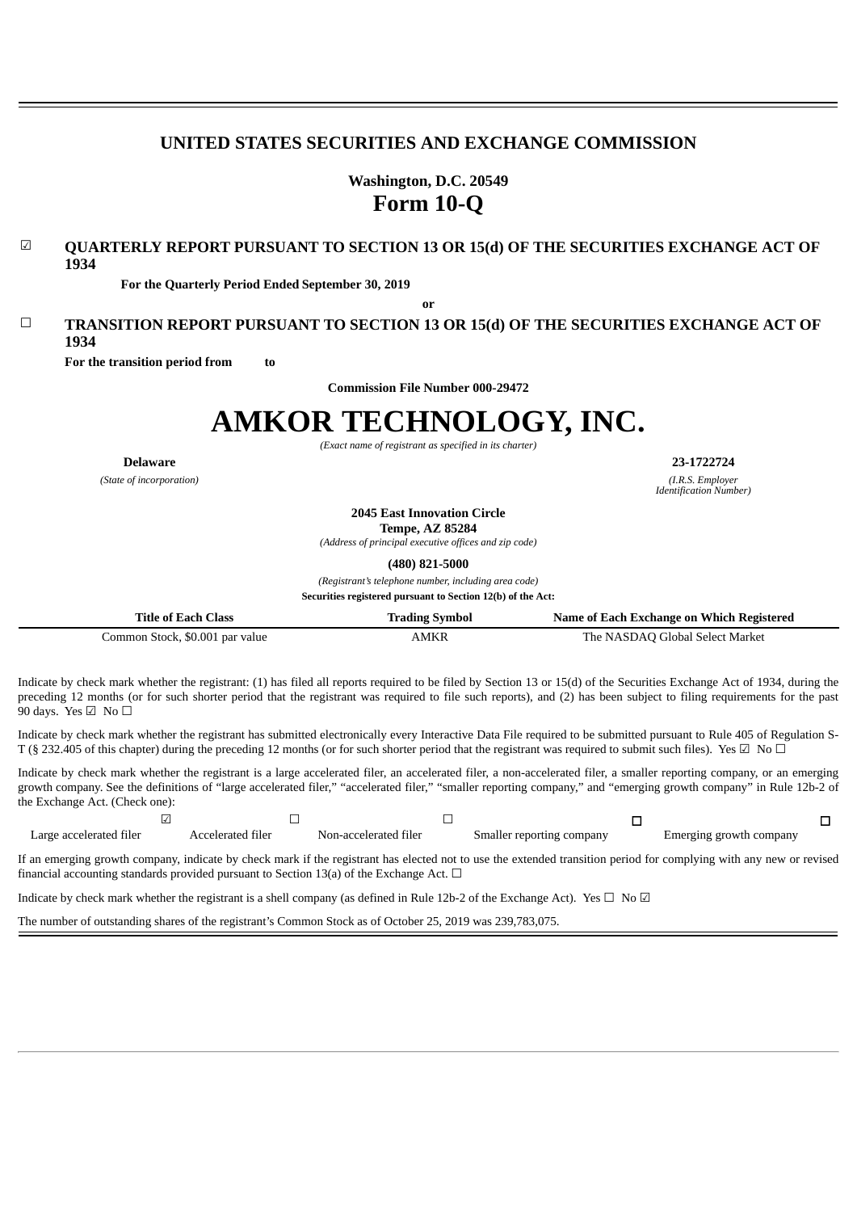# UNITED STATES SECURITIES AND EXCHANGE COMMISSION

**Washington, D.C. 20549**

# Form 10-Q

☑ **QUARTERLY REPORT PURSUANT TO SECTION 13 OR 15(d) OF THE SECURITIES EXCHANGE ACT OF 1934**

**For the Quarterly Period Ended September 30, 2019**

**or**

☐ **TRANSITION REPORT PURSUANT TO SECTION 13 OR 15(d) OF THE SECURITIES EXCHANGE ACT OF 1934**

**For the transition period from to**

**Commission File Number 000-29472**

# AMKOR TECHNOLOGY, INC.

*(Exact name of registrant as specified in its charter)*

| **Delaware** | **23-1722724** |
|---|---|
| *(State of incorporation)* | *(I.R.S. Employer Identification Number)* |

**2045 East Innovation Circle**
**Tempe, AZ 85284**
*(Address of principal executive offices and zip code)*

**(480) 821-5000**
*(Registrant's telephone number, including area code)*

**Securities registered pursuant to Section 12(b) of the Act:**

| Title of Each Class | Trading Symbol | Name of Each Exchange on Which Registered |
|---|---|---|
| Common Stock, $0.001 par value | AMKR | The NASDAQ Global Select Market |

Indicate by check mark whether the registrant: (1) has filed all reports required to be filed by Section 13 or 15(d) of the Securities Exchange Act of 1934, during the preceding 12 months (or for such shorter period that the registrant was required to file such reports), and (2) has been subject to filing requirements for the past 90 days. Yes ☑ No ☐

Indicate by check mark whether the registrant has submitted electronically every Interactive Data File required to be submitted pursuant to Rule 405 of Regulation S-T (§ 232.405 of this chapter) during the preceding 12 months (or for such shorter period that the registrant was required to submit such files). Yes ☑ No ☐

Indicate by check mark whether the registrant is a large accelerated filer, an accelerated filer, a non-accelerated filer, a smaller reporting company, or an emerging growth company. See the definitions of "large accelerated filer," "accelerated filer," "smaller reporting company," and "emerging growth company" in Rule 12b-2 of the Exchange Act. (Check one):

| Large accelerated filer ☑ | Accelerated filer ☐ | Non-accelerated filer ☐ | Smaller reporting company ☐ | Emerging growth company ☐ |
|---|---|---|---|---|

If an emerging growth company, indicate by check mark if the registrant has elected not to use the extended transition period for complying with any new or revised financial accounting standards provided pursuant to Section 13(a) of the Exchange Act. ☐

Indicate by check mark whether the registrant is a shell company (as defined in Rule 12b-2 of the Exchange Act). Yes ☐ No ☑

The number of outstanding shares of the registrant's Common Stock as of October 25, 2019 was 239,783,075.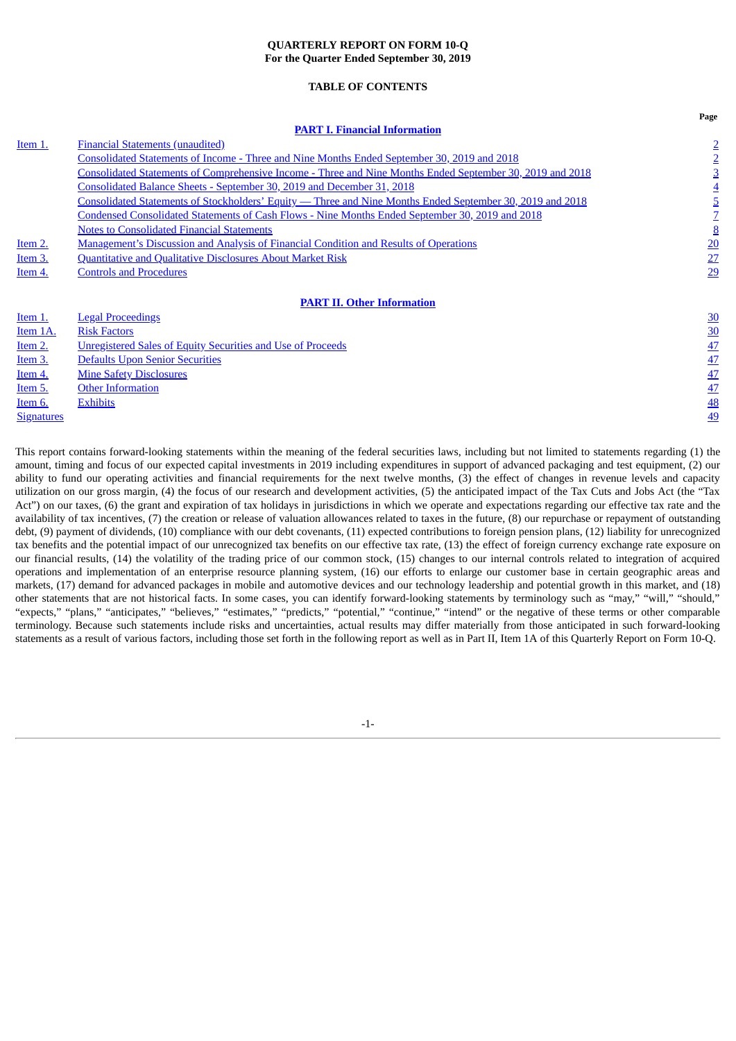**QUARTERLY REPORT ON FORM 10-Q**
**For the Quarter Ended September 30, 2019**

**TABLE OF CONTENTS**

| | | Page |
|---|---|---|
| | **PART I. Financial Information** | |
| Item 1. | Financial Statements (unaudited) | 2 |
| | Consolidated Statements of Income - Three and Nine Months Ended September 30, 2019 and 2018 | 2 |
| | Consolidated Statements of Comprehensive Income - Three and Nine Months Ended September 30, 2019 and 2018 | 3 |
| | Consolidated Balance Sheets - September 30, 2019 and December 31, 2018 | 4 |
| | Consolidated Statements of Stockholders' Equity — Three and Nine Months Ended September 30, 2019 and 2018 | 5 |
| | Condensed Consolidated Statements of Cash Flows - Nine Months Ended September 30, 2019 and 2018 | 7 |
| | Notes to Consolidated Financial Statements | 8 |
| Item 2. | Management's Discussion and Analysis of Financial Condition and Results of Operations | 20 |
| Item 3. | Quantitative and Qualitative Disclosures About Market Risk | 27 |
| Item 4. | Controls and Procedures | 29 |
| | **PART II. Other Information** | |
| Item 1. | Legal Proceedings | 30 |
| Item 1A. | Risk Factors | 30 |
| Item 2. | Unregistered Sales of Equity Securities and Use of Proceeds | 47 |
| Item 3. | Defaults Upon Senior Securities | 47 |
| Item 4. | Mine Safety Disclosures | 47 |
| Item 5. | Other Information | 47 |
| Item 6. | Exhibits | 48 |
| Signatures | | 49 |

This report contains forward-looking statements within the meaning of the federal securities laws, including but not limited to statements regarding (1) the amount, timing and focus of our expected capital investments in 2019 including expenditures in support of advanced packaging and test equipment, (2) our ability to fund our operating activities and financial requirements for the next twelve months, (3) the effect of changes in revenue levels and capacity utilization on our gross margin, (4) the focus of our research and development activities, (5) the anticipated impact of the Tax Cuts and Jobs Act (the "Tax Act") on our taxes, (6) the grant and expiration of tax holidays in jurisdictions in which we operate and expectations regarding our effective tax rate and the availability of tax incentives, (7) the creation or release of valuation allowances related to taxes in the future, (8) our repurchase or repayment of outstanding debt, (9) payment of dividends, (10) compliance with our debt covenants, (11) expected contributions to foreign pension plans, (12) liability for unrecognized tax benefits and the potential impact of our unrecognized tax benefits on our effective tax rate, (13) the effect of foreign currency exchange rate exposure on our financial results, (14) the volatility of the trading price of our common stock, (15) changes to our internal controls related to integration of acquired operations and implementation of an enterprise resource planning system, (16) our efforts to enlarge our customer base in certain geographic areas and markets, (17) demand for advanced packages in mobile and automotive devices and our technology leadership and potential growth in this market, and (18) other statements that are not historical facts. In some cases, you can identify forward-looking statements by terminology such as "may," "will," "should," "expects," "plans," "anticipates," "believes," "estimates," "predicts," "potential," "continue," "intend" or the negative of these terms or other comparable terminology. Because such statements include risks and uncertainties, actual results may differ materially from those anticipated in such forward-looking statements as a result of various factors, including those set forth in the following report as well as in Part II, Item 1A of this Quarterly Report on Form 10-Q.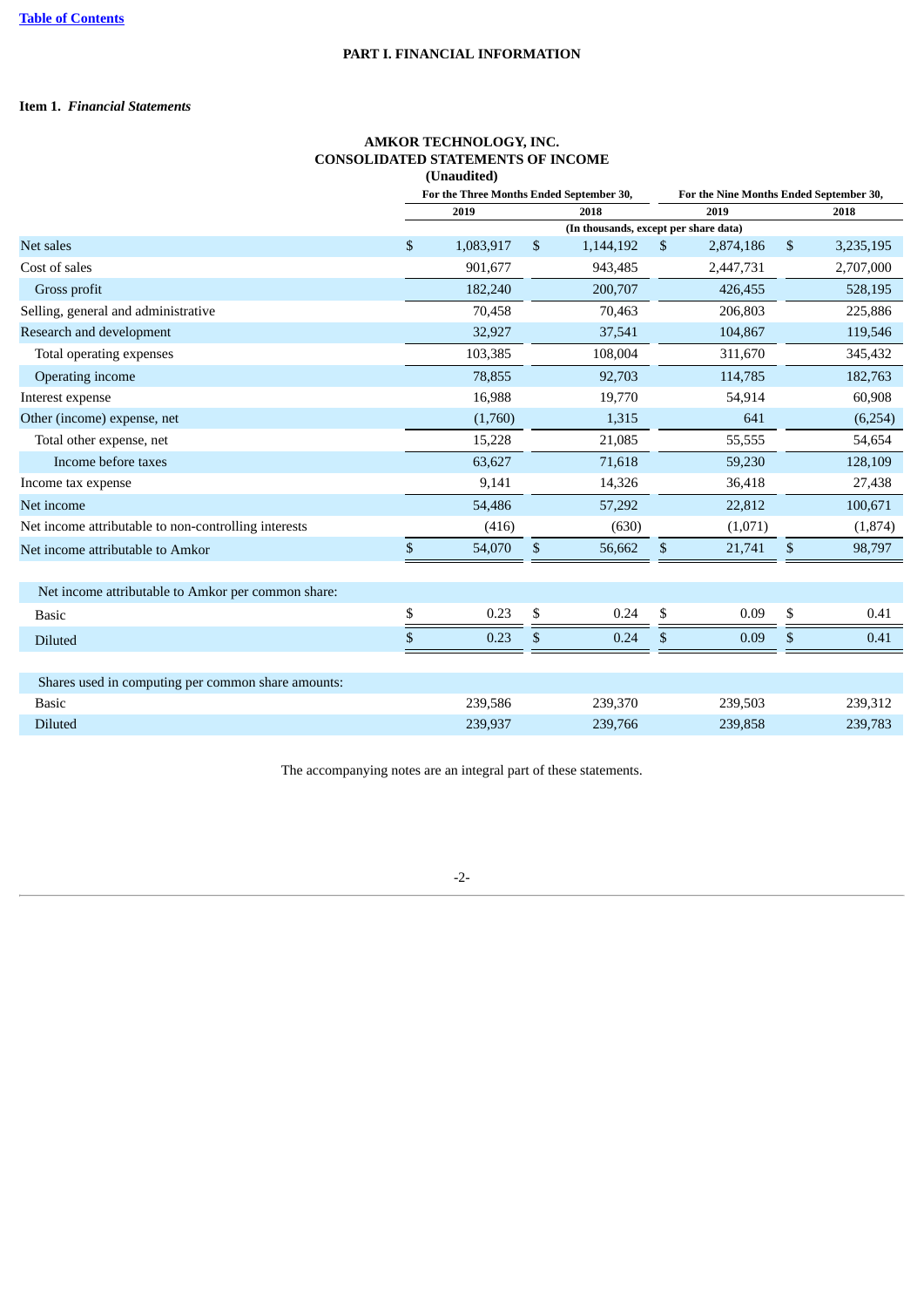# PART I. FINANCIAL INFORMATION

## Item 1. *Financial Statements*

### AMKOR TECHNOLOGY, INC.
### CONSOLIDATED STATEMENTS OF INCOME
### (Unaudited)

| | For the Three Months Ended September 30, | | For the Nine Months Ended September 30, | |
|---|---|---|---|---|
| | 2019 | 2018 | 2019 | 2018 |
| | (In thousands, except per share data) | | | |
| Net sales | $ 1,083,917 | $ 1,144,192 | $ 2,874,186 | $ 3,235,195 |
| Cost of sales | 901,677 | 943,485 | 2,447,731 | 2,707,000 |
| Gross profit | 182,240 | 200,707 | 426,455 | 528,195 |
| Selling, general and administrative | 70,458 | 70,463 | 206,803 | 225,886 |
| Research and development | 32,927 | 37,541 | 104,867 | 119,546 |
| Total operating expenses | 103,385 | 108,004 | 311,670 | 345,432 |
| Operating income | 78,855 | 92,703 | 114,785 | 182,763 |
| Interest expense | 16,988 | 19,770 | 54,914 | 60,908 |
| Other (income) expense, net | (1,760) | 1,315 | 641 | (6,254) |
| Total other expense, net | 15,228 | 21,085 | 55,555 | 54,654 |
| Income before taxes | 63,627 | 71,618 | 59,230 | 128,109 |
| Income tax expense | 9,141 | 14,326 | 36,418 | 27,438 |
| Net income | 54,486 | 57,292 | 22,812 | 100,671 |
| Net income attributable to non-controlling interests | (416) | (630) | (1,071) | (1,874) |
| Net income attributable to Amkor | $ 54,070 | $ 56,662 | $ 21,741 | $ 98,797 |
| | | | | |
| Net income attributable to Amkor per common share: | | | | |
| Basic | $ 0.23 | $ 0.24 | $ 0.09 | $ 0.41 |
| Diluted | $ 0.23 | $ 0.24 | $ 0.09 | $ 0.41 |
| | | | | |
| Shares used in computing per common share amounts: | | | | |
| Basic | 239,586 | 239,370 | 239,503 | 239,312 |
| Diluted | 239,937 | 239,766 | 239,858 | 239,783 |

The accompanying notes are an integral part of these statements.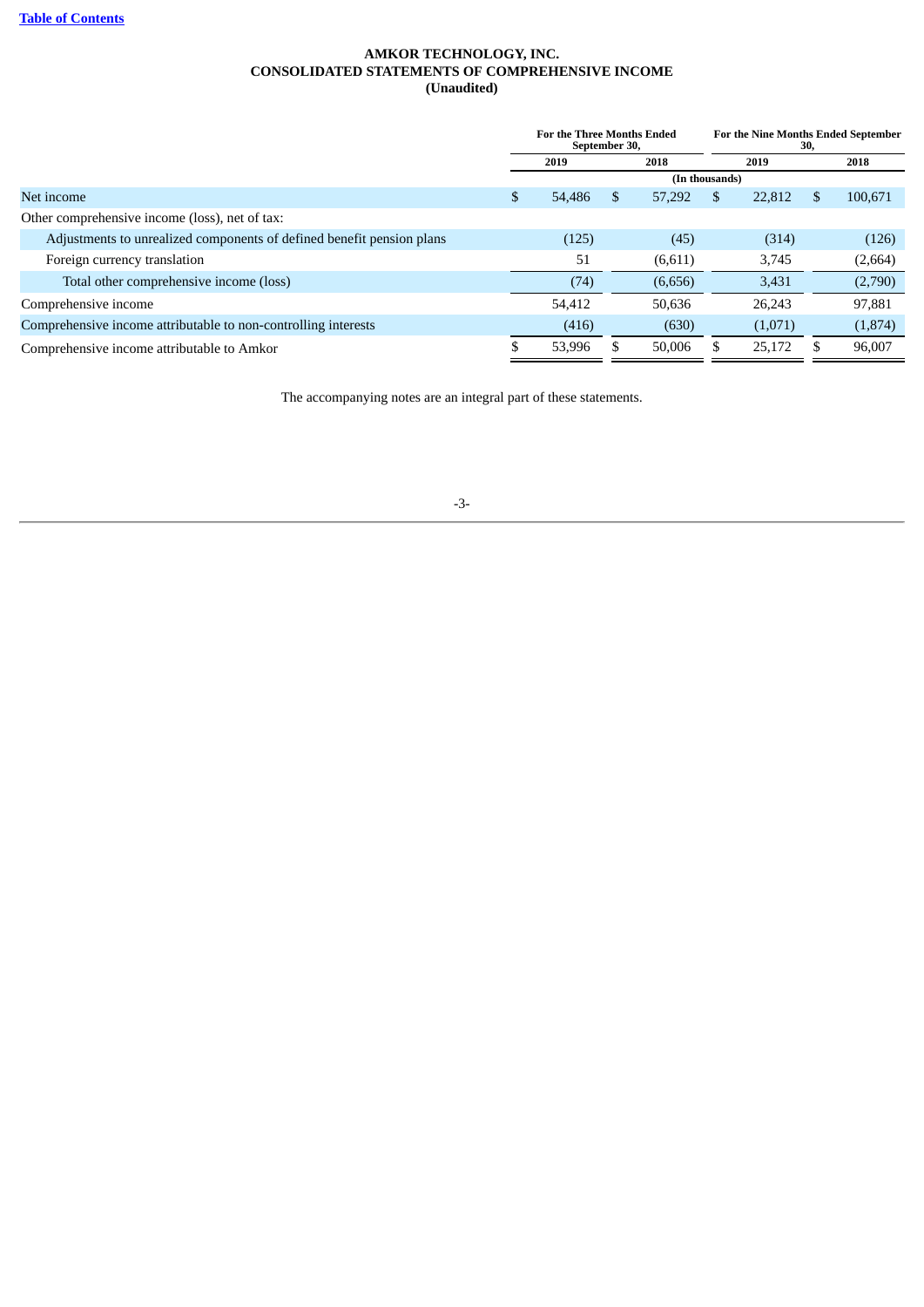[Table of Contents](#)

**AMKOR TECHNOLOGY, INC.**
**CONSOLIDATED STATEMENTS OF COMPREHENSIVE INCOME**
**(Unaudited)**

| | For the Three Months Ended September 30, | | For the Nine Months Ended September 30, | |
|---|---|---|---|---|
| | 2019 | 2018 | 2019 | 2018 |
| | (In thousands) | | | |
| Net income | $ 54,486 | $ 57,292 | $ 22,812 | $ 100,671 |
| Other comprehensive income (loss), net of tax: | | | | |
| Adjustments to unrealized components of defined benefit pension plans | (125) | (45) | (314) | (126) |
| Foreign currency translation | 51 | (6,611) | 3,745 | (2,664) |
| Total other comprehensive income (loss) | (74) | (6,656) | 3,431 | (2,790) |
| Comprehensive income | 54,412 | 50,636 | 26,243 | 97,881 |
| Comprehensive income attributable to non-controlling interests | (416) | (630) | (1,071) | (1,874) |
| Comprehensive income attributable to Amkor | $ 53,996 | $ 50,006 | $ 25,172 | $ 96,007 |

The accompanying notes are an integral part of these statements.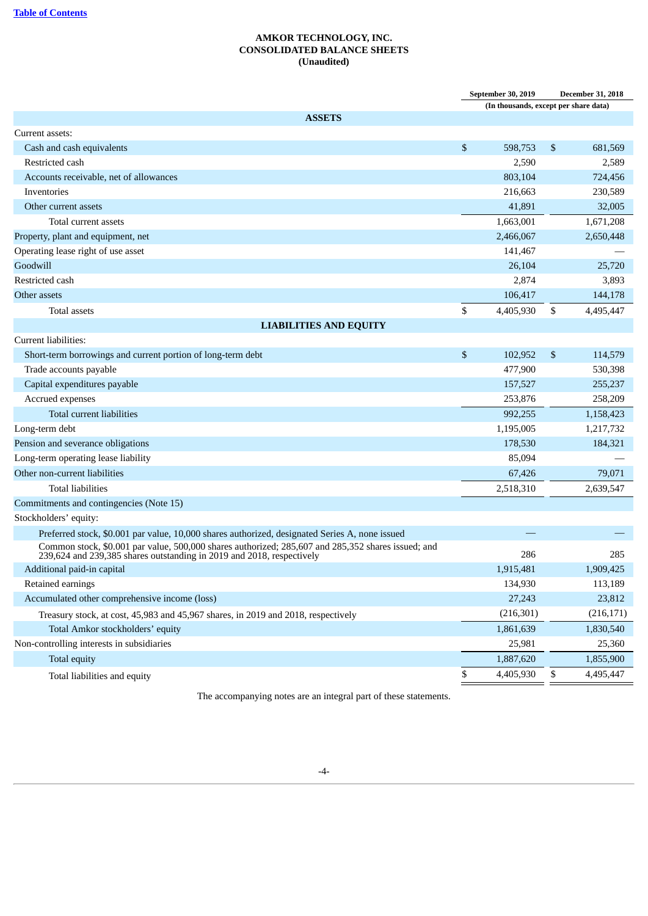**AMKOR TECHNOLOGY, INC.**
**CONSOLIDATED BALANCE SHEETS**
**(Unaudited)**

| | September 30, 2019 | December 31, 2018 |
|---|---|---|
| | (In thousands, except per share data) | |
| **ASSETS** | | |
| Current assets: | | |
| Cash and cash equivalents | $ 598,753 | $ 681,569 |
| Restricted cash | 2,590 | 2,589 |
| Accounts receivable, net of allowances | 803,104 | 724,456 |
| Inventories | 216,663 | 230,589 |
| Other current assets | 41,891 | 32,005 |
| Total current assets | 1,663,001 | 1,671,208 |
| Property, plant and equipment, net | 2,466,067 | 2,650,448 |
| Operating lease right of use asset | 141,467 | — |
| Goodwill | 26,104 | 25,720 |
| Restricted cash | 2,874 | 3,893 |
| Other assets | 106,417 | 144,178 |
| Total assets | $ 4,405,930 | $ 4,495,447 |
| **LIABILITIES AND EQUITY** | | |
| Current liabilities: | | |
| Short-term borrowings and current portion of long-term debt | $ 102,952 | $ 114,579 |
| Trade accounts payable | 477,900 | 530,398 |
| Capital expenditures payable | 157,527 | 255,237 |
| Accrued expenses | 253,876 | 258,209 |
| Total current liabilities | 992,255 | 1,158,423 |
| Long-term debt | 1,195,005 | 1,217,732 |
| Pension and severance obligations | 178,530 | 184,321 |
| Long-term operating lease liability | 85,094 | — |
| Other non-current liabilities | 67,426 | 79,071 |
| Total liabilities | 2,518,310 | 2,639,547 |
| Commitments and contingencies (Note 15) | | |
| Stockholders' equity: | | |
| Preferred stock, $0.001 par value, 10,000 shares authorized, designated Series A, none issued | — | — |
| Common stock, $0.001 par value, 500,000 shares authorized; 285,607 and 285,352 shares issued; and 239,624 and 239,385 shares outstanding in 2019 and 2018, respectively | 286 | 285 |
| Additional paid-in capital | 1,915,481 | 1,909,425 |
| Retained earnings | 134,930 | 113,189 |
| Accumulated other comprehensive income (loss) | 27,243 | 23,812 |
| Treasury stock, at cost, 45,983 and 45,967 shares, in 2019 and 2018, respectively | (216,301) | (216,171) |
| Total Amkor stockholders' equity | 1,861,639 | 1,830,540 |
| Non-controlling interests in subsidiaries | 25,981 | 25,360 |
| Total equity | 1,887,620 | 1,855,900 |
| Total liabilities and equity | $ 4,405,930 | $ 4,495,447 |

The accompanying notes are an integral part of these statements.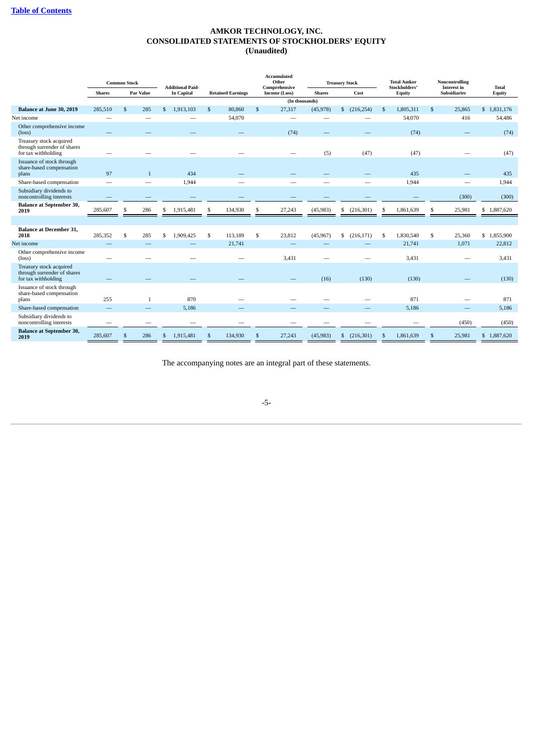# AMKOR TECHNOLOGY, INC.
# CONSOLIDATED STATEMENTS OF STOCKHOLDERS' EQUITY
# (Unaudited)

| | Common Stock | | Additional Paid-In Capital | Retained Earnings | Accumulated Other Comprehensive Income (Loss) | Treasury Stock | | Total Amkor Stockholders' Equity | Noncontrolling Interest in Subsidiaries | Total Equity |
|---|---|---|---|---|---|---|---|---|---|---|
| | Shares | Par Value | | | | Shares | Cost | | | |
| | (In thousands) | | | | | | | | | |
| **Balance at June 30, 2019** | 285,510 | $ 285 | $ 1,913,103 | $ 80,860 | $ 27,317 | (45,978) | $ (216,254) | $ 1,805,311 | $ 25,865 | $ 1,831,176 |
| Net income | — | — | — | 54,070 | — | — | — | 54,070 | 416 | 54,486 |
| Other comprehensive income (loss) | — | — | — | — | (74) | — | — | (74) | — | (74) |
| Treasury stock acquired through surrender of shares for tax withholding | — | — | — | — | — | (5) | (47) | (47) | — | (47) |
| Issuance of stock through share-based compensation plans | 97 | 1 | 434 | — | — | — | — | 435 | — | 435 |
| Share-based compensation | — | — | 1,944 | — | — | — | — | 1,944 | — | 1,944 |
| Subsidiary dividends to noncontrolling interests | — | — | — | — | — | — | — | — | (300) | (300) |
| **Balance at September 30, 2019** | 285,607 | $ 286 | $ 1,915,481 | $ 134,930 | $ 27,243 | (45,983) | $ (216,301) | $ 1,861,639 | $ 25,981 | $ 1,887,620 |
| | | | | | | | | | | |
| **Balance at December 31, 2018** | 285,352 | $ 285 | $ 1,909,425 | $ 113,189 | $ 23,812 | (45,967) | $ (216,171) | $ 1,830,540 | $ 25,360 | $ 1,855,900 |
| Net income | — | — | — | 21,741 | — | — | — | 21,741 | 1,071 | 22,812 |
| Other comprehensive income (loss) | — | — | — | — | 3,431 | — | — | 3,431 | — | 3,431 |
| Treasury stock acquired through surrender of shares for tax withholding | — | — | — | — | — | (16) | (130) | (130) | — | (130) |
| Issuance of stock through share-based compensation plans | 255 | 1 | 870 | — | — | — | — | 871 | — | 871 |
| Share-based compensation | — | — | 5,186 | — | — | — | — | 5,186 | — | 5,186 |
| Subsidiary dividends to noncontrolling interests | — | — | — | — | — | — | — | — | (450) | (450) |
| **Balance at September 30, 2019** | 285,607 | $ 286 | $ 1,915,481 | $ 134,930 | $ 27,243 | (45,983) | $ (216,301) | $ 1,861,639 | $ 25,981 | $ 1,887,620 |

The accompanying notes are an integral part of these statements.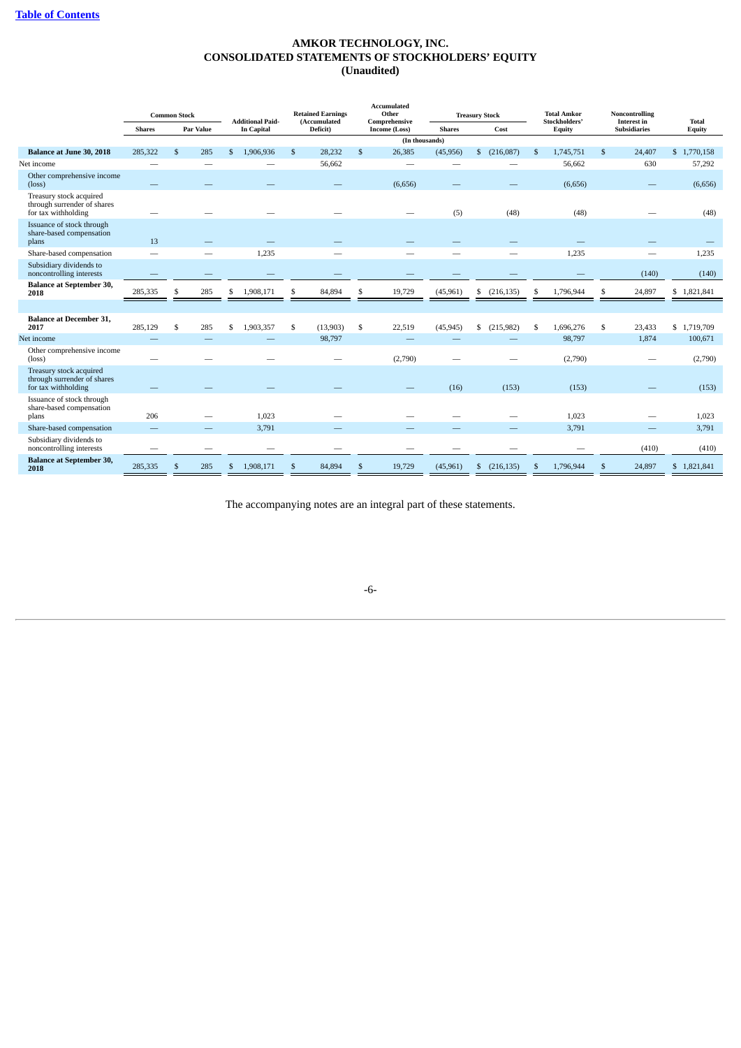# AMKOR TECHNOLOGY, INC.
# CONSOLIDATED STATEMENTS OF STOCKHOLDERS' EQUITY
# (Unaudited)

| | Common Stock | | Additional Paid-In Capital | Retained Earnings (Accumulated Deficit) | Accumulated Other Comprehensive Income (Loss) | Treasury Stock | | Total Amkor Stockholders' Equity | Noncontrolling Interest in Subsidiaries | Total Equity |
|---|---|---|---|---|---|---|---|---|---|---|
| | Shares | Par Value | | | | Shares | Cost | | | |
| | | | | | (In thousands) | | | | | |
| **Balance at June 30, 2018** | 285,322 | $ 285 | $ 1,906,936 | $ 28,232 | $ 26,385 | (45,956) | $ (216,087) | $ 1,745,751 | $ 24,407 | $ 1,770,158 |
| Net income | — | — | — | 56,662 | — | — | — | 56,662 | 630 | 57,292 |
| Other comprehensive income (loss) | — | — | — | — | (6,656) | — | — | (6,656) | — | (6,656) |
| Treasury stock acquired through surrender of shares for tax withholding | — | — | — | — | — | (5) | (48) | (48) | — | (48) |
| Issuance of stock through share-based compensation plans | 13 | — | — | — | — | — | — | — | — | — |
| Share-based compensation | — | — | 1,235 | — | — | — | — | 1,235 | — | 1,235 |
| Subsidiary dividends to noncontrolling interests | — | — | — | — | — | — | — | — | (140) | (140) |
| **Balance at September 30, 2018** | 285,335 | $ 285 | $ 1,908,171 | $ 84,894 | $ 19,729 | (45,961) | $ (216,135) | $ 1,796,944 | $ 24,897 | $ 1,821,841 |
| | | | | | | | | | | |
| **Balance at December 31, 2017** | 285,129 | $ 285 | $ 1,903,357 | $ (13,903) | $ 22,519 | (45,945) | $ (215,982) | $ 1,696,276 | $ 23,433 | $ 1,719,709 |
| Net income | — | — | — | 98,797 | — | — | — | 98,797 | 1,874 | 100,671 |
| Other comprehensive income (loss) | — | — | — | — | (2,790) | — | — | (2,790) | — | (2,790) |
| Treasury stock acquired through surrender of shares for tax withholding | — | — | — | — | — | (16) | (153) | (153) | — | (153) |
| Issuance of stock through share-based compensation plans | 206 | — | 1,023 | — | — | — | — | 1,023 | — | 1,023 |
| Share-based compensation | — | — | 3,791 | — | — | — | — | 3,791 | — | 3,791 |
| Subsidiary dividends to noncontrolling interests | — | — | — | — | — | — | — | — | (410) | (410) |
| **Balance at September 30, 2018** | 285,335 | $ 285 | $ 1,908,171 | $ 84,894 | $ 19,729 | (45,961) | $ (216,135) | $ 1,796,944 | $ 24,897 | $ 1,821,841 |

The accompanying notes are an integral part of these statements.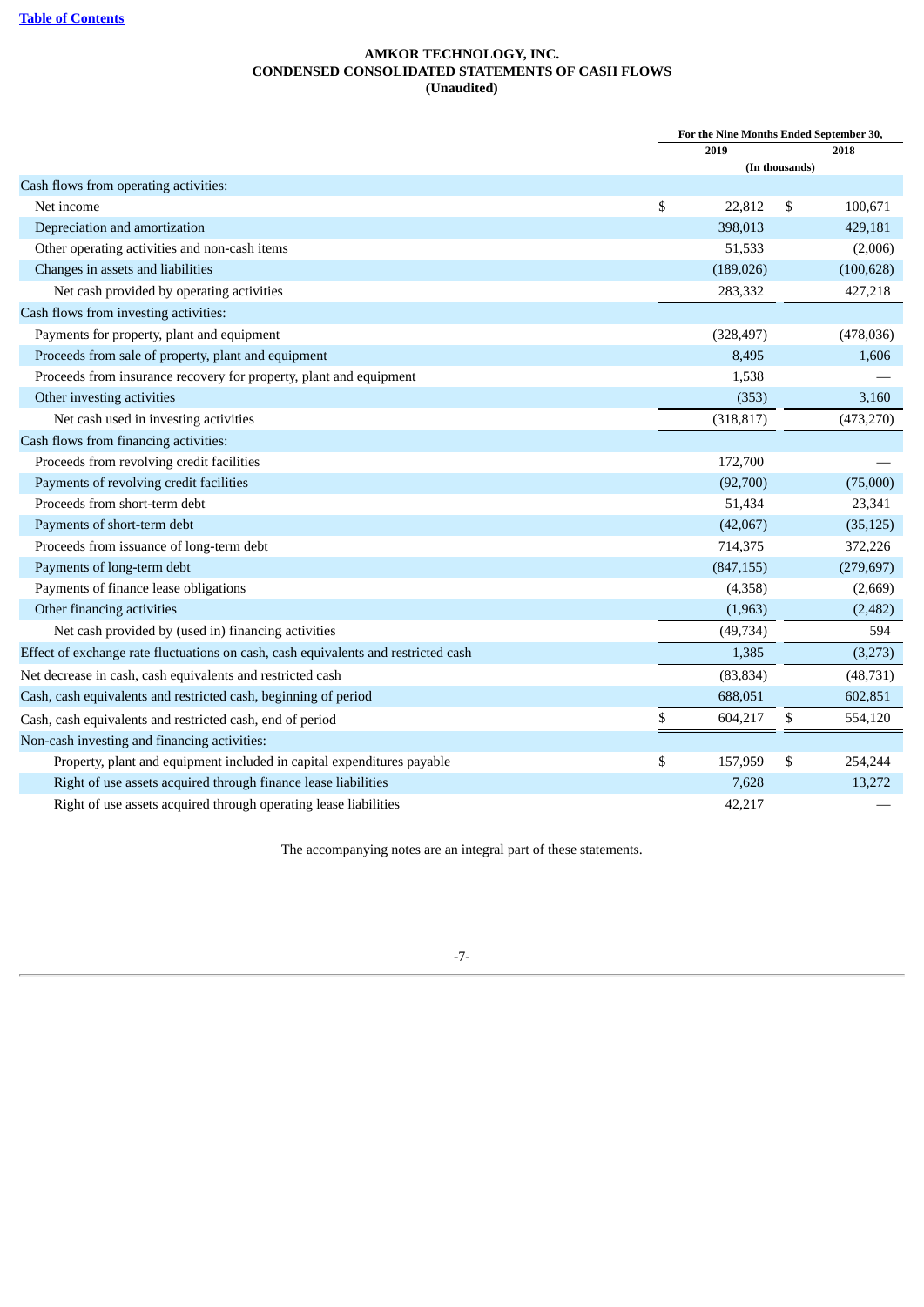**AMKOR TECHNOLOGY, INC.**
**CONDENSED CONSOLIDATED STATEMENTS OF CASH FLOWS**
**(Unaudited)**

| | For the Nine Months Ended September 30, | |
|---|---|---|
| | 2019 | 2018 |
| | (In thousands) | |
| Cash flows from operating activities: | | |
| Net income | $ 22,812 | $ 100,671 |
| Depreciation and amortization | 398,013 | 429,181 |
| Other operating activities and non-cash items | 51,533 | (2,006) |
| Changes in assets and liabilities | (189,026) | (100,628) |
| Net cash provided by operating activities | 283,332 | 427,218 |
| Cash flows from investing activities: | | |
| Payments for property, plant and equipment | (328,497) | (478,036) |
| Proceeds from sale of property, plant and equipment | 8,495 | 1,606 |
| Proceeds from insurance recovery for property, plant and equipment | 1,538 | — |
| Other investing activities | (353) | 3,160 |
| Net cash used in investing activities | (318,817) | (473,270) |
| Cash flows from financing activities: | | |
| Proceeds from revolving credit facilities | 172,700 | — |
| Payments of revolving credit facilities | (92,700) | (75,000) |
| Proceeds from short-term debt | 51,434 | 23,341 |
| Payments of short-term debt | (42,067) | (35,125) |
| Proceeds from issuance of long-term debt | 714,375 | 372,226 |
| Payments of long-term debt | (847,155) | (279,697) |
| Payments of finance lease obligations | (4,358) | (2,669) |
| Other financing activities | (1,963) | (2,482) |
| Net cash provided by (used in) financing activities | (49,734) | 594 |
| Effect of exchange rate fluctuations on cash, cash equivalents and restricted cash | 1,385 | (3,273) |
| Net decrease in cash, cash equivalents and restricted cash | (83,834) | (48,731) |
| Cash, cash equivalents and restricted cash, beginning of period | 688,051 | 602,851 |
| Cash, cash equivalents and restricted cash, end of period | $ 604,217 | $ 554,120 |
| Non-cash investing and financing activities: | | |
| Property, plant and equipment included in capital expenditures payable | $ 157,959 | $ 254,244 |
| Right of use assets acquired through finance lease liabilities | 7,628 | 13,272 |
| Right of use assets acquired through operating lease liabilities | 42,217 | — |

The accompanying notes are an integral part of these statements.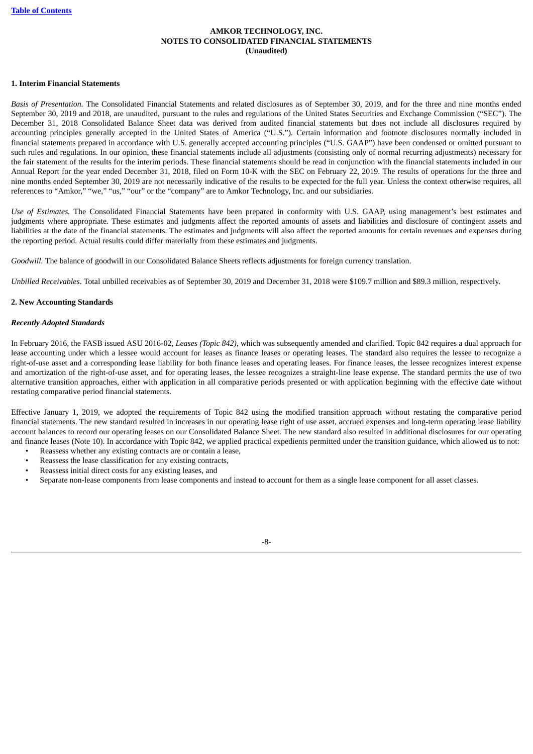**AMKOR TECHNOLOGY, INC.**
**NOTES TO CONSOLIDATED FINANCIAL STATEMENTS**
**(Unaudited)**

## 1. Interim Financial Statements

*Basis of Presentation.* The Consolidated Financial Statements and related disclosures as of September 30, 2019, and for the three and nine months ended September 30, 2019 and 2018, are unaudited, pursuant to the rules and regulations of the United States Securities and Exchange Commission ("SEC"). The December 31, 2018 Consolidated Balance Sheet data was derived from audited financial statements but does not include all disclosures required by accounting principles generally accepted in the United States of America ("U.S."). Certain information and footnote disclosures normally included in financial statements prepared in accordance with U.S. generally accepted accounting principles ("U.S. GAAP") have been condensed or omitted pursuant to such rules and regulations. In our opinion, these financial statements include all adjustments (consisting only of normal recurring adjustments) necessary for the fair statement of the results for the interim periods. These financial statements should be read in conjunction with the financial statements included in our Annual Report for the year ended December 31, 2018, filed on Form 10-K with the SEC on February 22, 2019. The results of operations for the three and nine months ended September 30, 2019 are not necessarily indicative of the results to be expected for the full year. Unless the context otherwise requires, all references to "Amkor," "we," "us," "our" or the "company" are to Amkor Technology, Inc. and our subsidiaries.

*Use of Estimates.* The Consolidated Financial Statements have been prepared in conformity with U.S. GAAP, using management's best estimates and judgments where appropriate. These estimates and judgments affect the reported amounts of assets and liabilities and disclosure of contingent assets and liabilities at the date of the financial statements. The estimates and judgments will also affect the reported amounts for certain revenues and expenses during the reporting period. Actual results could differ materially from these estimates and judgments.

*Goodwill.* The balance of goodwill in our Consolidated Balance Sheets reflects adjustments for foreign currency translation.

*Unbilled Receivables*. Total unbilled receivables as of September 30, 2019 and December 31, 2018 were $109.7 million and $89.3 million, respectively.

## 2. New Accounting Standards

### *Recently Adopted Standards*

In February 2016, the FASB issued ASU 2016-02, *Leases (Topic 842)*, which was subsequently amended and clarified. Topic 842 requires a dual approach for lease accounting under which a lessee would account for leases as finance leases or operating leases. The standard also requires the lessee to recognize a right-of-use asset and a corresponding lease liability for both finance leases and operating leases. For finance leases, the lessee recognizes interest expense and amortization of the right-of-use asset, and for operating leases, the lessee recognizes a straight-line lease expense. The standard permits the use of two alternative transition approaches, either with application in all comparative periods presented or with application beginning with the effective date without restating comparative period financial statements.

Effective January 1, 2019, we adopted the requirements of Topic 842 using the modified transition approach without restating the comparative period financial statements. The new standard resulted in increases in our operating lease right of use asset, accrued expenses and long-term operating lease liability account balances to record our operating leases on our Consolidated Balance Sheet. The new standard also resulted in additional disclosures for our operating and finance leases (Note 10). In accordance with Topic 842, we applied practical expedients permitted under the transition guidance, which allowed us to not:

- Reassess whether any existing contracts are or contain a lease,
- Reassess the lease classification for any existing contracts,
- Reassess initial direct costs for any existing leases, and
- Separate non-lease components from lease components and instead to account for them as a single lease component for all asset classes.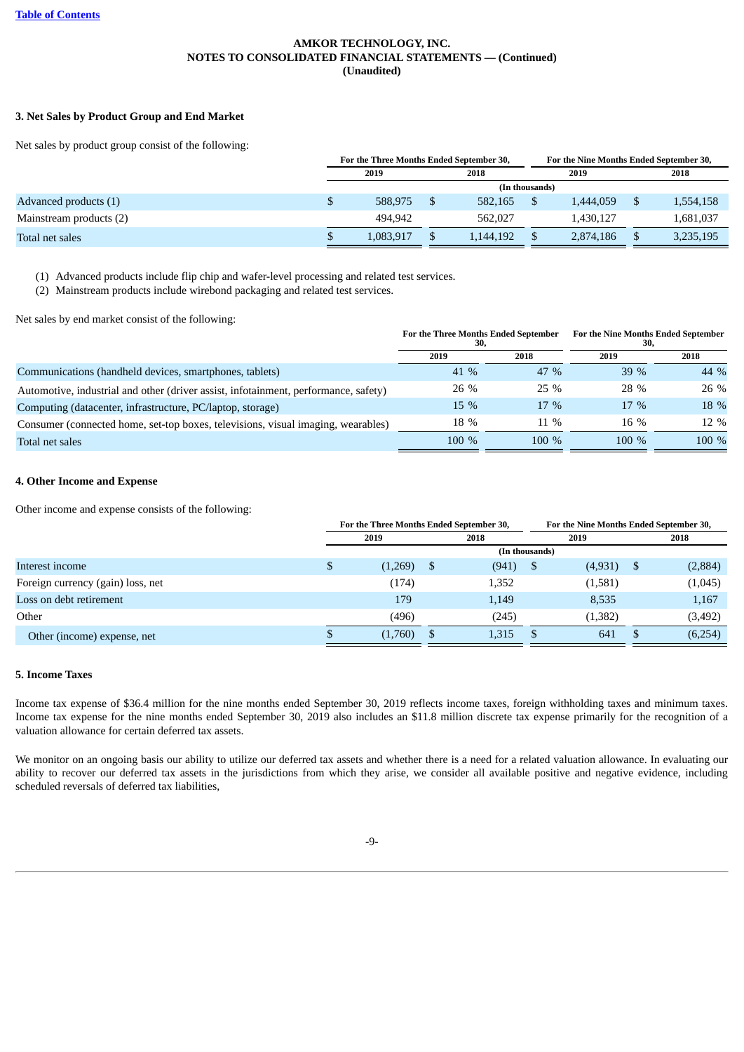**AMKOR TECHNOLOGY, INC.**
**NOTES TO CONSOLIDATED FINANCIAL STATEMENTS — (Continued)**
**(Unaudited)**

### 3. Net Sales by Product Group and End Market

Net sales by product group consist of the following:

| | For the Three Months Ended September 30, | | For the Nine Months Ended September 30, | |
|---|---|---|---|---|
| | 2019 | 2018 | 2019 | 2018 |
| | (In thousands) | | | |
| Advanced products (1) | $ 588,975 | $ 582,165 | $ 1,444,059 | $ 1,554,158 |
| Mainstream products (2) | 494,942 | 562,027 | 1,430,127 | 1,681,037 |
| Total net sales | $ 1,083,917 | $ 1,144,192 | $ 2,874,186 | $ 3,235,195 |

(1) Advanced products include flip chip and wafer-level processing and related test services.
(2) Mainstream products include wirebond packaging and related test services.

Net sales by end market consist of the following:

| | For the Three Months Ended September 30, | | For the Nine Months Ended September 30, | |
|---|---|---|---|---|
| | 2019 | 2018 | 2019 | 2018 |
| Communications (handheld devices, smartphones, tablets) | 41 % | 47 % | 39 % | 44 % |
| Automotive, industrial and other (driver assist, infotainment, performance, safety) | 26 % | 25 % | 28 % | 26 % |
| Computing (datacenter, infrastructure, PC/laptop, storage) | 15 % | 17 % | 17 % | 18 % |
| Consumer (connected home, set-top boxes, televisions, visual imaging, wearables) | 18 % | 11 % | 16 % | 12 % |
| Total net sales | 100 % | 100 % | 100 % | 100 % |

### 4. Other Income and Expense

Other income and expense consists of the following:

| | For the Three Months Ended September 30, | | For the Nine Months Ended September 30, | |
|---|---|---|---|---|
| | 2019 | 2018 | 2019 | 2018 |
| | (In thousands) | | | |
| Interest income | $ (1,269) | $ (941) | $ (4,931) | $ (2,884) |
| Foreign currency (gain) loss, net | (174) | 1,352 | (1,581) | (1,045) |
| Loss on debt retirement | 179 | 1,149 | 8,535 | 1,167 |
| Other | (496) | (245) | (1,382) | (3,492) |
| Other (income) expense, net | $ (1,760) | $ 1,315 | $ 641 | $ (6,254) |

### 5. Income Taxes

Income tax expense of $36.4 million for the nine months ended September 30, 2019 reflects income taxes, foreign withholding taxes and minimum taxes. Income tax expense for the nine months ended September 30, 2019 also includes an $11.8 million discrete tax expense primarily for the recognition of a valuation allowance for certain deferred tax assets.

We monitor on an ongoing basis our ability to utilize our deferred tax assets and whether there is a need for a related valuation allowance. In evaluating our ability to recover our deferred tax assets in the jurisdictions from which they arise, we consider all available positive and negative evidence, including scheduled reversals of deferred tax liabilities,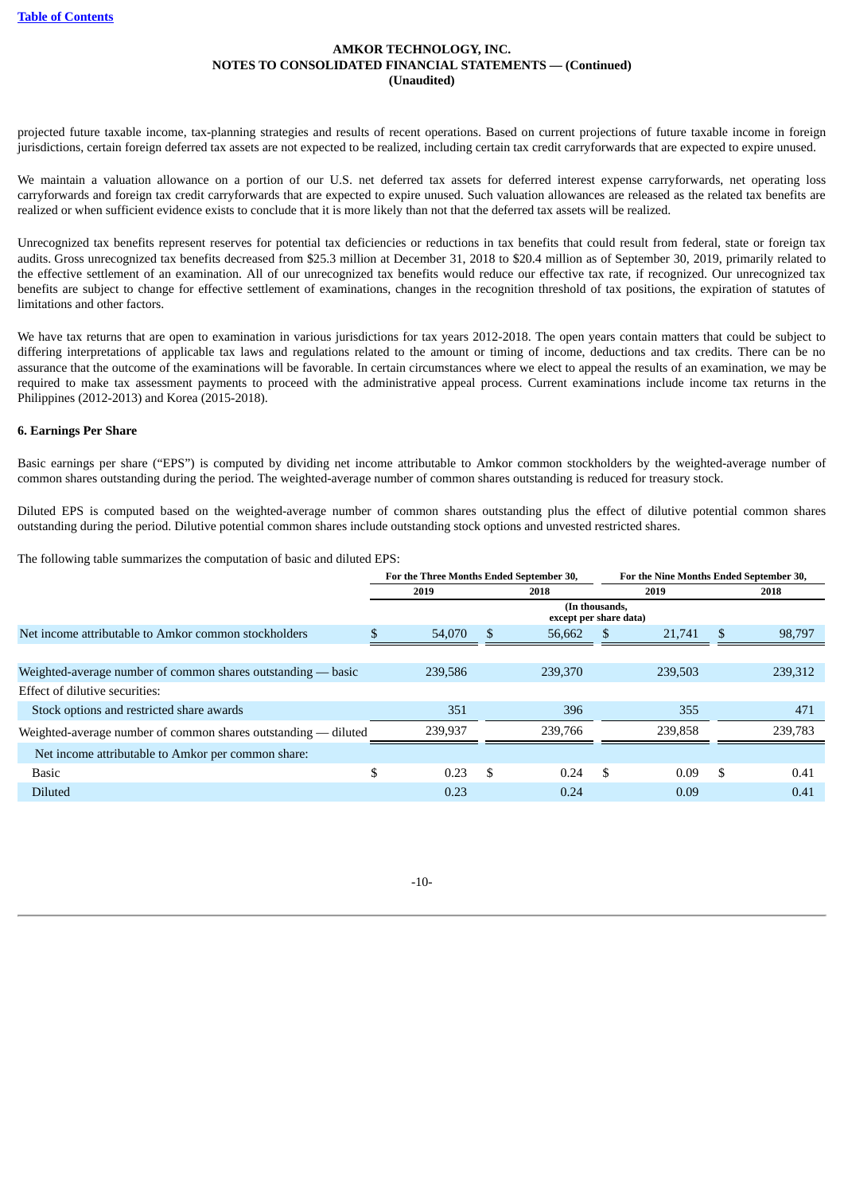projected future taxable income, tax-planning strategies and results of recent operations. Based on current projections of future taxable income in foreign jurisdictions, certain foreign deferred tax assets are not expected to be realized, including certain tax credit carryforwards that are expected to expire unused.

We maintain a valuation allowance on a portion of our U.S. net deferred tax assets for deferred interest expense carryforwards, net operating loss carryforwards and foreign tax credit carryforwards that are expected to expire unused. Such valuation allowances are released as the related tax benefits are realized or when sufficient evidence exists to conclude that it is more likely than not that the deferred tax assets will be realized.

Unrecognized tax benefits represent reserves for potential tax deficiencies or reductions in tax benefits that could result from federal, state or foreign tax audits. Gross unrecognized tax benefits decreased from $25.3 million at December 31, 2018 to $20.4 million as of September 30, 2019, primarily related to the effective settlement of an examination. All of our unrecognized tax benefits would reduce our effective tax rate, if recognized. Our unrecognized tax benefits are subject to change for effective settlement of examinations, changes in the recognition threshold of tax positions, the expiration of statutes of limitations and other factors.

We have tax returns that are open to examination in various jurisdictions for tax years 2012-2018. The open years contain matters that could be subject to differing interpretations of applicable tax laws and regulations related to the amount or timing of income, deductions and tax credits. There can be no assurance that the outcome of the examinations will be favorable. In certain circumstances where we elect to appeal the results of an examination, we may be required to make tax assessment payments to proceed with the administrative appeal process. Current examinations include income tax returns in the Philippines (2012-2013) and Korea (2015-2018).

### 6. Earnings Per Share

Basic earnings per share ("EPS") is computed by dividing net income attributable to Amkor common stockholders by the weighted-average number of common shares outstanding during the period. The weighted-average number of common shares outstanding is reduced for treasury stock.

Diluted EPS is computed based on the weighted-average number of common shares outstanding plus the effect of dilutive potential common shares outstanding during the period. Dilutive potential common shares include outstanding stock options and unvested restricted shares.

The following table summarizes the computation of basic and diluted EPS:

| | For the Three Months Ended September 30, | | For the Nine Months Ended September 30, | |
|---|---|---|---|---|
| | 2019 | 2018 | 2019 | 2018 |
| | (In thousands, except per share data) | | | |
| Net income attributable to Amkor common stockholders | $ 54,070 | $ 56,662 | $ 21,741 | $ 98,797 |
| Weighted-average number of common shares outstanding — basic | 239,586 | 239,370 | 239,503 | 239,312 |
| Effect of dilutive securities: | | | | |
| Stock options and restricted share awards | 351 | 396 | 355 | 471 |
| Weighted-average number of common shares outstanding — diluted | 239,937 | 239,766 | 239,858 | 239,783 |
| Net income attributable to Amkor per common share: | | | | |
| Basic | $ 0.23 | $ 0.24 | $ 0.09 | $ 0.41 |
| Diluted | 0.23 | 0.24 | 0.09 | 0.41 |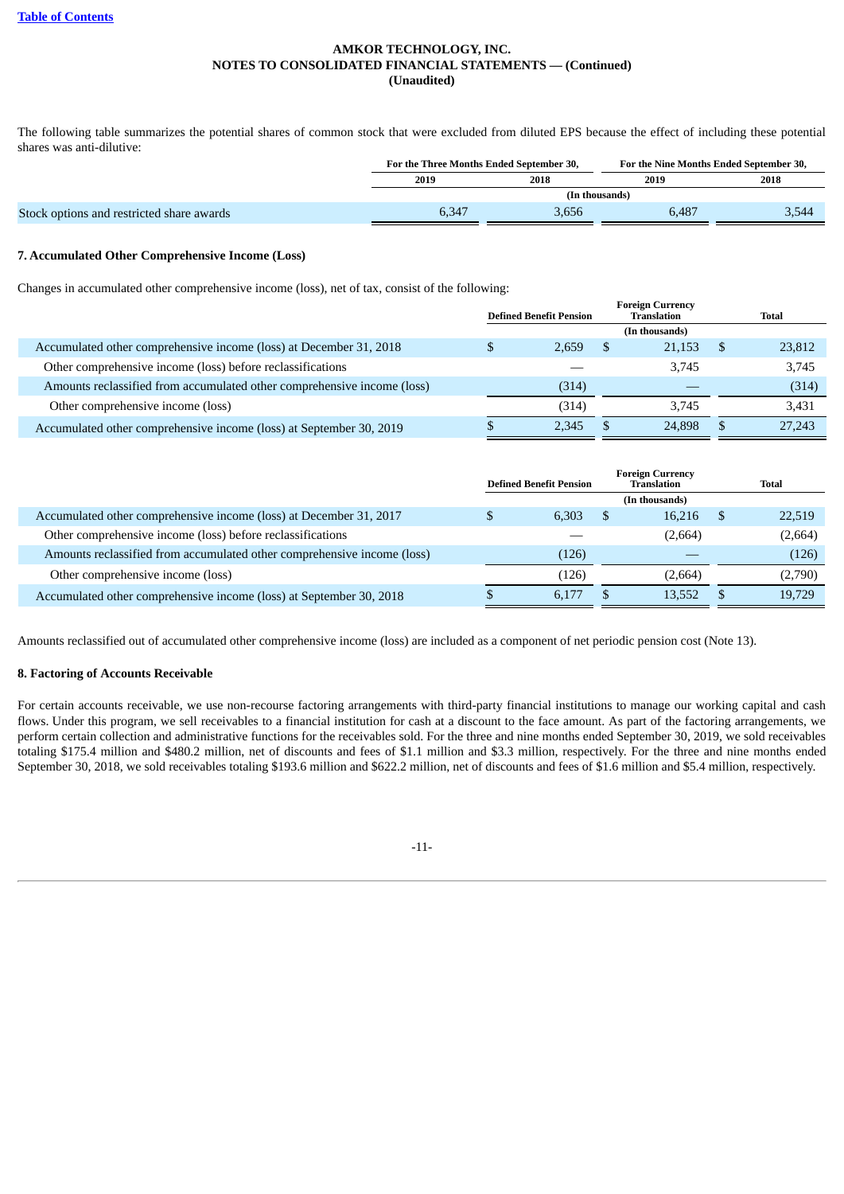AMKOR TECHNOLOGY, INC.
NOTES TO CONSOLIDATED FINANCIAL STATEMENTS — (Continued)
(Unaudited)

The following table summarizes the potential shares of common stock that were excluded from diluted EPS because the effect of including these potential shares was anti-dilutive:

| | For the Three Months Ended September 30, | | For the Nine Months Ended September 30, | |
|---|---|---|---|---|
| | 2019 | 2018 | 2019 | 2018 |
| | (In thousands) | | | |
| Stock options and restricted share awards | 6,347 | 3,656 | 6,487 | 3,544 |

### 7. Accumulated Other Comprehensive Income (Loss)

Changes in accumulated other comprehensive income (loss), net of tax, consist of the following:

| | Defined Benefit Pension | Foreign Currency Translation | Total |
|---|---|---|---|
| | | (In thousands) | |
| Accumulated other comprehensive income (loss) at December 31, 2018 | $ 2,659 | $ 21,153 | $ 23,812 |
| Other comprehensive income (loss) before reclassifications | — | 3,745 | 3,745 |
| Amounts reclassified from accumulated other comprehensive income (loss) | (314) | — | (314) |
| Other comprehensive income (loss) | (314) | 3,745 | 3,431 |
| Accumulated other comprehensive income (loss) at September 30, 2019 | $ 2,345 | $ 24,898 | $ 27,243 |

| | Defined Benefit Pension | Foreign Currency Translation | Total |
|---|---|---|---|
| | | (In thousands) | |
| Accumulated other comprehensive income (loss) at December 31, 2017 | $ 6,303 | $ 16,216 | $ 22,519 |
| Other comprehensive income (loss) before reclassifications | — | (2,664) | (2,664) |
| Amounts reclassified from accumulated other comprehensive income (loss) | (126) | — | (126) |
| Other comprehensive income (loss) | (126) | (2,664) | (2,790) |
| Accumulated other comprehensive income (loss) at September 30, 2018 | $ 6,177 | $ 13,552 | $ 19,729 |

Amounts reclassified out of accumulated other comprehensive income (loss) are included as a component of net periodic pension cost (Note 13).

### 8. Factoring of Accounts Receivable

For certain accounts receivable, we use non-recourse factoring arrangements with third-party financial institutions to manage our working capital and cash flows. Under this program, we sell receivables to a financial institution for cash at a discount to the face amount. As part of the factoring arrangements, we perform certain collection and administrative functions for the receivables sold. For the three and nine months ended September 30, 2019, we sold receivables totaling $175.4 million and $480.2 million, net of discounts and fees of $1.1 million and $3.3 million, respectively. For the three and nine months ended September 30, 2018, we sold receivables totaling $193.6 million and $622.2 million, net of discounts and fees of $1.6 million and $5.4 million, respectively.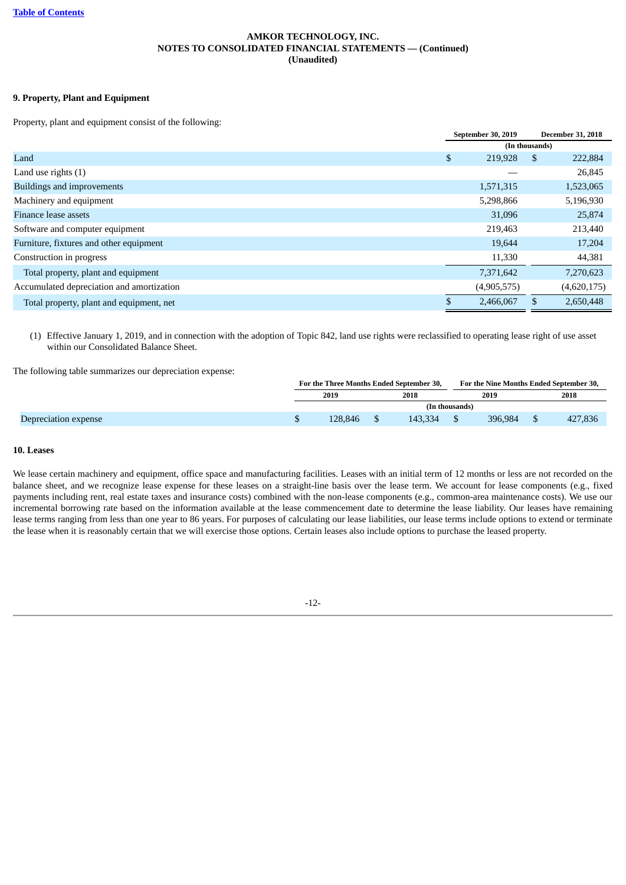**AMKOR TECHNOLOGY, INC.**
**NOTES TO CONSOLIDATED FINANCIAL STATEMENTS — (Continued)**
**(Unaudited)**

**9. Property, Plant and Equipment**

Property, plant and equipment consist of the following:

| | September 30, 2019 | December 31, 2018 |
|---|---|---|
| | (In thousands) | |
| Land | $ 219,928 | $ 222,884 |
| Land use rights (1) | — | 26,845 |
| Buildings and improvements | 1,571,315 | 1,523,065 |
| Machinery and equipment | 5,298,866 | 5,196,930 |
| Finance lease assets | 31,096 | 25,874 |
| Software and computer equipment | 219,463 | 213,440 |
| Furniture, fixtures and other equipment | 19,644 | 17,204 |
| Construction in progress | 11,330 | 44,381 |
| Total property, plant and equipment | 7,371,642 | 7,270,623 |
| Accumulated depreciation and amortization | (4,905,575) | (4,620,175) |
| Total property, plant and equipment, net | $ 2,466,067 | $ 2,650,448 |

(1) Effective January 1, 2019, and in connection with the adoption of Topic 842, land use rights were reclassified to operating lease right of use asset within our Consolidated Balance Sheet.

The following table summarizes our depreciation expense:

| | For the Three Months Ended September 30, | | For the Nine Months Ended September 30, | |
|---|---|---|---|---|
| | 2019 | 2018 | 2019 | 2018 |
| | (In thousands) | | | |
| Depreciation expense | $ 128,846 | $ 143,334 | $ 396,984 | $ 427,836 |

**10. Leases**

We lease certain machinery and equipment, office space and manufacturing facilities. Leases with an initial term of 12 months or less are not recorded on the balance sheet, and we recognize lease expense for these leases on a straight-line basis over the lease term. We account for lease components (e.g., fixed payments including rent, real estate taxes and insurance costs) combined with the non-lease components (e.g., common-area maintenance costs). We use our incremental borrowing rate based on the information available at the lease commencement date to determine the lease liability. Our leases have remaining lease terms ranging from less than one year to 86 years. For purposes of calculating our lease liabilities, our lease terms include options to extend or terminate the lease when it is reasonably certain that we will exercise those options. Certain leases also include options to purchase the leased property.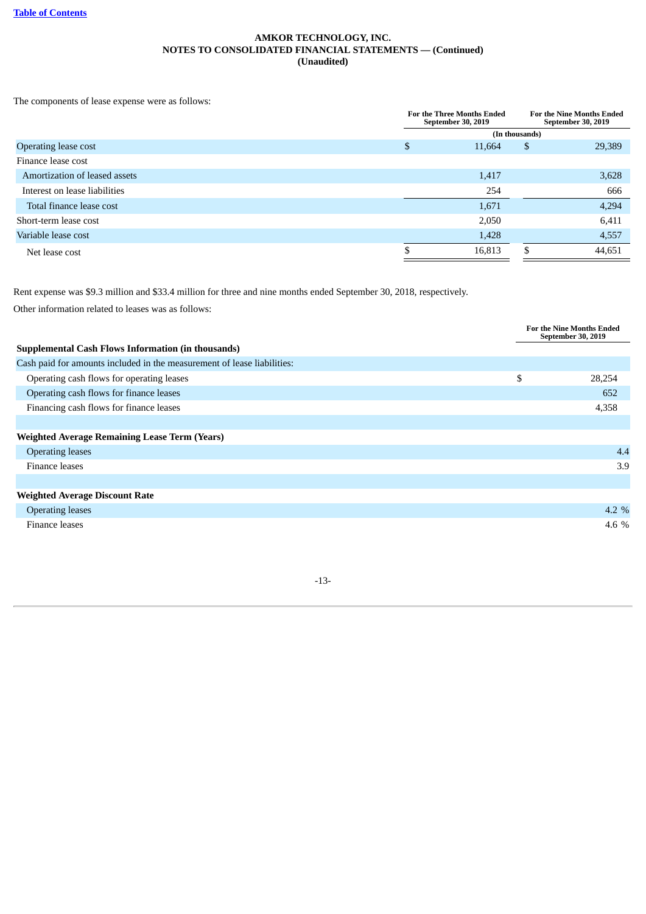**AMKOR TECHNOLOGY, INC.**
**NOTES TO CONSOLIDATED FINANCIAL STATEMENTS — (Continued)**
**(Unaudited)**

The components of lease expense were as follows:

| | For the Three Months Ended September 30, 2019 | For the Nine Months Ended September 30, 2019 |
|---|---|---|
| | (In thousands) | |
| Operating lease cost | $ 11,664 | $ 29,389 |
| Finance lease cost | | |
| Amortization of leased assets | 1,417 | 3,628 |
| Interest on lease liabilities | 254 | 666 |
| Total finance lease cost | 1,671 | 4,294 |
| Short-term lease cost | 2,050 | 6,411 |
| Variable lease cost | 1,428 | 4,557 |
| Net lease cost | $ 16,813 | $ 44,651 |

Rent expense was $9.3 million and $33.4 million for three and nine months ended September 30, 2018, respectively.

Other information related to leases was as follows:

| | For the Nine Months Ended September 30, 2019 |
|---|---|
| **Supplemental Cash Flows Information (in thousands)** | |
| Cash paid for amounts included in the measurement of lease liabilities: | |
| Operating cash flows for operating leases | $ 28,254 |
| Operating cash flows for finance leases | 652 |
| Financing cash flows for finance leases | 4,358 |
| | |
| **Weighted Average Remaining Lease Term (Years)** | |
| Operating leases | 4.4 |
| Finance leases | 3.9 |
| | |
| **Weighted Average Discount Rate** | |
| Operating leases | 4.2 % |
| Finance leases | 4.6 % |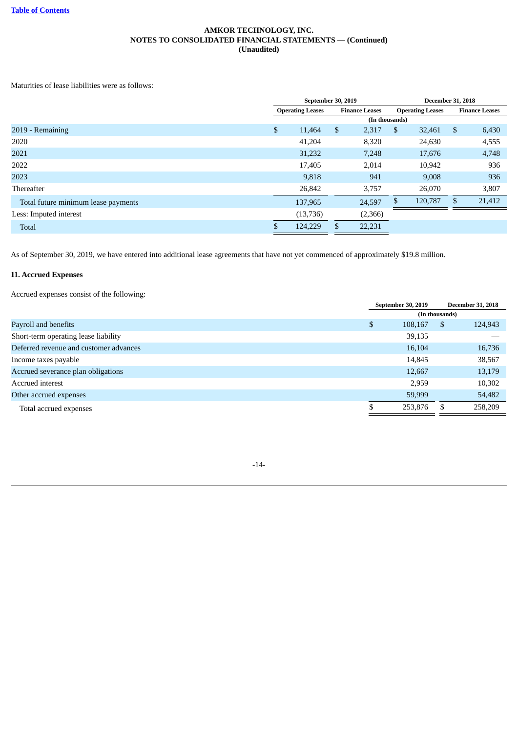**AMKOR TECHNOLOGY, INC.**
**NOTES TO CONSOLIDATED FINANCIAL STATEMENTS — (Continued)**
**(Unaudited)**

Maturities of lease liabilities were as follows:

| | September 30, 2019 | | December 31, 2018 | |
|---|---|---|---|---|
| | Operating Leases | Finance Leases | Operating Leases | Finance Leases |
| | (In thousands) | | | |
| 2019 - Remaining | $ 11,464 | $ 2,317 | $ 32,461 | $ 6,430 |
| 2020 | 41,204 | 8,320 | 24,630 | 4,555 |
| 2021 | 31,232 | 7,248 | 17,676 | 4,748 |
| 2022 | 17,405 | 2,014 | 10,942 | 936 |
| 2023 | 9,818 | 941 | 9,008 | 936 |
| Thereafter | 26,842 | 3,757 | 26,070 | 3,807 |
| Total future minimum lease payments | 137,965 | 24,597 | $ 120,787 | $ 21,412 |
| Less: Imputed interest | (13,736) | (2,366) | | |
| Total | $ 124,229 | $ 22,231 | | |

As of September 30, 2019, we have entered into additional lease agreements that have not yet commenced of approximately $19.8 million.

## 11. Accrued Expenses

Accrued expenses consist of the following:

| | September 30, 2019 | December 31, 2018 |
|---|---|---|
| | (In thousands) | |
| Payroll and benefits | $ 108,167 | $ 124,943 |
| Short-term operating lease liability | 39,135 | — |
| Deferred revenue and customer advances | 16,104 | 16,736 |
| Income taxes payable | 14,845 | 38,567 |
| Accrued severance plan obligations | 12,667 | 13,179 |
| Accrued interest | 2,959 | 10,302 |
| Other accrued expenses | 59,999 | 54,482 |
| Total accrued expenses | $ 253,876 | $ 258,209 |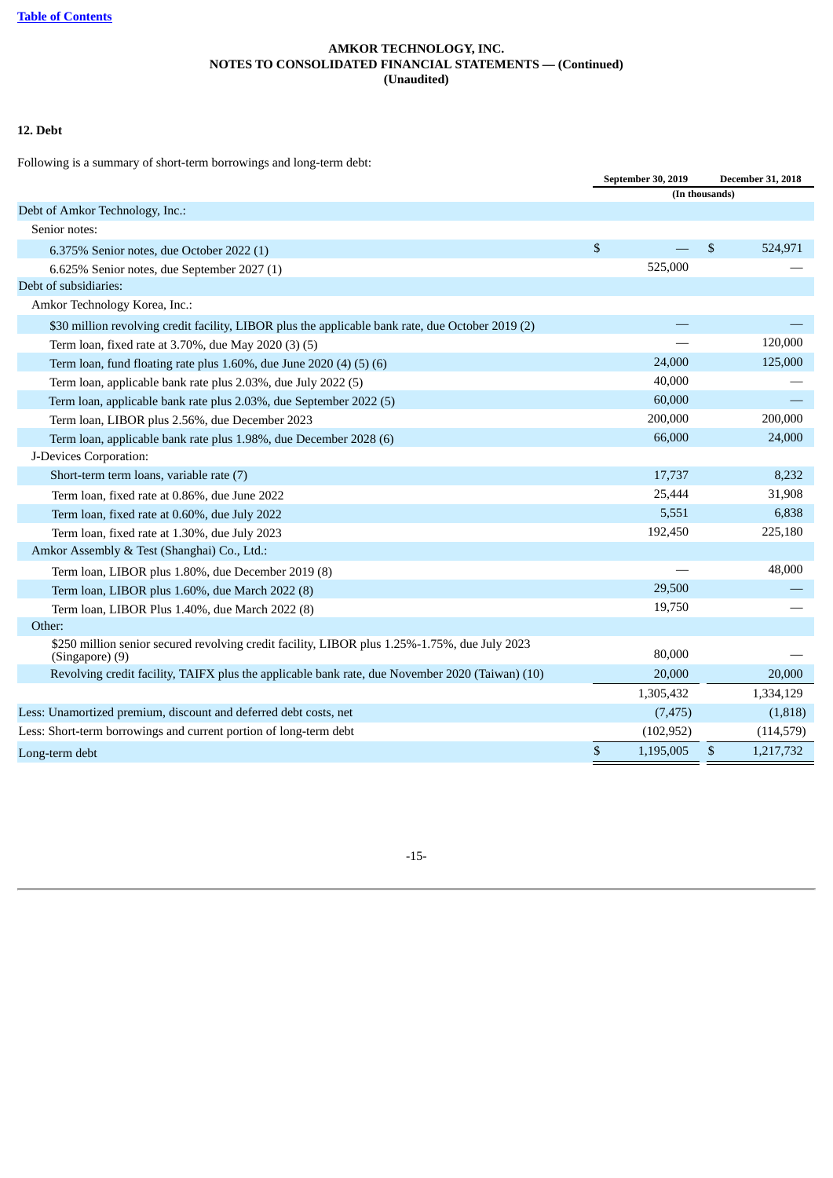# AMKOR TECHNOLOGY, INC.
## NOTES TO CONSOLIDATED FINANCIAL STATEMENTS — (Continued)
**(Unaudited)**

### 12. Debt

Following is a summary of short-term borrowings and long-term debt:

| | September 30, 2019 | December 31, 2018 |
|---|---|---|
| | (In thousands) | |
| Debt of Amkor Technology, Inc.: | | |
| Senior notes: | | |
| 6.375% Senior notes, due October 2022 (1) | $ — | $ 524,971 |
| 6.625% Senior notes, due September 2027 (1) | 525,000 | — |
| Debt of subsidiaries: | | |
| Amkor Technology Korea, Inc.: | | |
| $30 million revolving credit facility, LIBOR plus the applicable bank rate, due October 2019 (2) | — | — |
| Term loan, fixed rate at 3.70%, due May 2020 (3) (5) | — | 120,000 |
| Term loan, fund floating rate plus 1.60%, due June 2020 (4) (5) (6) | 24,000 | 125,000 |
| Term loan, applicable bank rate plus 2.03%, due July 2022 (5) | 40,000 | — |
| Term loan, applicable bank rate plus 2.03%, due September 2022 (5) | 60,000 | — |
| Term loan, LIBOR plus 2.56%, due December 2023 | 200,000 | 200,000 |
| Term loan, applicable bank rate plus 1.98%, due December 2028 (6) | 66,000 | 24,000 |
| J-Devices Corporation: | | |
| Short-term term loans, variable rate (7) | 17,737 | 8,232 |
| Term loan, fixed rate at 0.86%, due June 2022 | 25,444 | 31,908 |
| Term loan, fixed rate at 0.60%, due July 2022 | 5,551 | 6,838 |
| Term loan, fixed rate at 1.30%, due July 2023 | 192,450 | 225,180 |
| Amkor Assembly & Test (Shanghai) Co., Ltd.: | | |
| Term loan, LIBOR plus 1.80%, due December 2019 (8) | — | 48,000 |
| Term loan, LIBOR plus 1.60%, due March 2022 (8) | 29,500 | — |
| Term loan, LIBOR Plus 1.40%, due March 2022 (8) | 19,750 | — |
| Other: | | |
| $250 million senior secured revolving credit facility, LIBOR plus 1.25%-1.75%, due July 2023 (Singapore) (9) | 80,000 | — |
| Revolving credit facility, TAIFX plus the applicable bank rate, due November 2020 (Taiwan) (10) | 20,000 | 20,000 |
| | 1,305,432 | 1,334,129 |
| Less: Unamortized premium, discount and deferred debt costs, net | (7,475) | (1,818) |
| Less: Short-term borrowings and current portion of long-term debt | (102,952) | (114,579) |
| Long-term debt | $ 1,195,005 | $ 1,217,732 |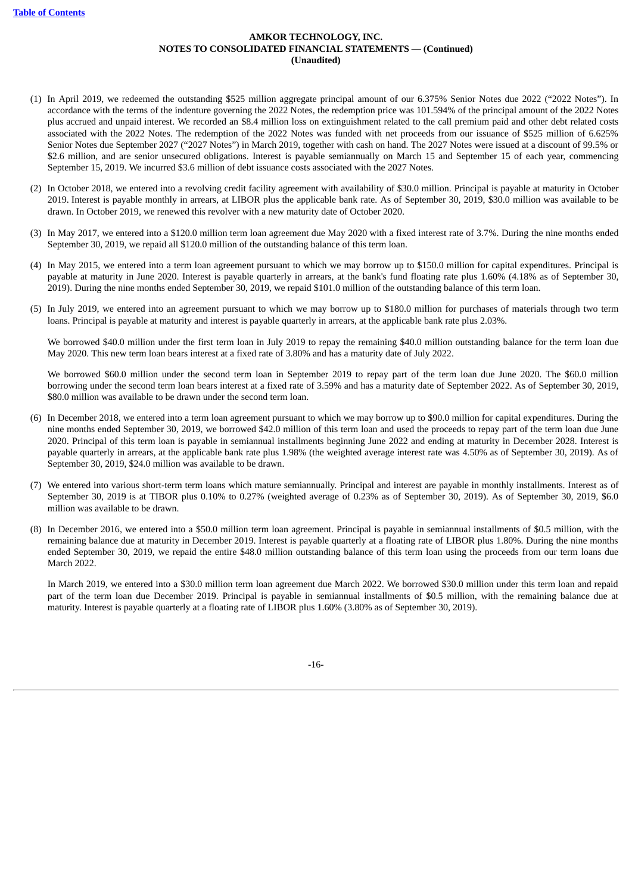**AMKOR TECHNOLOGY, INC.**
**NOTES TO CONSOLIDATED FINANCIAL STATEMENTS — (Continued)**
**(Unaudited)**

(1) In April 2019, we redeemed the outstanding $525 million aggregate principal amount of our 6.375% Senior Notes due 2022 (“2022 Notes”). In accordance with the terms of the indenture governing the 2022 Notes, the redemption price was 101.594% of the principal amount of the 2022 Notes plus accrued and unpaid interest. We recorded an $8.4 million loss on extinguishment related to the call premium paid and other debt related costs associated with the 2022 Notes. The redemption of the 2022 Notes was funded with net proceeds from our issuance of $525 million of 6.625% Senior Notes due September 2027 (“2027 Notes”) in March 2019, together with cash on hand. The 2027 Notes were issued at a discount of 99.5% or $2.6 million, and are senior unsecured obligations. Interest is payable semiannually on March 15 and September 15 of each year, commencing September 15, 2019. We incurred $3.6 million of debt issuance costs associated with the 2027 Notes.

(2) In October 2018, we entered into a revolving credit facility agreement with availability of $30.0 million. Principal is payable at maturity in October 2019. Interest is payable monthly in arrears, at LIBOR plus the applicable bank rate. As of September 30, 2019, $30.0 million was available to be drawn. In October 2019, we renewed this revolver with a new maturity date of October 2020.

(3) In May 2017, we entered into a $120.0 million term loan agreement due May 2020 with a fixed interest rate of 3.7%. During the nine months ended September 30, 2019, we repaid all $120.0 million of the outstanding balance of this term loan.

(4) In May 2015, we entered into a term loan agreement pursuant to which we may borrow up to $150.0 million for capital expenditures. Principal is payable at maturity in June 2020. Interest is payable quarterly in arrears, at the bank's fund floating rate plus 1.60% (4.18% as of September 30, 2019). During the nine months ended September 30, 2019, we repaid $101.0 million of the outstanding balance of this term loan.

(5) In July 2019, we entered into an agreement pursuant to which we may borrow up to $180.0 million for purchases of materials through two term loans. Principal is payable at maturity and interest is payable quarterly in arrears, at the applicable bank rate plus 2.03%.

   We borrowed $40.0 million under the first term loan in July 2019 to repay the remaining $40.0 million outstanding balance for the term loan due May 2020. This new term loan bears interest at a fixed rate of 3.80% and has a maturity date of July 2022.

   We borrowed $60.0 million under the second term loan in September 2019 to repay part of the term loan due June 2020. The $60.0 million borrowing under the second term loan bears interest at a fixed rate of 3.59% and has a maturity date of September 2022. As of September 30, 2019, $80.0 million was available to be drawn under the second term loan.

(6) In December 2018, we entered into a term loan agreement pursuant to which we may borrow up to $90.0 million for capital expenditures. During the nine months ended September 30, 2019, we borrowed $42.0 million of this term loan and used the proceeds to repay part of the term loan due June 2020. Principal of this term loan is payable in semiannual installments beginning June 2022 and ending at maturity in December 2028. Interest is payable quarterly in arrears, at the applicable bank rate plus 1.98% (the weighted average interest rate was 4.50% as of September 30, 2019). As of September 30, 2019, $24.0 million was available to be drawn.

(7) We entered into various short-term term loans which mature semiannually. Principal and interest are payable in monthly installments. Interest as of September 30, 2019 is at TIBOR plus 0.10% to 0.27% (weighted average of 0.23% as of September 30, 2019). As of September 30, 2019, $6.0 million was available to be drawn.

(8) In December 2016, we entered into a $50.0 million term loan agreement. Principal is payable in semiannual installments of $0.5 million, with the remaining balance due at maturity in December 2019. Interest is payable quarterly at a floating rate of LIBOR plus 1.80%. During the nine months ended September 30, 2019, we repaid the entire $48.0 million outstanding balance of this term loan using the proceeds from our term loans due March 2022.

   In March 2019, we entered into a $30.0 million term loan agreement due March 2022. We borrowed $30.0 million under this term loan and repaid part of the term loan due December 2019. Principal is payable in semiannual installments of $0.5 million, with the remaining balance due at maturity. Interest is payable quarterly at a floating rate of LIBOR plus 1.60% (3.80% as of September 30, 2019).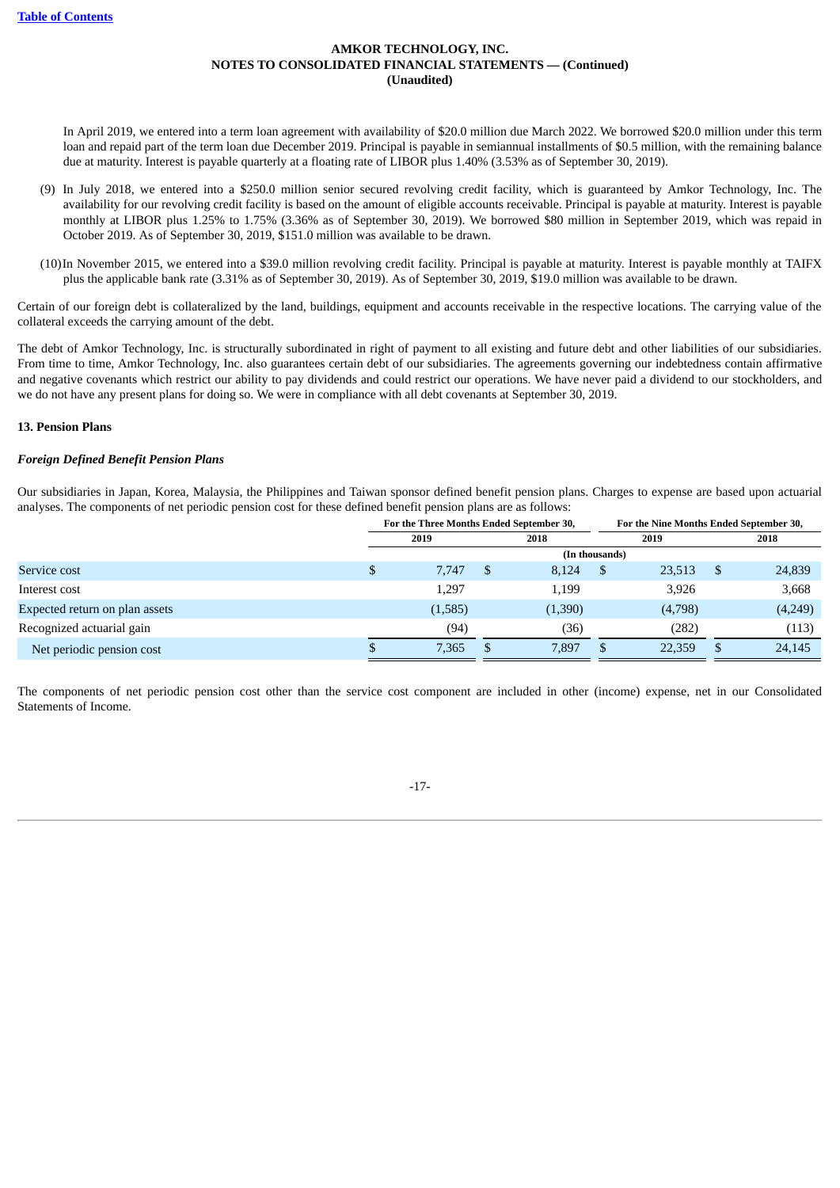In April 2019, we entered into a term loan agreement with availability of $20.0 million due March 2022. We borrowed $20.0 million under this term loan and repaid part of the term loan due December 2019. Principal is payable in semiannual installments of $0.5 million, with the remaining balance due at maturity. Interest is payable quarterly at a floating rate of LIBOR plus 1.40% (3.53% as of September 30, 2019).

(9) In July 2018, we entered into a $250.0 million senior secured revolving credit facility, which is guaranteed by Amkor Technology, Inc. The availability for our revolving credit facility is based on the amount of eligible accounts receivable. Principal is payable at maturity. Interest is payable monthly at LIBOR plus 1.25% to 1.75% (3.36% as of September 30, 2019). We borrowed $80 million in September 2019, which was repaid in October 2019. As of September 30, 2019, $151.0 million was available to be drawn.

(10) In November 2015, we entered into a $39.0 million revolving credit facility. Principal is payable at maturity. Interest is payable monthly at TAIFX plus the applicable bank rate (3.31% as of September 30, 2019). As of September 30, 2019, $19.0 million was available to be drawn.

Certain of our foreign debt is collateralized by the land, buildings, equipment and accounts receivable in the respective locations. The carrying value of the collateral exceeds the carrying amount of the debt.

The debt of Amkor Technology, Inc. is structurally subordinated in right of payment to all existing and future debt and other liabilities of our subsidiaries. From time to time, Amkor Technology, Inc. also guarantees certain debt of our subsidiaries. The agreements governing our indebtedness contain affirmative and negative covenants which restrict our ability to pay dividends and could restrict our operations. We have never paid a dividend to our stockholders, and we do not have any present plans for doing so. We were in compliance with all debt covenants at September 30, 2019.

## 13. Pension Plans

### *Foreign Defined Benefit Pension Plans*

Our subsidiaries in Japan, Korea, Malaysia, the Philippines and Taiwan sponsor defined benefit pension plans. Charges to expense are based upon actuarial analyses. The components of net periodic pension cost for these defined benefit pension plans are as follows:

| | For the Three Months Ended September 30, | | For the Nine Months Ended September 30, | |
|---|---|---|---|---|
| | 2019 | 2018 | 2019 | 2018 |
| | (In thousands) | | | |
| Service cost | $ 7,747 | $ 8,124 | $ 23,513 | $ 24,839 |
| Interest cost | 1,297 | 1,199 | 3,926 | 3,668 |
| Expected return on plan assets | (1,585) | (1,390) | (4,798) | (4,249) |
| Recognized actuarial gain | (94) | (36) | (282) | (113) |
| Net periodic pension cost | $ 7,365 | $ 7,897 | $ 22,359 | $ 24,145 |

The components of net periodic pension cost other than the service cost component are included in other (income) expense, net in our Consolidated Statements of Income.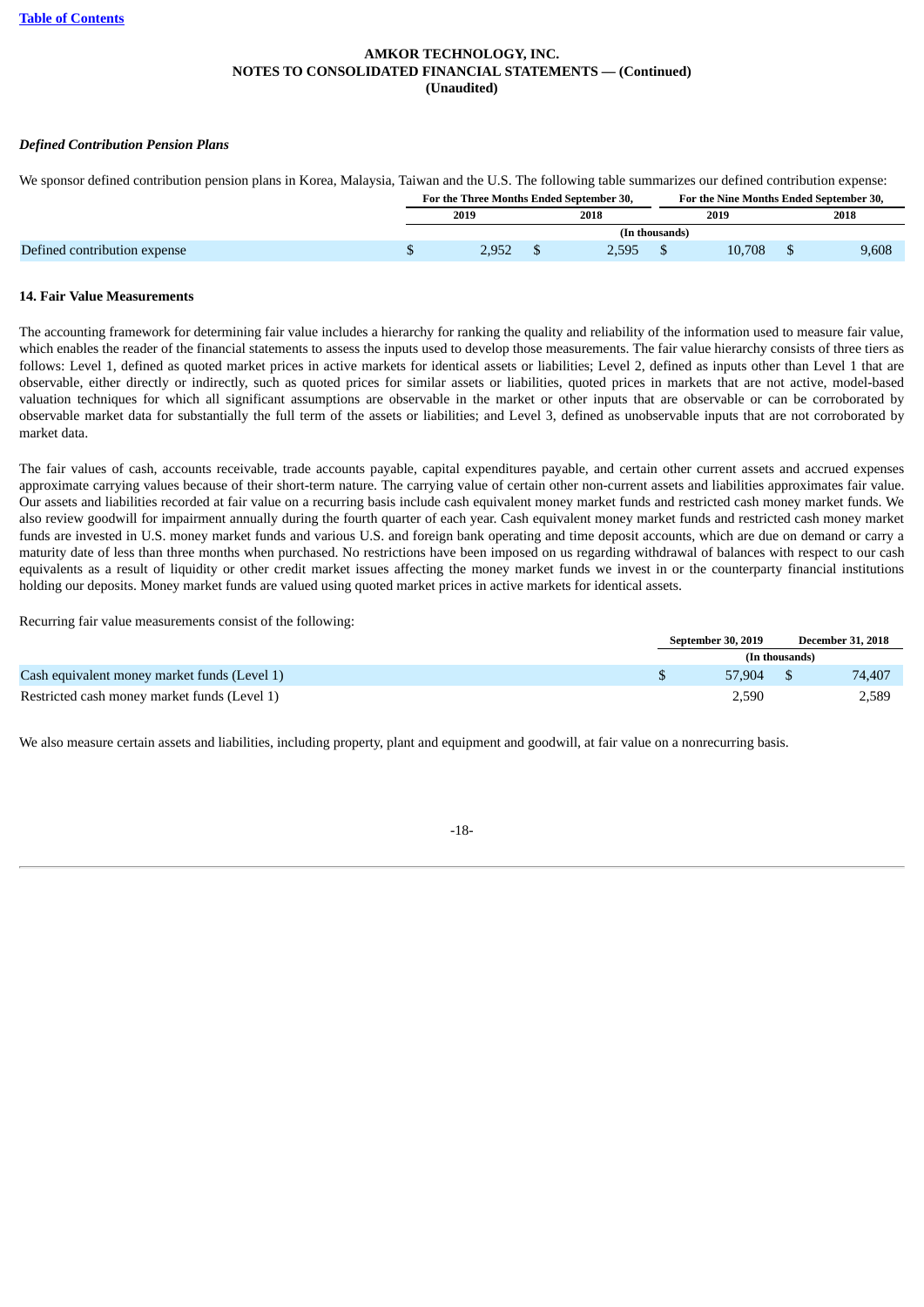### *Defined Contribution Pension Plans*

We sponsor defined contribution pension plans in Korea, Malaysia, Taiwan and the U.S. The following table summarizes our defined contribution expense:

| | For the Three Months Ended September 30, | | For the Nine Months Ended September 30, | |
|---|---|---|---|---|
| | 2019 | 2018 | 2019 | 2018 |
| | (In thousands) | | | |
| Defined contribution expense | $ 2,952 | $ 2,595 | $ 10,708 | $ 9,608 |

**14. Fair Value Measurements**

The accounting framework for determining fair value includes a hierarchy for ranking the quality and reliability of the information used to measure fair value, which enables the reader of the financial statements to assess the inputs used to develop those measurements. The fair value hierarchy consists of three tiers as follows: Level 1, defined as quoted market prices in active markets for identical assets or liabilities; Level 2, defined as inputs other than Level 1 that are observable, either directly or indirectly, such as quoted prices for similar assets or liabilities, quoted prices in markets that are not active, model-based valuation techniques for which all significant assumptions are observable in the market or other inputs that are observable or can be corroborated by observable market data for substantially the full term of the assets or liabilities; and Level 3, defined as unobservable inputs that are not corroborated by market data.

The fair values of cash, accounts receivable, trade accounts payable, capital expenditures payable, and certain other current assets and accrued expenses approximate carrying values because of their short-term nature. The carrying value of certain other non-current assets and liabilities approximates fair value. Our assets and liabilities recorded at fair value on a recurring basis include cash equivalent money market funds and restricted cash money market funds. We also review goodwill for impairment annually during the fourth quarter of each year. Cash equivalent money market funds and restricted cash money market funds are invested in U.S. money market funds and various U.S. and foreign bank operating and time deposit accounts, which are due on demand or carry a maturity date of less than three months when purchased. No restrictions have been imposed on us regarding withdrawal of balances with respect to our cash equivalents as a result of liquidity or other credit market issues affecting the money market funds we invest in or the counterparty financial institutions holding our deposits. Money market funds are valued using quoted market prices in active markets for identical assets.

Recurring fair value measurements consist of the following:

| | September 30, 2019 | December 31, 2018 |
|---|---|---|
| | (In thousands) | |
| Cash equivalent money market funds (Level 1) | $ 57,904 | $ 74,407 |
| Restricted cash money market funds (Level 1) | 2,590 | 2,589 |

We also measure certain assets and liabilities, including property, plant and equipment and goodwill, at fair value on a nonrecurring basis.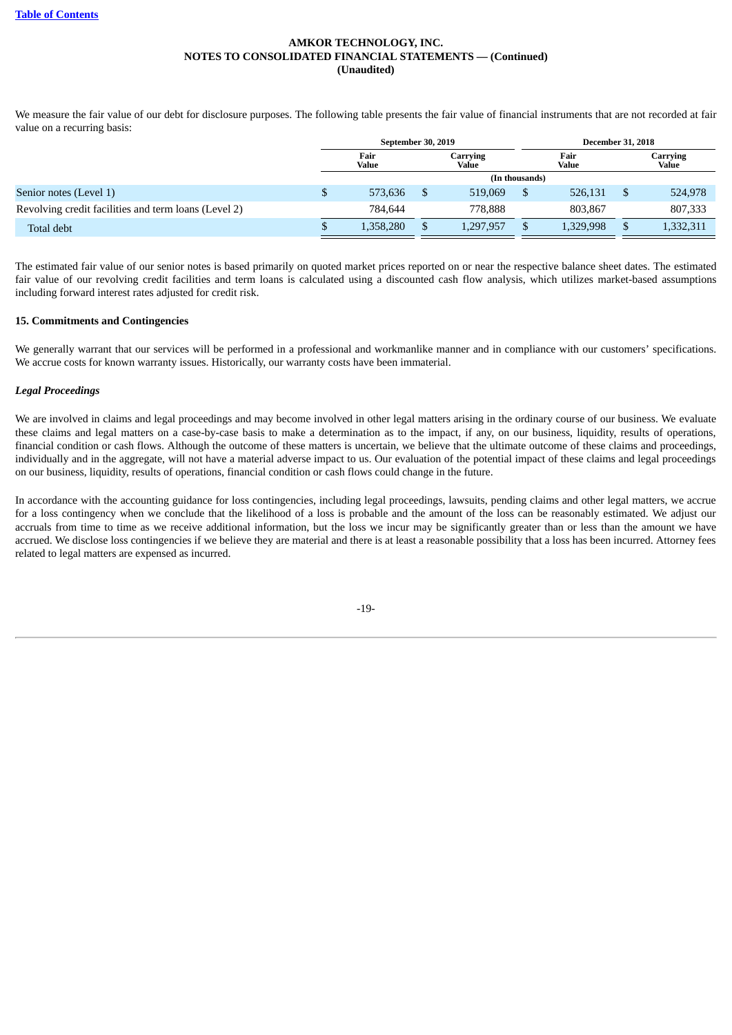We measure the fair value of our debt for disclosure purposes. The following table presents the fair value of financial instruments that are not recorded at fair value on a recurring basis:

| | September 30, 2019 | | December 31, 2018 | |
|---|---|---|---|---|
| | Fair Value | Carrying Value | Fair Value | Carrying Value |
| | (In thousands) | | | |
| Senior notes (Level 1) | $ 573,636 | $ 519,069 | $ 526,131 | $ 524,978 |
| Revolving credit facilities and term loans (Level 2) | 784,644 | 778,888 | 803,867 | 807,333 |
| Total debt | $ 1,358,280 | $ 1,297,957 | $ 1,329,998 | $ 1,332,311 |

The estimated fair value of our senior notes is based primarily on quoted market prices reported on or near the respective balance sheet dates. The estimated fair value of our revolving credit facilities and term loans is calculated using a discounted cash flow analysis, which utilizes market-based assumptions including forward interest rates adjusted for credit risk.

## 15. Commitments and Contingencies

We generally warrant that our services will be performed in a professional and workmanlike manner and in compliance with our customers' specifications. We accrue costs for known warranty issues. Historically, our warranty costs have been immaterial.

### *Legal Proceedings*

We are involved in claims and legal proceedings and may become involved in other legal matters arising in the ordinary course of our business. We evaluate these claims and legal matters on a case-by-case basis to make a determination as to the impact, if any, on our business, liquidity, results of operations, financial condition or cash flows. Although the outcome of these matters is uncertain, we believe that the ultimate outcome of these claims and proceedings, individually and in the aggregate, will not have a material adverse impact to us. Our evaluation of the potential impact of these claims and legal proceedings on our business, liquidity, results of operations, financial condition or cash flows could change in the future.

In accordance with the accounting guidance for loss contingencies, including legal proceedings, lawsuits, pending claims and other legal matters, we accrue for a loss contingency when we conclude that the likelihood of a loss is probable and the amount of the loss can be reasonably estimated. We adjust our accruals from time to time as we receive additional information, but the loss we incur may be significantly greater than or less than the amount we have accrued. We disclose loss contingencies if we believe they are material and there is at least a reasonable possibility that a loss has been incurred. Attorney fees related to legal matters are expensed as incurred.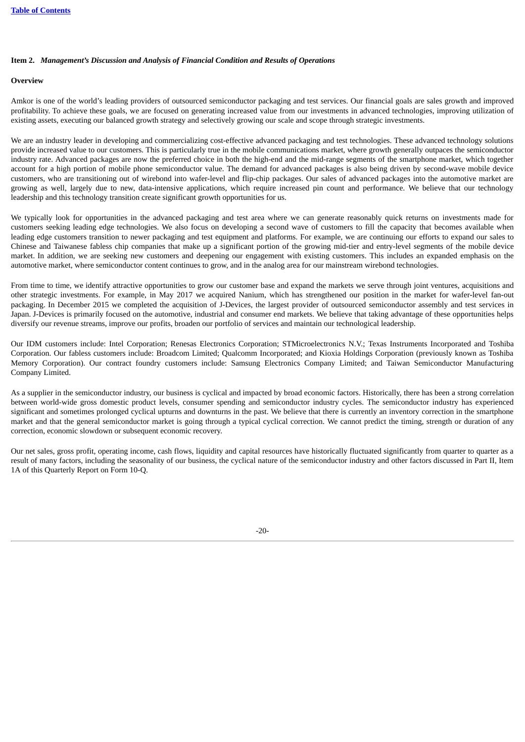**Item 2.** ***Management's Discussion and Analysis of Financial Condition and Results of Operations***

**Overview**

Amkor is one of the world's leading providers of outsourced semiconductor packaging and test services. Our financial goals are sales growth and improved profitability. To achieve these goals, we are focused on generating increased value from our investments in advanced technologies, improving utilization of existing assets, executing our balanced growth strategy and selectively growing our scale and scope through strategic investments.

We are an industry leader in developing and commercializing cost-effective advanced packaging and test technologies. These advanced technology solutions provide increased value to our customers. This is particularly true in the mobile communications market, where growth generally outpaces the semiconductor industry rate. Advanced packages are now the preferred choice in both the high-end and the mid-range segments of the smartphone market, which together account for a high portion of mobile phone semiconductor value. The demand for advanced packages is also being driven by second-wave mobile device customers, who are transitioning out of wirebond into wafer-level and flip-chip packages. Our sales of advanced packages into the automotive market are growing as well, largely due to new, data-intensive applications, which require increased pin count and performance. We believe that our technology leadership and this technology transition create significant growth opportunities for us.

We typically look for opportunities in the advanced packaging and test area where we can generate reasonably quick returns on investments made for customers seeking leading edge technologies. We also focus on developing a second wave of customers to fill the capacity that becomes available when leading edge customers transition to newer packaging and test equipment and platforms. For example, we are continuing our efforts to expand our sales to Chinese and Taiwanese fabless chip companies that make up a significant portion of the growing mid-tier and entry-level segments of the mobile device market. In addition, we are seeking new customers and deepening our engagement with existing customers. This includes an expanded emphasis on the automotive market, where semiconductor content continues to grow, and in the analog area for our mainstream wirebond technologies.

From time to time, we identify attractive opportunities to grow our customer base and expand the markets we serve through joint ventures, acquisitions and other strategic investments. For example, in May 2017 we acquired Nanium, which has strengthened our position in the market for wafer-level fan-out packaging. In December 2015 we completed the acquisition of J-Devices, the largest provider of outsourced semiconductor assembly and test services in Japan. J-Devices is primarily focused on the automotive, industrial and consumer end markets. We believe that taking advantage of these opportunities helps diversify our revenue streams, improve our profits, broaden our portfolio of services and maintain our technological leadership.

Our IDM customers include: Intel Corporation; Renesas Electronics Corporation; STMicroelectronics N.V.; Texas Instruments Incorporated and Toshiba Corporation. Our fabless customers include: Broadcom Limited; Qualcomm Incorporated; and Kioxia Holdings Corporation (previously known as Toshiba Memory Corporation). Our contract foundry customers include: Samsung Electronics Company Limited; and Taiwan Semiconductor Manufacturing Company Limited.

As a supplier in the semiconductor industry, our business is cyclical and impacted by broad economic factors. Historically, there has been a strong correlation between world-wide gross domestic product levels, consumer spending and semiconductor industry cycles. The semiconductor industry has experienced significant and sometimes prolonged cyclical upturns and downturns in the past. We believe that there is currently an inventory correction in the smartphone market and that the general semiconductor market is going through a typical cyclical correction. We cannot predict the timing, strength or duration of any correction, economic slowdown or subsequent economic recovery.

Our net sales, gross profit, operating income, cash flows, liquidity and capital resources have historically fluctuated significantly from quarter to quarter as a result of many factors, including the seasonality of our business, the cyclical nature of the semiconductor industry and other factors discussed in Part II, Item 1A of this Quarterly Report on Form 10-Q.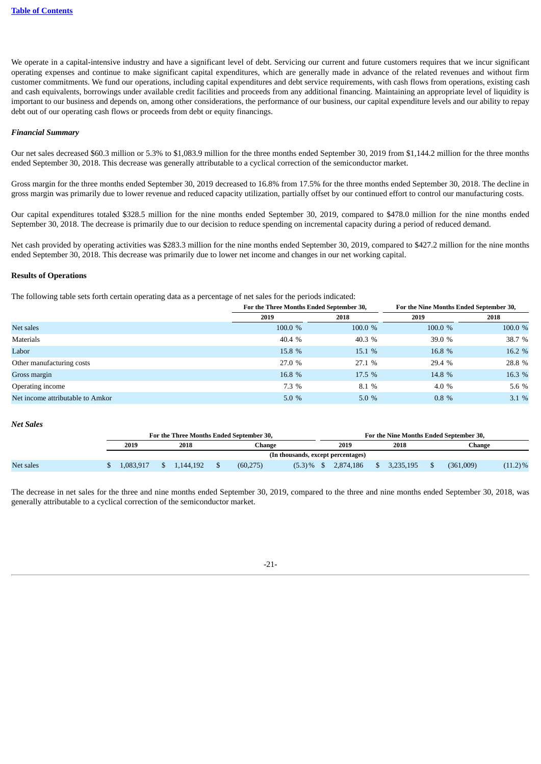We operate in a capital-intensive industry and have a significant level of debt. Servicing our current and future customers requires that we incur significant operating expenses and continue to make significant capital expenditures, which are generally made in advance of the related revenues and without firm customer commitments. We fund our operations, including capital expenditures and debt service requirements, with cash flows from operations, existing cash and cash equivalents, borrowings under available credit facilities and proceeds from any additional financing. Maintaining an appropriate level of liquidity is important to our business and depends on, among other considerations, the performance of our business, our capital expenditure levels and our ability to repay debt out of our operating cash flows or proceeds from debt or equity financings.

***Financial Summary***

Our net sales decreased $60.3 million or 5.3% to $1,083.9 million for the three months ended September 30, 2019 from $1,144.2 million for the three months ended September 30, 2018. This decrease was generally attributable to a cyclical correction of the semiconductor market.

Gross margin for the three months ended September 30, 2019 decreased to 16.8% from 17.5% for the three months ended September 30, 2018. The decline in gross margin was primarily due to lower revenue and reduced capacity utilization, partially offset by our continued effort to control our manufacturing costs.

Our capital expenditures totaled $328.5 million for the nine months ended September 30, 2019, compared to $478.0 million for the nine months ended September 30, 2018. The decrease is primarily due to our decision to reduce spending on incremental capacity during a period of reduced demand.

Net cash provided by operating activities was $283.3 million for the nine months ended September 30, 2019, compared to $427.2 million for the nine months ended September 30, 2018. This decrease was primarily due to lower net income and changes in our net working capital.

**Results of Operations**

The following table sets forth certain operating data as a percentage of net sales for the periods indicated:

| | For the Three Months Ended September 30, | | For the Nine Months Ended September 30, | |
|---|---|---|---|---|
| | 2019 | 2018 | 2019 | 2018 |
| Net sales | 100.0 % | 100.0 % | 100.0 % | 100.0 % |
| Materials | 40.4 % | 40.3 % | 39.0 % | 38.7 % |
| Labor | 15.8 % | 15.1 % | 16.8 % | 16.2 % |
| Other manufacturing costs | 27.0 % | 27.1 % | 29.4 % | 28.8 % |
| Gross margin | 16.8 % | 17.5 % | 14.8 % | 16.3 % |
| Operating income | 7.3 % | 8.1 % | 4.0 % | 5.6 % |
| Net income attributable to Amkor | 5.0 % | 5.0 % | 0.8 % | 3.1 % |

***Net Sales***

| | For the Three Months Ended September 30, | | | | For the Nine Months Ended September 30, | | | |
|---|---|---|---|---|---|---|---|---|
| | 2019 | 2018 | Change | | 2019 | 2018 | Change | |
| | (In thousands, except percentages) | | | | | | | |
| Net sales | $ 1,083,917 | $ 1,144,192 | $ (60,275) | (5.3)% | $ 2,874,186 | $ 3,235,195 | $ (361,009) | (11.2)% |

The decrease in net sales for the three and nine months ended September 30, 2019, compared to the three and nine months ended September 30, 2018, was generally attributable to a cyclical correction of the semiconductor market.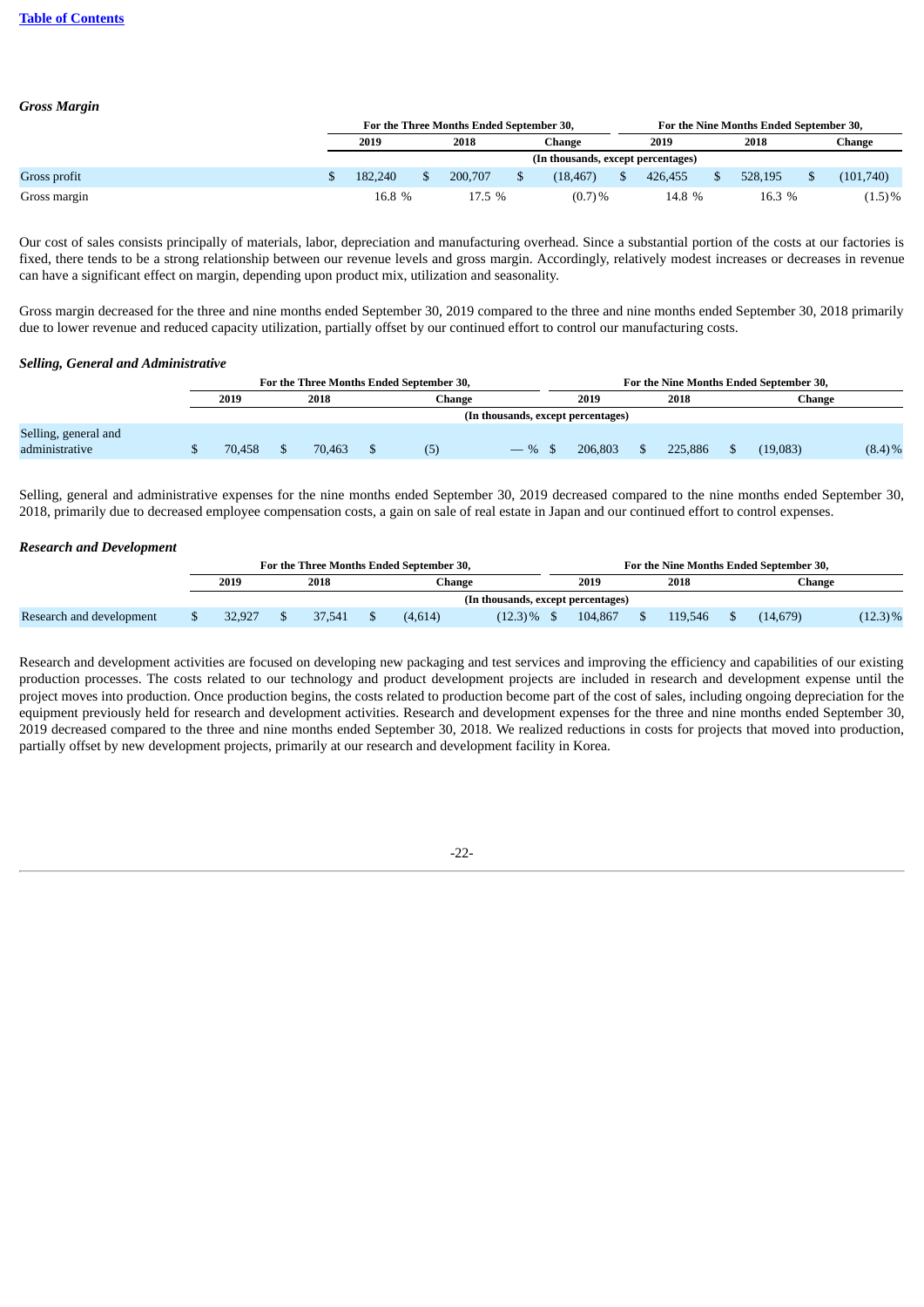*Gross Margin*

| | For the Three Months Ended September 30, | | | For the Nine Months Ended September 30, | | |
|---|---|---|---|---|---|---|
| | 2019 | 2018 | Change | 2019 | 2018 | Change |
| | (In thousands, except percentages) | | | | | |
| Gross profit | $ 182,240 | $ 200,707 | $ (18,467) | $ 426,455 | $ 528,195 | $ (101,740) |
| Gross margin | 16.8 % | 17.5 % | (0.7)% | 14.8 % | 16.3 % | (1.5)% |

Our cost of sales consists principally of materials, labor, depreciation and manufacturing overhead. Since a substantial portion of the costs at our factories is fixed, there tends to be a strong relationship between our revenue levels and gross margin. Accordingly, relatively modest increases or decreases in revenue can have a significant effect on margin, depending upon product mix, utilization and seasonality.

Gross margin decreased for the three and nine months ended September 30, 2019 compared to the three and nine months ended September 30, 2018 primarily due to lower revenue and reduced capacity utilization, partially offset by our continued effort to control our manufacturing costs.

*Selling, General and Administrative*

| | For the Three Months Ended September 30, | | | | For the Nine Months Ended September 30, | | | |
|---|---|---|---|---|---|---|---|---|
| | 2019 | 2018 | Change | | 2019 | 2018 | Change | |
| | (In thousands, except percentages) | | | | | | | |
| Selling, general and administrative | $ 70,458 | $ 70,463 | $ (5) | — % | $ 206,803 | $ 225,886 | $ (19,083) | (8.4)% |

Selling, general and administrative expenses for the nine months ended September 30, 2019 decreased compared to the nine months ended September 30, 2018, primarily due to decreased employee compensation costs, a gain on sale of real estate in Japan and our continued effort to control expenses.

*Research and Development*

| | For the Three Months Ended September 30, | | | | For the Nine Months Ended September 30, | | | |
|---|---|---|---|---|---|---|---|---|
| | 2019 | 2018 | Change | | 2019 | 2018 | Change | |
| | (In thousands, except percentages) | | | | | | | |
| Research and development | $ 32,927 | $ 37,541 | $ (4,614) | (12.3)% | $ 104,867 | $ 119,546 | $ (14,679) | (12.3)% |

Research and development activities are focused on developing new packaging and test services and improving the efficiency and capabilities of our existing production processes. The costs related to our technology and product development projects are included in research and development expense until the project moves into production. Once production begins, the costs related to production become part of the cost of sales, including ongoing depreciation for the equipment previously held for research and development activities. Research and development expenses for the three and nine months ended September 30, 2019 decreased compared to the three and nine months ended September 30, 2018. We realized reductions in costs for projects that moved into production, partially offset by new development projects, primarily at our research and development facility in Korea.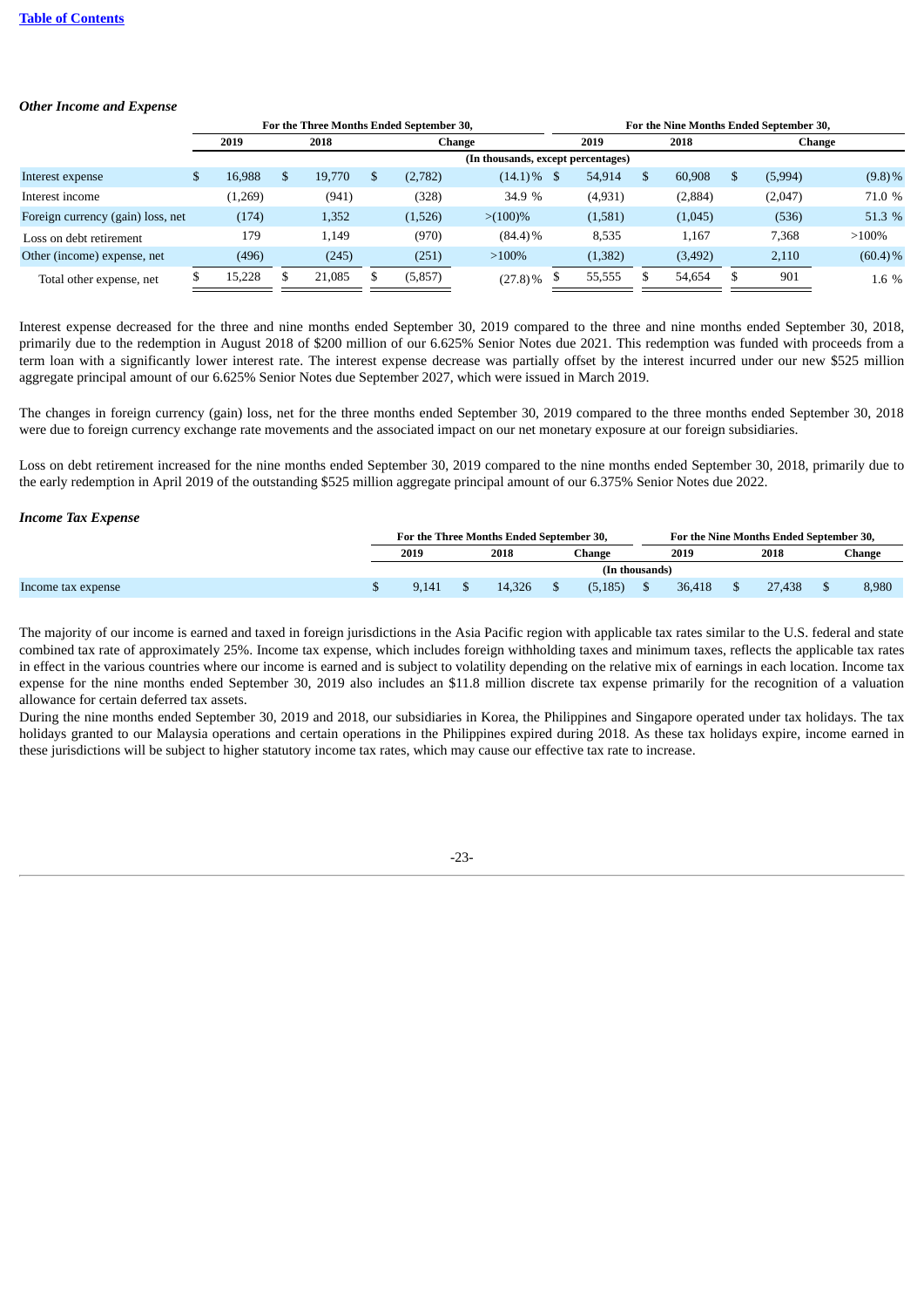### *Other Income and Expense*

| | For the Three Months Ended September 30, | | | | For the Nine Months Ended September 30, | | | |
|---|---|---|---|---|---|---|---|---|
| | 2019 | 2018 | Change | | 2019 | 2018 | Change | |
| | (In thousands, except percentages) | | | | | | | |
| Interest expense | $ 16,988 | $ 19,770 | $ (2,782) | (14.1)% | $ 54,914 | $ 60,908 | $ (5,994) | (9.8)% |
| Interest income | (1,269) | (941) | (328) | 34.9 % | (4,931) | (2,884) | (2,047) | 71.0 % |
| Foreign currency (gain) loss, net | (174) | 1,352 | (1,526) | >(100)% | (1,581) | (1,045) | (536) | 51.3 % |
| Loss on debt retirement | 179 | 1,149 | (970) | (84.4)% | 8,535 | 1,167 | 7,368 | >100% |
| Other (income) expense, net | (496) | (245) | (251) | >100% | (1,382) | (3,492) | 2,110 | (60.4)% |
| Total other expense, net | $ 15,228 | $ 21,085 | $ (5,857) | (27.8)% | $ 55,555 | $ 54,654 | $ 901 | 1.6 % |

Interest expense decreased for the three and nine months ended September 30, 2019 compared to the three and nine months ended September 30, 2018, primarily due to the redemption in August 2018 of $200 million of our 6.625% Senior Notes due 2021. This redemption was funded with proceeds from a term loan with a significantly lower interest rate. The interest expense decrease was partially offset by the interest incurred under our new $525 million aggregate principal amount of our 6.625% Senior Notes due September 2027, which were issued in March 2019.

The changes in foreign currency (gain) loss, net for the three months ended September 30, 2019 compared to the three months ended September 30, 2018 were due to foreign currency exchange rate movements and the associated impact on our net monetary exposure at our foreign subsidiaries.

Loss on debt retirement increased for the nine months ended September 30, 2019 compared to the nine months ended September 30, 2018, primarily due to the early redemption in April 2019 of the outstanding $525 million aggregate principal amount of our 6.375% Senior Notes due 2022.

### *Income Tax Expense*

| | For the Three Months Ended September 30, | | | For the Nine Months Ended September 30, | | |
|---|---|---|---|---|---|---|
| | 2019 | 2018 | Change | 2019 | 2018 | Change |
| | (In thousands) | | | | | |
| Income tax expense | $ 9,141 | $ 14,326 | $ (5,185) | $ 36,418 | $ 27,438 | $ 8,980 |

The majority of our income is earned and taxed in foreign jurisdictions in the Asia Pacific region with applicable tax rates similar to the U.S. federal and state combined tax rate of approximately 25%. Income tax expense, which includes foreign withholding taxes and minimum taxes, reflects the applicable tax rates in effect in the various countries where our income is earned and is subject to volatility depending on the relative mix of earnings in each location. Income tax expense for the nine months ended September 30, 2019 also includes an $11.8 million discrete tax expense primarily for the recognition of a valuation allowance for certain deferred tax assets.

During the nine months ended September 30, 2019 and 2018, our subsidiaries in Korea, the Philippines and Singapore operated under tax holidays. The tax holidays granted to our Malaysia operations and certain operations in the Philippines expired during 2018. As these tax holidays expire, income earned in these jurisdictions will be subject to higher statutory income tax rates, which may cause our effective tax rate to increase.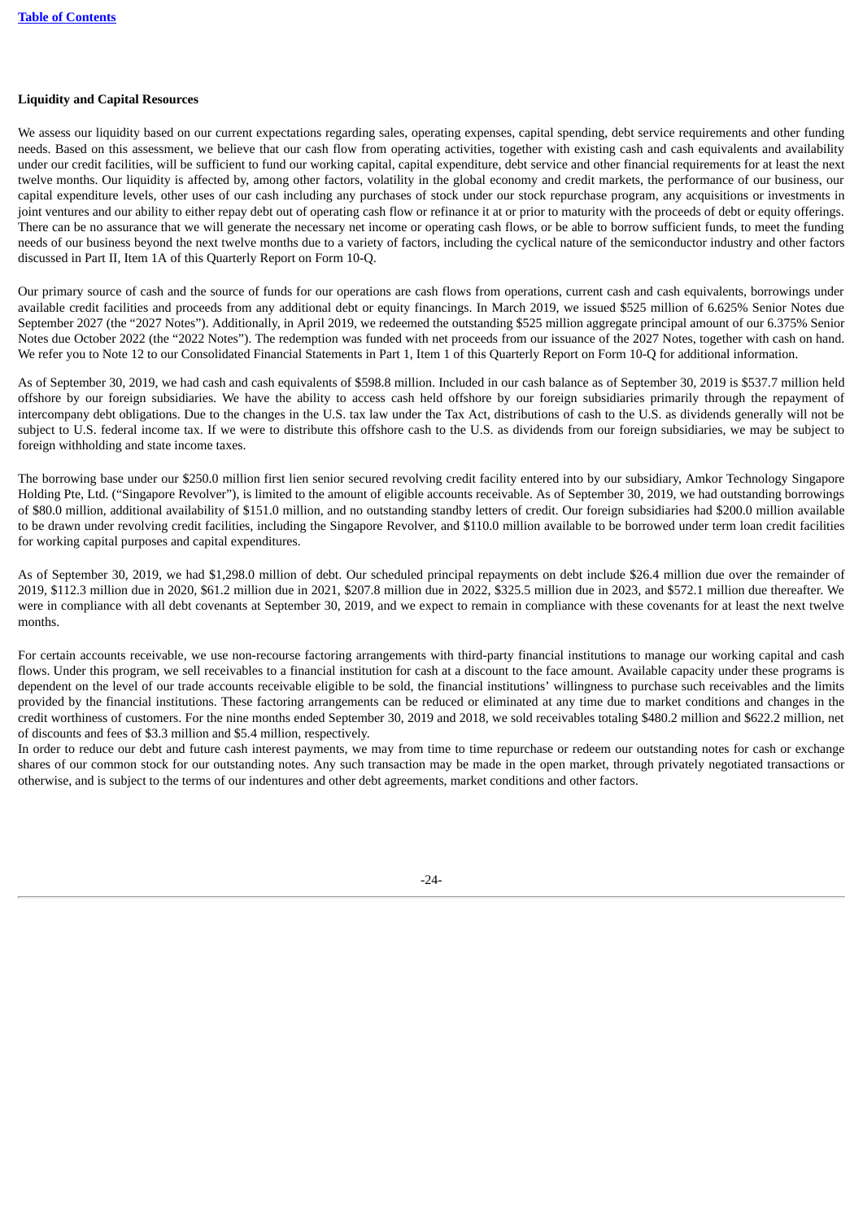**Liquidity and Capital Resources**

We assess our liquidity based on our current expectations regarding sales, operating expenses, capital spending, debt service requirements and other funding needs. Based on this assessment, we believe that our cash flow from operating activities, together with existing cash and cash equivalents and availability under our credit facilities, will be sufficient to fund our working capital, capital expenditure, debt service and other financial requirements for at least the next twelve months. Our liquidity is affected by, among other factors, volatility in the global economy and credit markets, the performance of our business, our capital expenditure levels, other uses of our cash including any purchases of stock under our stock repurchase program, any acquisitions or investments in joint ventures and our ability to either repay debt out of operating cash flow or refinance it at or prior to maturity with the proceeds of debt or equity offerings. There can be no assurance that we will generate the necessary net income or operating cash flows, or be able to borrow sufficient funds, to meet the funding needs of our business beyond the next twelve months due to a variety of factors, including the cyclical nature of the semiconductor industry and other factors discussed in Part II, Item 1A of this Quarterly Report on Form 10-Q.

Our primary source of cash and the source of funds for our operations are cash flows from operations, current cash and cash equivalents, borrowings under available credit facilities and proceeds from any additional debt or equity financings. In March 2019, we issued $525 million of 6.625% Senior Notes due September 2027 (the "2027 Notes"). Additionally, in April 2019, we redeemed the outstanding $525 million aggregate principal amount of our 6.375% Senior Notes due October 2022 (the "2022 Notes"). The redemption was funded with net proceeds from our issuance of the 2027 Notes, together with cash on hand. We refer you to Note 12 to our Consolidated Financial Statements in Part 1, Item 1 of this Quarterly Report on Form 10-Q for additional information.

As of September 30, 2019, we had cash and cash equivalents of $598.8 million. Included in our cash balance as of September 30, 2019 is $537.7 million held offshore by our foreign subsidiaries. We have the ability to access cash held offshore by our foreign subsidiaries primarily through the repayment of intercompany debt obligations. Due to the changes in the U.S. tax law under the Tax Act, distributions of cash to the U.S. as dividends generally will not be subject to U.S. federal income tax. If we were to distribute this offshore cash to the U.S. as dividends from our foreign subsidiaries, we may be subject to foreign withholding and state income taxes.

The borrowing base under our $250.0 million first lien senior secured revolving credit facility entered into by our subsidiary, Amkor Technology Singapore Holding Pte, Ltd. ("Singapore Revolver"), is limited to the amount of eligible accounts receivable. As of September 30, 2019, we had outstanding borrowings of $80.0 million, additional availability of $151.0 million, and no outstanding standby letters of credit. Our foreign subsidiaries had $200.0 million available to be drawn under revolving credit facilities, including the Singapore Revolver, and $110.0 million available to be borrowed under term loan credit facilities for working capital purposes and capital expenditures.

As of September 30, 2019, we had $1,298.0 million of debt. Our scheduled principal repayments on debt include $26.4 million due over the remainder of 2019, $112.3 million due in 2020, $61.2 million due in 2021, $207.8 million due in 2022, $325.5 million due in 2023, and $572.1 million due thereafter. We were in compliance with all debt covenants at September 30, 2019, and we expect to remain in compliance with these covenants for at least the next twelve months.

For certain accounts receivable, we use non-recourse factoring arrangements with third-party financial institutions to manage our working capital and cash flows. Under this program, we sell receivables to a financial institution for cash at a discount to the face amount. Available capacity under these programs is dependent on the level of our trade accounts receivable eligible to be sold, the financial institutions' willingness to purchase such receivables and the limits provided by the financial institutions. These factoring arrangements can be reduced or eliminated at any time due to market conditions and changes in the credit worthiness of customers. For the nine months ended September 30, 2019 and 2018, we sold receivables totaling $480.2 million and $622.2 million, net of discounts and fees of $3.3 million and $5.4 million, respectively.

In order to reduce our debt and future cash interest payments, we may from time to time repurchase or redeem our outstanding notes for cash or exchange shares of our common stock for our outstanding notes. Any such transaction may be made in the open market, through privately negotiated transactions or otherwise, and is subject to the terms of our indentures and other debt agreements, market conditions and other factors.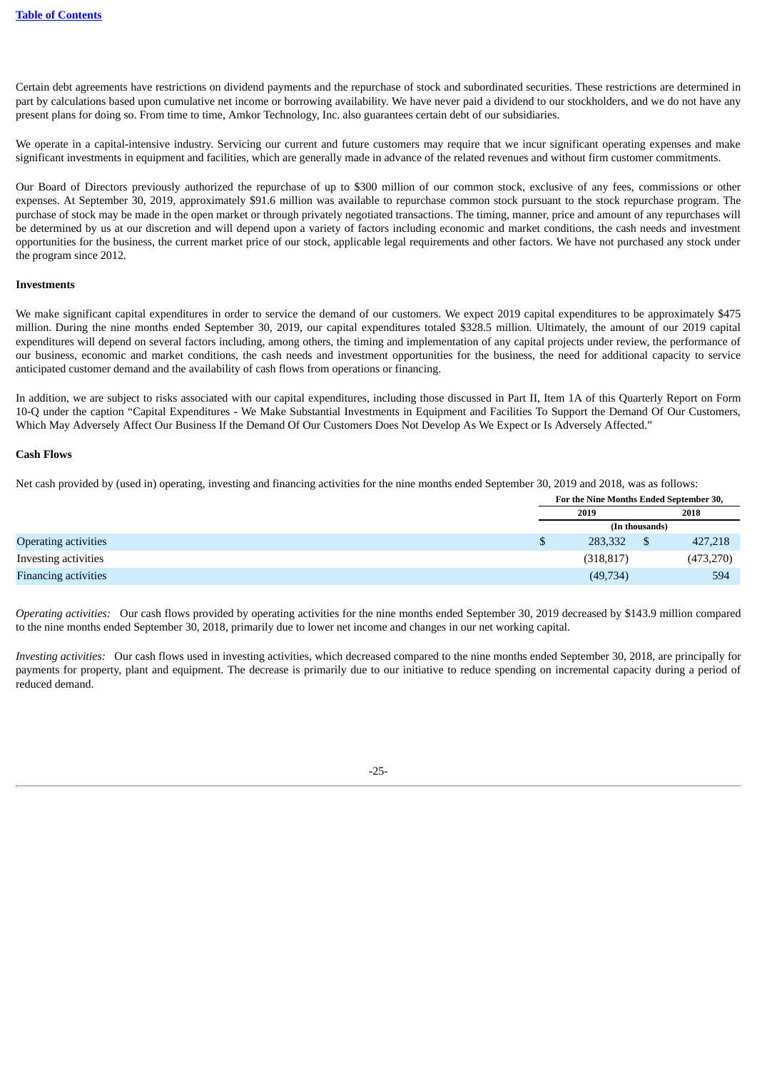Certain debt agreements have restrictions on dividend payments and the repurchase of stock and subordinated securities. These restrictions are determined in part by calculations based upon cumulative net income or borrowing availability. We have never paid a dividend to our stockholders, and we do not have any present plans for doing so. From time to time, Amkor Technology, Inc. also guarantees certain debt of our subsidiaries.

We operate in a capital-intensive industry. Servicing our current and future customers may require that we incur significant operating expenses and make significant investments in equipment and facilities, which are generally made in advance of the related revenues and without firm customer commitments.

Our Board of Directors previously authorized the repurchase of up to $300 million of our common stock, exclusive of any fees, commissions or other expenses. At September 30, 2019, approximately $91.6 million was available to repurchase common stock pursuant to the stock repurchase program. The purchase of stock may be made in the open market or through privately negotiated transactions. The timing, manner, price and amount of any repurchases will be determined by us at our discretion and will depend upon a variety of factors including economic and market conditions, the cash needs and investment opportunities for the business, the current market price of our stock, applicable legal requirements and other factors. We have not purchased any stock under the program since 2012.

**Investments**

We make significant capital expenditures in order to service the demand of our customers. We expect 2019 capital expenditures to be approximately $475 million. During the nine months ended September 30, 2019, our capital expenditures totaled $328.5 million. Ultimately, the amount of our 2019 capital expenditures will depend on several factors including, among others, the timing and implementation of any capital projects under review, the performance of our business, economic and market conditions, the cash needs and investment opportunities for the business, the need for additional capacity to service anticipated customer demand and the availability of cash flows from operations or financing.

In addition, we are subject to risks associated with our capital expenditures, including those discussed in Part II, Item 1A of this Quarterly Report on Form 10-Q under the caption "Capital Expenditures - We Make Substantial Investments in Equipment and Facilities To Support the Demand Of Our Customers, Which May Adversely Affect Our Business If the Demand Of Our Customers Does Not Develop As We Expect or Is Adversely Affected."

**Cash Flows**

Net cash provided by (used in) operating, investing and financing activities for the nine months ended September 30, 2019 and 2018, was as follows:

| | For the Nine Months Ended September 30, | |
|---|---|---|
| | 2019 | 2018 |
| | (In thousands) | |
| Operating activities | $ 283,332 | $ 427,218 |
| Investing activities | (318,817) | (473,270) |
| Financing activities | (49,734) | 594 |

*Operating activities:* Our cash flows provided by operating activities for the nine months ended September 30, 2019 decreased by $143.9 million compared to the nine months ended September 30, 2018, primarily due to lower net income and changes in our net working capital.

*Investing activities:* Our cash flows used in investing activities, which decreased compared to the nine months ended September 30, 2018, are principally for payments for property, plant and equipment. The decrease is primarily due to our initiative to reduce spending on incremental capacity during a period of reduced demand.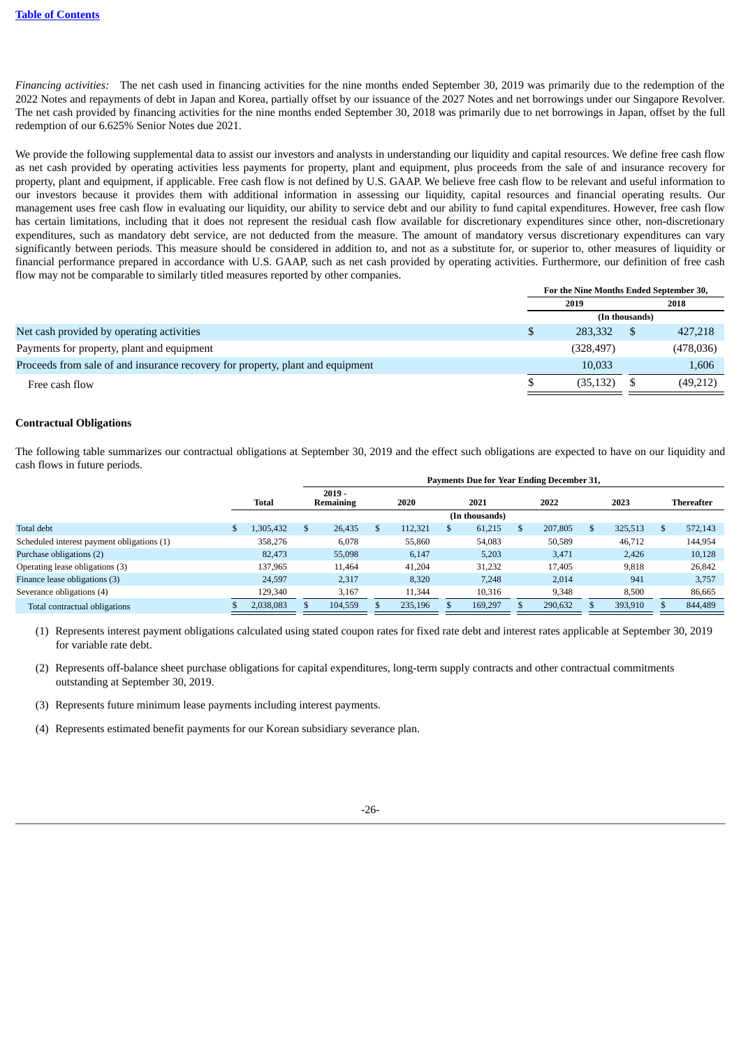*Financing activities:* The net cash used in financing activities for the nine months ended September 30, 2019 was primarily due to the redemption of the 2022 Notes and repayments of debt in Japan and Korea, partially offset by our issuance of the 2027 Notes and net borrowings under our Singapore Revolver. The net cash provided by financing activities for the nine months ended September 30, 2018 was primarily due to net borrowings in Japan, offset by the full redemption of our 6.625% Senior Notes due 2021.

We provide the following supplemental data to assist our investors and analysts in understanding our liquidity and capital resources. We define free cash flow as net cash provided by operating activities less payments for property, plant and equipment, plus proceeds from the sale of and insurance recovery for property, plant and equipment, if applicable. Free cash flow is not defined by U.S. GAAP. We believe free cash flow to be relevant and useful information to our investors because it provides them with additional information in assessing our liquidity, capital resources and financial operating results. Our management uses free cash flow in evaluating our liquidity, our ability to service debt and our ability to fund capital expenditures. However, free cash flow has certain limitations, including that it does not represent the residual cash flow available for discretionary expenditures since other, non-discretionary expenditures, such as mandatory debt service, are not deducted from the measure. The amount of mandatory versus discretionary expenditures can vary significantly between periods. This measure should be considered in addition to, and not as a substitute for, or superior to, other measures of liquidity or financial performance prepared in accordance with U.S. GAAP, such as net cash provided by operating activities. Furthermore, our definition of free cash flow may not be comparable to similarly titled measures reported by other companies.

| | For the Nine Months Ended September 30, | |
|---|---|---|
| | 2019 | 2018 |
| | (In thousands) | |
| Net cash provided by operating activities | $ 283,332 | $ 427,218 |
| Payments for property, plant and equipment | (328,497) | (478,036) |
| Proceeds from sale of and insurance recovery for property, plant and equipment | 10,033 | 1,606 |
| Free cash flow | $ (35,132) | $ (49,212) |

## Contractual Obligations

The following table summarizes our contractual obligations at September 30, 2019 and the effect such obligations are expected to have on our liquidity and cash flows in future periods.

| | | Payments Due for Year Ending December 31, | | | | | |
|---|---|---|---|---|---|---|---|
| | Total | 2019 - Remaining | 2020 | 2021 | 2022 | 2023 | Thereafter |
| | (In thousands) | | | | | | |
| Total debt | $ 1,305,432 | $ 26,435 | $ 112,321 | $ 61,215 | $ 207,805 | $ 325,513 | $ 572,143 |
| Scheduled interest payment obligations (1) | 358,276 | 6,078 | 55,860 | 54,083 | 50,589 | 46,712 | 144,954 |
| Purchase obligations (2) | 82,473 | 55,098 | 6,147 | 5,203 | 3,471 | 2,426 | 10,128 |
| Operating lease obligations (3) | 137,965 | 11,464 | 41,204 | 31,232 | 17,405 | 9,818 | 26,842 |
| Finance lease obligations (3) | 24,597 | 2,317 | 8,320 | 7,248 | 2,014 | 941 | 3,757 |
| Severance obligations (4) | 129,340 | 3,167 | 11,344 | 10,316 | 9,348 | 8,500 | 86,665 |
| Total contractual obligations | $ 2,038,083 | $ 104,559 | $ 235,196 | $ 169,297 | $ 290,632 | $ 393,910 | $ 844,489 |

(1) Represents interest payment obligations calculated using stated coupon rates for fixed rate debt and interest rates applicable at September 30, 2019 for variable rate debt.

(2) Represents off-balance sheet purchase obligations for capital expenditures, long-term supply contracts and other contractual commitments outstanding at September 30, 2019.

(3) Represents future minimum lease payments including interest payments.

(4) Represents estimated benefit payments for our Korean subsidiary severance plan.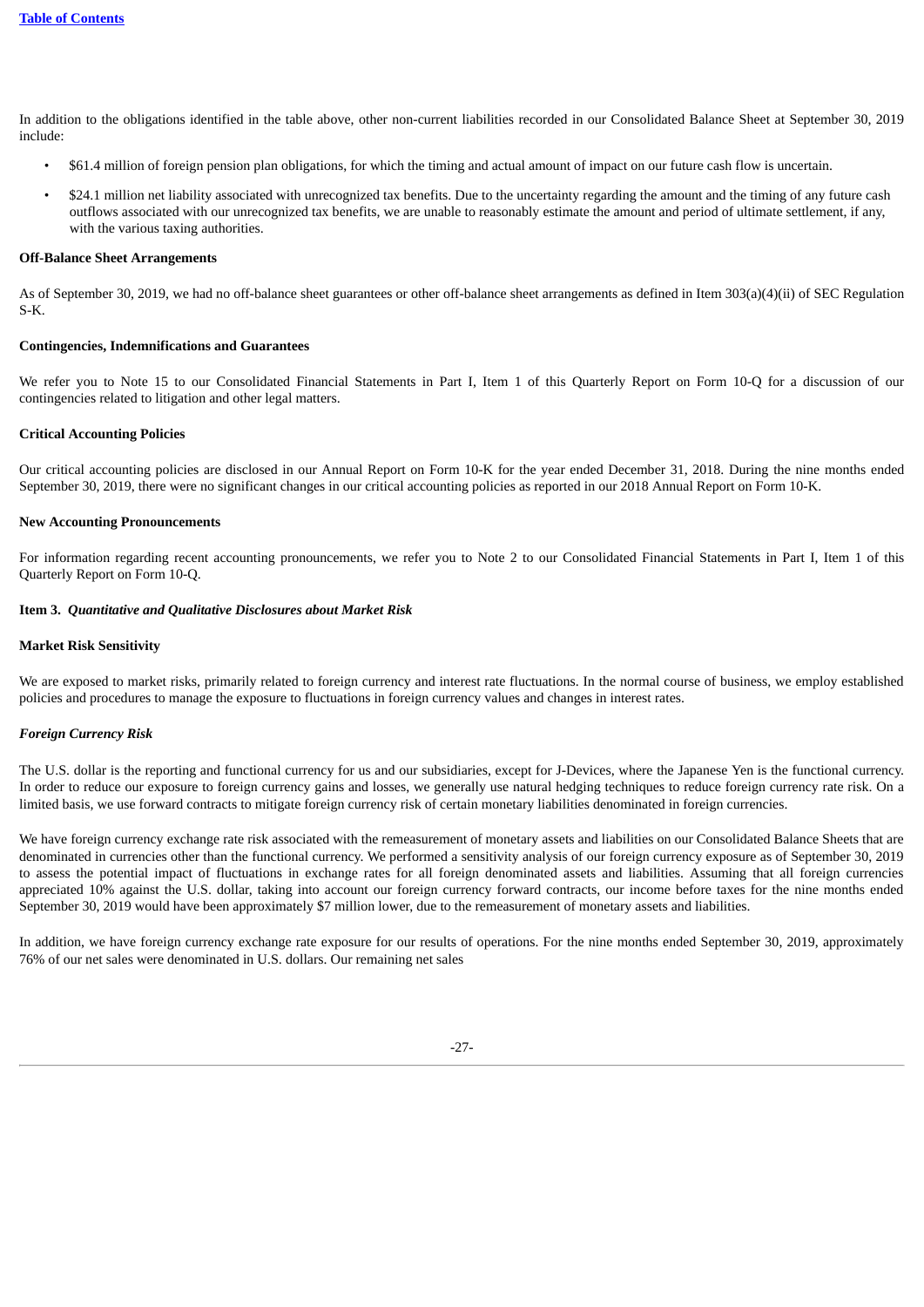In addition to the obligations identified in the table above, other non-current liabilities recorded in our Consolidated Balance Sheet at September 30, 2019 include:

- $61.4 million of foreign pension plan obligations, for which the timing and actual amount of impact on our future cash flow is uncertain.
- $24.1 million net liability associated with unrecognized tax benefits. Due to the uncertainty regarding the amount and the timing of any future cash outflows associated with our unrecognized tax benefits, we are unable to reasonably estimate the amount and period of ultimate settlement, if any, with the various taxing authorities.

**Off-Balance Sheet Arrangements**

As of September 30, 2019, we had no off-balance sheet guarantees or other off-balance sheet arrangements as defined in Item 303(a)(4)(ii) of SEC Regulation S-K.

**Contingencies, Indemnifications and Guarantees**

We refer you to Note 15 to our Consolidated Financial Statements in Part I, Item 1 of this Quarterly Report on Form 10-Q for a discussion of our contingencies related to litigation and other legal matters.

**Critical Accounting Policies**

Our critical accounting policies are disclosed in our Annual Report on Form 10-K for the year ended December 31, 2018. During the nine months ended September 30, 2019, there were no significant changes in our critical accounting policies as reported in our 2018 Annual Report on Form 10-K.

**New Accounting Pronouncements**

For information regarding recent accounting pronouncements, we refer you to Note 2 to our Consolidated Financial Statements in Part I, Item 1 of this Quarterly Report on Form 10-Q.

## Item 3. *Quantitative and Qualitative Disclosures about Market Risk*

**Market Risk Sensitivity**

We are exposed to market risks, primarily related to foreign currency and interest rate fluctuations. In the normal course of business, we employ established policies and procedures to manage the exposure to fluctuations in foreign currency values and changes in interest rates.

***Foreign Currency Risk***

The U.S. dollar is the reporting and functional currency for us and our subsidiaries, except for J-Devices, where the Japanese Yen is the functional currency. In order to reduce our exposure to foreign currency gains and losses, we generally use natural hedging techniques to reduce foreign currency rate risk. On a limited basis, we use forward contracts to mitigate foreign currency risk of certain monetary liabilities denominated in foreign currencies.

We have foreign currency exchange rate risk associated with the remeasurement of monetary assets and liabilities on our Consolidated Balance Sheets that are denominated in currencies other than the functional currency. We performed a sensitivity analysis of our foreign currency exposure as of September 30, 2019 to assess the potential impact of fluctuations in exchange rates for all foreign denominated assets and liabilities. Assuming that all foreign currencies appreciated 10% against the U.S. dollar, taking into account our foreign currency forward contracts, our income before taxes for the nine months ended September 30, 2019 would have been approximately $7 million lower, due to the remeasurement of monetary assets and liabilities.

In addition, we have foreign currency exchange rate exposure for our results of operations. For the nine months ended September 30, 2019, approximately 76% of our net sales were denominated in U.S. dollars. Our remaining net sales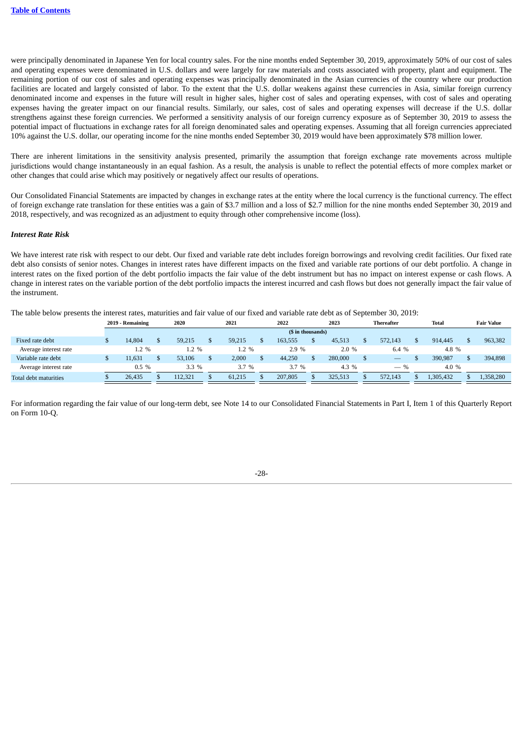were principally denominated in Japanese Yen for local country sales. For the nine months ended September 30, 2019, approximately 50% of our cost of sales and operating expenses were denominated in U.S. dollars and were largely for raw materials and costs associated with property, plant and equipment. The remaining portion of our cost of sales and operating expenses was principally denominated in the Asian currencies of the country where our production facilities are located and largely consisted of labor. To the extent that the U.S. dollar weakens against these currencies in Asia, similar foreign currency denominated income and expenses in the future will result in higher sales, higher cost of sales and operating expenses, with cost of sales and operating expenses having the greater impact on our financial results. Similarly, our sales, cost of sales and operating expenses will decrease if the U.S. dollar strengthens against these foreign currencies. We performed a sensitivity analysis of our foreign currency exposure as of September 30, 2019 to assess the potential impact of fluctuations in exchange rates for all foreign denominated sales and operating expenses. Assuming that all foreign currencies appreciated 10% against the U.S. dollar, our operating income for the nine months ended September 30, 2019 would have been approximately $78 million lower.

There are inherent limitations in the sensitivity analysis presented, primarily the assumption that foreign exchange rate movements across multiple jurisdictions would change instantaneously in an equal fashion. As a result, the analysis is unable to reflect the potential effects of more complex market or other changes that could arise which may positively or negatively affect our results of operations.

Our Consolidated Financial Statements are impacted by changes in exchange rates at the entity where the local currency is the functional currency. The effect of foreign exchange rate translation for these entities was a gain of $3.7 million and a loss of $2.7 million for the nine months ended September 30, 2019 and 2018, respectively, and was recognized as an adjustment to equity through other comprehensive income (loss).

*Interest Rate Risk*

We have interest rate risk with respect to our debt. Our fixed and variable rate debt includes foreign borrowings and revolving credit facilities. Our fixed rate debt also consists of senior notes. Changes in interest rates have different impacts on the fixed and variable rate portions of our debt portfolio. A change in interest rates on the fixed portion of the debt portfolio impacts the fair value of the debt instrument but has no impact on interest expense or cash flows. A change in interest rates on the variable portion of the debt portfolio impacts the interest incurred and cash flows but does not generally impact the fair value of the instrument.

The table below presents the interest rates, maturities and fair value of our fixed and variable rate debt as of September 30, 2019:

| | 2019 - Remaining | 2020 | 2021 | 2022 | 2023 | Thereafter | Total | Fair Value |
|---|---|---|---|---|---|---|---|---|
| | ($ in thousands) | | | | | | | |
| Fixed rate debt | $ 14,804 | $ 59,215 | $ 59,215 | $ 163,555 | $ 45,513 | $ 572,143 | $ 914,445 | $ 963,382 |
| Average interest rate | 1.2 % | 1.2 % | 1.2 % | 2.9 % | 2.0 % | 6.4 % | 4.8 % | |
| Variable rate debt | $ 11,631 | $ 53,106 | $ 2,000 | $ 44,250 | $ 280,000 | $ — | $ 390,987 | $ 394,898 |
| Average interest rate | 0.5 % | 3.3 % | 3.7 % | 3.7 % | 4.3 % | — % | 4.0 % | |
| Total debt maturities | $ 26,435 | $ 112,321 | $ 61,215 | $ 207,805 | $ 325,513 | $ 572,143 | $ 1,305,432 | $ 1,358,280 |

For information regarding the fair value of our long-term debt, see Note 14 to our Consolidated Financial Statements in Part I, Item 1 of this Quarterly Report on Form 10-Q.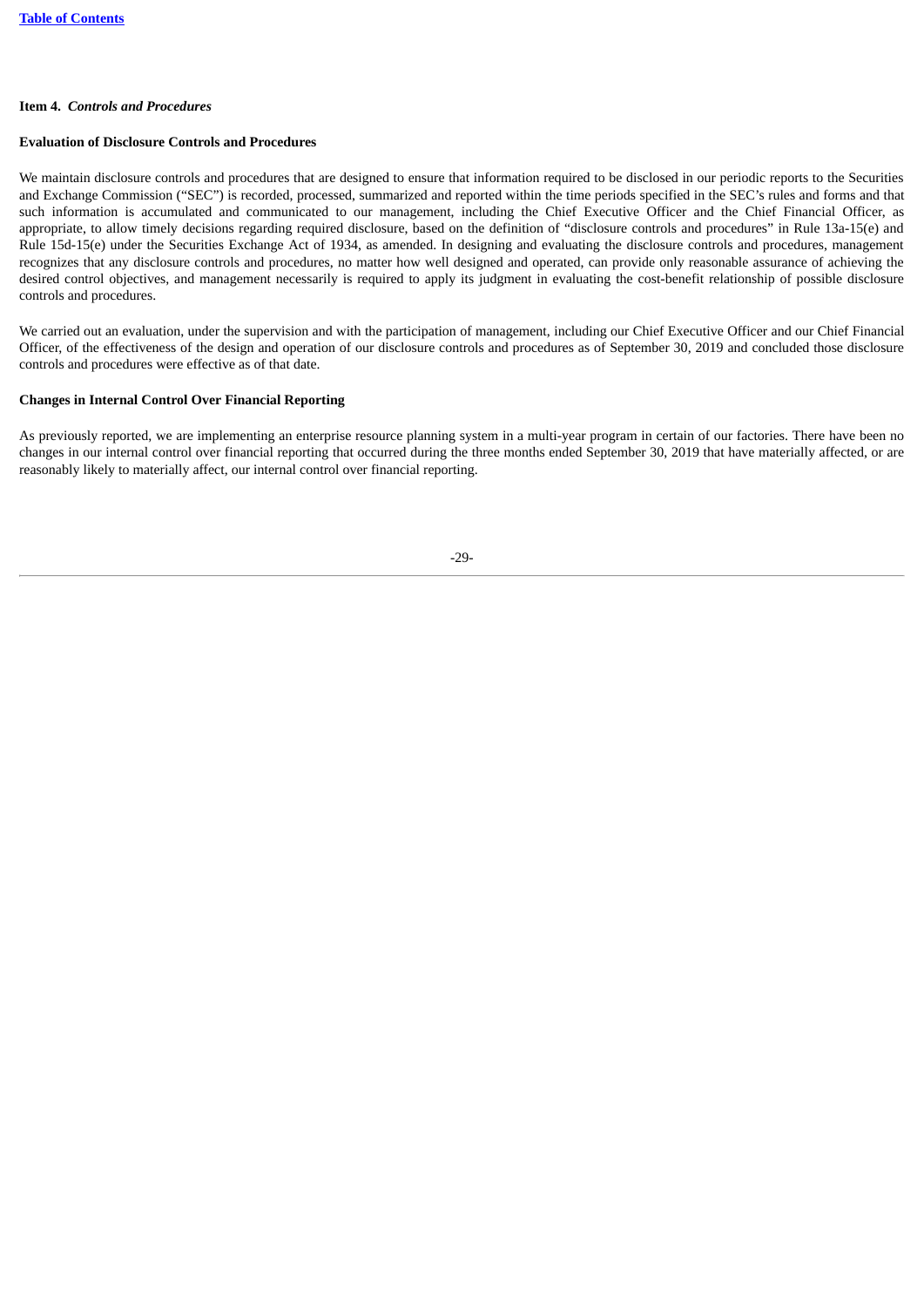## Item 4. *Controls and Procedures*

### Evaluation of Disclosure Controls and Procedures

We maintain disclosure controls and procedures that are designed to ensure that information required to be disclosed in our periodic reports to the Securities and Exchange Commission ("SEC") is recorded, processed, summarized and reported within the time periods specified in the SEC's rules and forms and that such information is accumulated and communicated to our management, including the Chief Executive Officer and the Chief Financial Officer, as appropriate, to allow timely decisions regarding required disclosure, based on the definition of "disclosure controls and procedures" in Rule 13a-15(e) and Rule 15d-15(e) under the Securities Exchange Act of 1934, as amended. In designing and evaluating the disclosure controls and procedures, management recognizes that any disclosure controls and procedures, no matter how well designed and operated, can provide only reasonable assurance of achieving the desired control objectives, and management necessarily is required to apply its judgment in evaluating the cost-benefit relationship of possible disclosure controls and procedures.

We carried out an evaluation, under the supervision and with the participation of management, including our Chief Executive Officer and our Chief Financial Officer, of the effectiveness of the design and operation of our disclosure controls and procedures as of September 30, 2019 and concluded those disclosure controls and procedures were effective as of that date.

### Changes in Internal Control Over Financial Reporting

As previously reported, we are implementing an enterprise resource planning system in a multi-year program in certain of our factories. There have been no changes in our internal control over financial reporting that occurred during the three months ended September 30, 2019 that have materially affected, or are reasonably likely to materially affect, our internal control over financial reporting.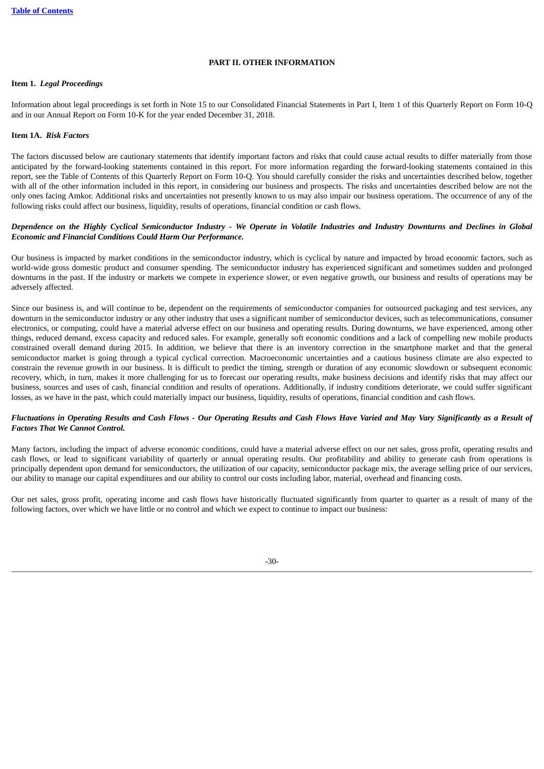## PART II. OTHER INFORMATION

### Item 1. *Legal Proceedings*

Information about legal proceedings is set forth in Note 15 to our Consolidated Financial Statements in Part I, Item 1 of this Quarterly Report on Form 10-Q and in our Annual Report on Form 10-K for the year ended December 31, 2018.

### Item 1A. *Risk Factors*

The factors discussed below are cautionary statements that identify important factors and risks that could cause actual results to differ materially from those anticipated by the forward-looking statements contained in this report. For more information regarding the forward-looking statements contained in this report, see the Table of Contents of this Quarterly Report on Form 10-Q. You should carefully consider the risks and uncertainties described below, together with all of the other information included in this report, in considering our business and prospects. The risks and uncertainties described below are not the only ones facing Amkor. Additional risks and uncertainties not presently known to us may also impair our business operations. The occurrence of any of the following risks could affect our business, liquidity, results of operations, financial condition or cash flows.

***Dependence on the Highly Cyclical Semiconductor Industry - We Operate in Volatile Industries and Industry Downturns and Declines in Global Economic and Financial Conditions Could Harm Our Performance.***

Our business is impacted by market conditions in the semiconductor industry, which is cyclical by nature and impacted by broad economic factors, such as world-wide gross domestic product and consumer spending. The semiconductor industry has experienced significant and sometimes sudden and prolonged downturns in the past. If the industry or markets we compete in experience slower, or even negative growth, our business and results of operations may be adversely affected.

Since our business is, and will continue to be, dependent on the requirements of semiconductor companies for outsourced packaging and test services, any downturn in the semiconductor industry or any other industry that uses a significant number of semiconductor devices, such as telecommunications, consumer electronics, or computing, could have a material adverse effect on our business and operating results. During downturns, we have experienced, among other things, reduced demand, excess capacity and reduced sales. For example, generally soft economic conditions and a lack of compelling new mobile products constrained overall demand during 2015. In addition, we believe that there is an inventory correction in the smartphone market and that the general semiconductor market is going through a typical cyclical correction. Macroeconomic uncertainties and a cautious business climate are also expected to constrain the revenue growth in our business. It is difficult to predict the timing, strength or duration of any economic slowdown or subsequent economic recovery, which, in turn, makes it more challenging for us to forecast our operating results, make business decisions and identify risks that may affect our business, sources and uses of cash, financial condition and results of operations. Additionally, if industry conditions deteriorate, we could suffer significant losses, as we have in the past, which could materially impact our business, liquidity, results of operations, financial condition and cash flows.

***Fluctuations in Operating Results and Cash Flows - Our Operating Results and Cash Flows Have Varied and May Vary Significantly as a Result of Factors That We Cannot Control.***

Many factors, including the impact of adverse economic conditions, could have a material adverse effect on our net sales, gross profit, operating results and cash flows, or lead to significant variability of quarterly or annual operating results. Our profitability and ability to generate cash from operations is principally dependent upon demand for semiconductors, the utilization of our capacity, semiconductor package mix, the average selling price of our services, our ability to manage our capital expenditures and our ability to control our costs including labor, material, overhead and financing costs.

Our net sales, gross profit, operating income and cash flows have historically fluctuated significantly from quarter to quarter as a result of many of the following factors, over which we have little or no control and which we expect to continue to impact our business: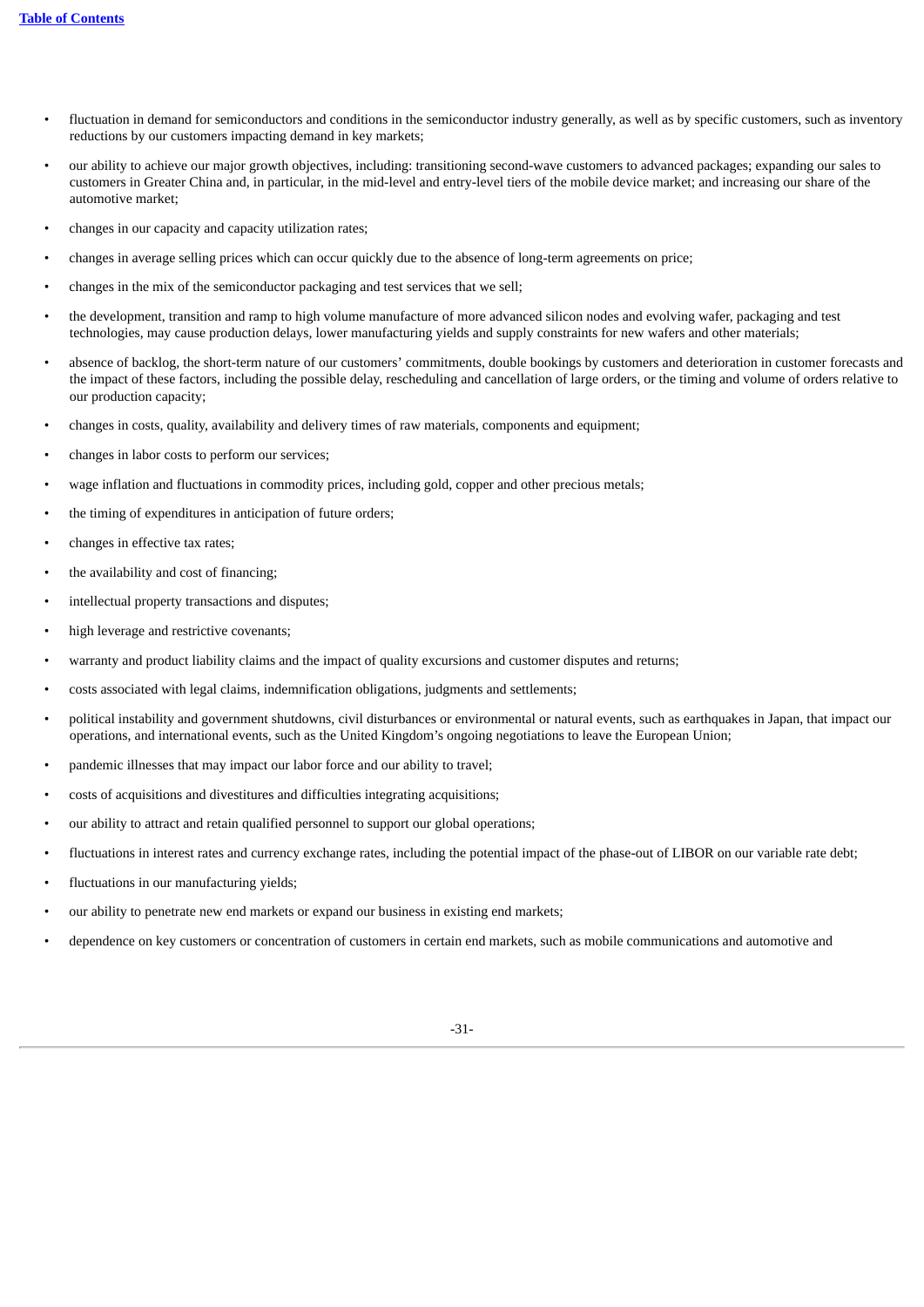- fluctuation in demand for semiconductors and conditions in the semiconductor industry generally, as well as by specific customers, such as inventory reductions by our customers impacting demand in key markets;
- our ability to achieve our major growth objectives, including: transitioning second-wave customers to advanced packages; expanding our sales to customers in Greater China and, in particular, in the mid-level and entry-level tiers of the mobile device market; and increasing our share of the automotive market;
- changes in our capacity and capacity utilization rates;
- changes in average selling prices which can occur quickly due to the absence of long-term agreements on price;
- changes in the mix of the semiconductor packaging and test services that we sell;
- the development, transition and ramp to high volume manufacture of more advanced silicon nodes and evolving wafer, packaging and test technologies, may cause production delays, lower manufacturing yields and supply constraints for new wafers and other materials;
- absence of backlog, the short-term nature of our customers' commitments, double bookings by customers and deterioration in customer forecasts and the impact of these factors, including the possible delay, rescheduling and cancellation of large orders, or the timing and volume of orders relative to our production capacity;
- changes in costs, quality, availability and delivery times of raw materials, components and equipment;
- changes in labor costs to perform our services;
- wage inflation and fluctuations in commodity prices, including gold, copper and other precious metals;
- the timing of expenditures in anticipation of future orders;
- changes in effective tax rates;
- the availability and cost of financing;
- intellectual property transactions and disputes;
- high leverage and restrictive covenants;
- warranty and product liability claims and the impact of quality excursions and customer disputes and returns;
- costs associated with legal claims, indemnification obligations, judgments and settlements;
- political instability and government shutdowns, civil disturbances or environmental or natural events, such as earthquakes in Japan, that impact our operations, and international events, such as the United Kingdom's ongoing negotiations to leave the European Union;
- pandemic illnesses that may impact our labor force and our ability to travel;
- costs of acquisitions and divestitures and difficulties integrating acquisitions;
- our ability to attract and retain qualified personnel to support our global operations;
- fluctuations in interest rates and currency exchange rates, including the potential impact of the phase-out of LIBOR on our variable rate debt;
- fluctuations in our manufacturing yields;
- our ability to penetrate new end markets or expand our business in existing end markets;
- dependence on key customers or concentration of customers in certain end markets, such as mobile communications and automotive and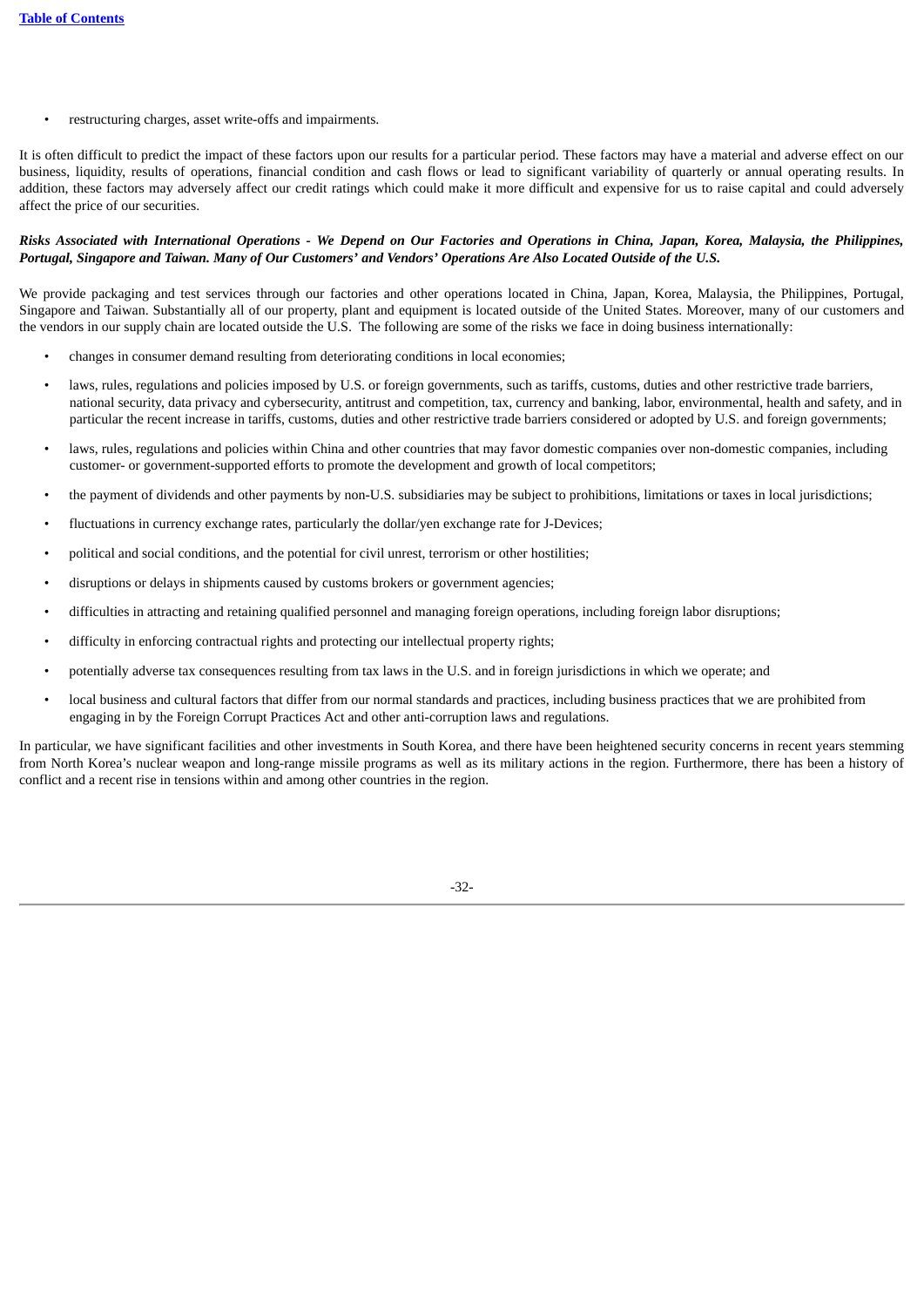- restructuring charges, asset write-offs and impairments.

It is often difficult to predict the impact of these factors upon our results for a particular period. These factors may have a material and adverse effect on our business, liquidity, results of operations, financial condition and cash flows or lead to significant variability of quarterly or annual operating results. In addition, these factors may adversely affect our credit ratings which could make it more difficult and expensive for us to raise capital and could adversely affect the price of our securities.

***Risks Associated with International Operations - We Depend on Our Factories and Operations in China, Japan, Korea, Malaysia, the Philippines, Portugal, Singapore and Taiwan. Many of Our Customers' and Vendors' Operations Are Also Located Outside of the U.S.***

We provide packaging and test services through our factories and other operations located in China, Japan, Korea, Malaysia, the Philippines, Portugal, Singapore and Taiwan. Substantially all of our property, plant and equipment is located outside of the United States. Moreover, many of our customers and the vendors in our supply chain are located outside the U.S. The following are some of the risks we face in doing business internationally:

- changes in consumer demand resulting from deteriorating conditions in local economies;
- laws, rules, regulations and policies imposed by U.S. or foreign governments, such as tariffs, customs, duties and other restrictive trade barriers, national security, data privacy and cybersecurity, antitrust and competition, tax, currency and banking, labor, environmental, health and safety, and in particular the recent increase in tariffs, customs, duties and other restrictive trade barriers considered or adopted by U.S. and foreign governments;
- laws, rules, regulations and policies within China and other countries that may favor domestic companies over non-domestic companies, including customer- or government-supported efforts to promote the development and growth of local competitors;
- the payment of dividends and other payments by non-U.S. subsidiaries may be subject to prohibitions, limitations or taxes in local jurisdictions;
- fluctuations in currency exchange rates, particularly the dollar/yen exchange rate for J-Devices;
- political and social conditions, and the potential for civil unrest, terrorism or other hostilities;
- disruptions or delays in shipments caused by customs brokers or government agencies;
- difficulties in attracting and retaining qualified personnel and managing foreign operations, including foreign labor disruptions;
- difficulty in enforcing contractual rights and protecting our intellectual property rights;
- potentially adverse tax consequences resulting from tax laws in the U.S. and in foreign jurisdictions in which we operate; and
- local business and cultural factors that differ from our normal standards and practices, including business practices that we are prohibited from engaging in by the Foreign Corrupt Practices Act and other anti-corruption laws and regulations.

In particular, we have significant facilities and other investments in South Korea, and there have been heightened security concerns in recent years stemming from North Korea's nuclear weapon and long-range missile programs as well as its military actions in the region. Furthermore, there has been a history of conflict and a recent rise in tensions within and among other countries in the region.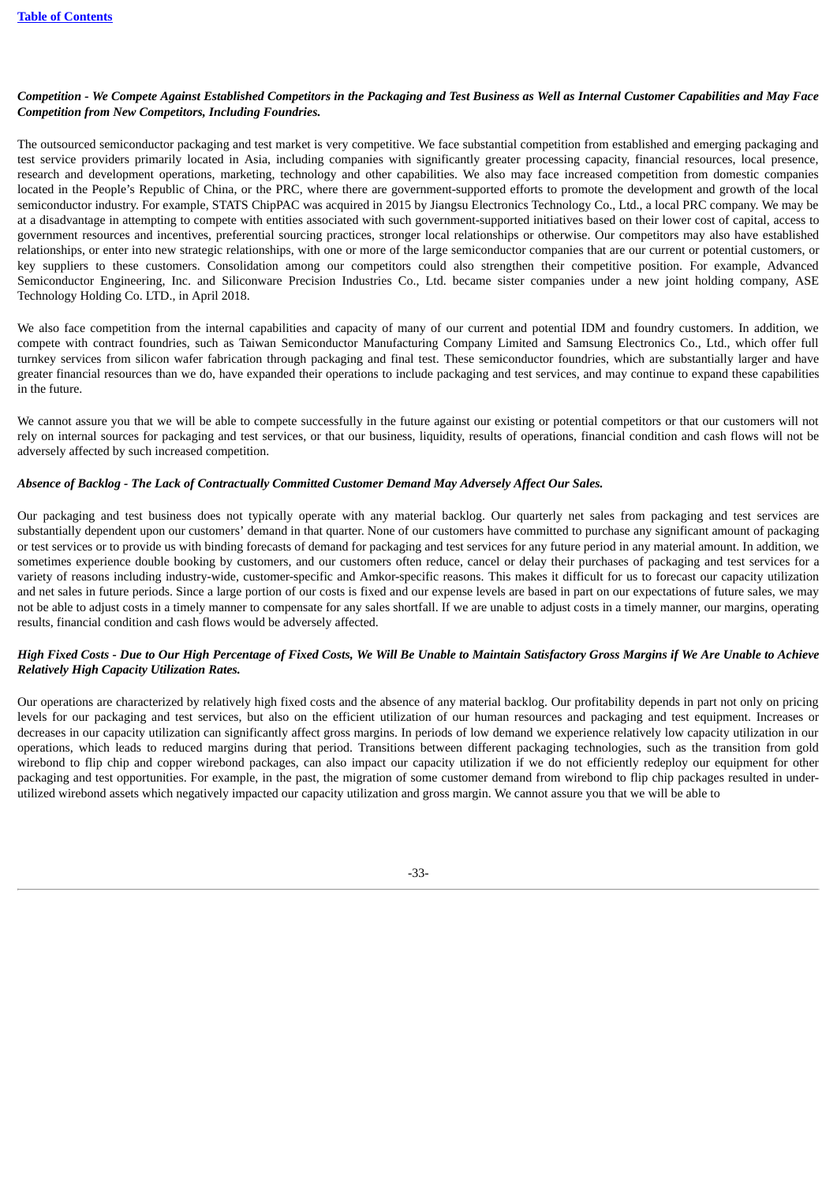***Competition - We Compete Against Established Competitors in the Packaging and Test Business as Well as Internal Customer Capabilities and May Face Competition from New Competitors, Including Foundries.***

The outsourced semiconductor packaging and test market is very competitive. We face substantial competition from established and emerging packaging and test service providers primarily located in Asia, including companies with significantly greater processing capacity, financial resources, local presence, research and development operations, marketing, technology and other capabilities. We also may face increased competition from domestic companies located in the People's Republic of China, or the PRC, where there are government-supported efforts to promote the development and growth of the local semiconductor industry. For example, STATS ChipPAC was acquired in 2015 by Jiangsu Electronics Technology Co., Ltd., a local PRC company. We may be at a disadvantage in attempting to compete with entities associated with such government-supported initiatives based on their lower cost of capital, access to government resources and incentives, preferential sourcing practices, stronger local relationships or otherwise. Our competitors may also have established relationships, or enter into new strategic relationships, with one or more of the large semiconductor companies that are our current or potential customers, or key suppliers to these customers. Consolidation among our competitors could also strengthen their competitive position. For example, Advanced Semiconductor Engineering, Inc. and Siliconware Precision Industries Co., Ltd. became sister companies under a new joint holding company, ASE Technology Holding Co. LTD., in April 2018.

We also face competition from the internal capabilities and capacity of many of our current and potential IDM and foundry customers. In addition, we compete with contract foundries, such as Taiwan Semiconductor Manufacturing Company Limited and Samsung Electronics Co., Ltd., which offer full turnkey services from silicon wafer fabrication through packaging and final test. These semiconductor foundries, which are substantially larger and have greater financial resources than we do, have expanded their operations to include packaging and test services, and may continue to expand these capabilities in the future.

We cannot assure you that we will be able to compete successfully in the future against our existing or potential competitors or that our customers will not rely on internal sources for packaging and test services, or that our business, liquidity, results of operations, financial condition and cash flows will not be adversely affected by such increased competition.

***Absence of Backlog - The Lack of Contractually Committed Customer Demand May Adversely Affect Our Sales.***

Our packaging and test business does not typically operate with any material backlog. Our quarterly net sales from packaging and test services are substantially dependent upon our customers' demand in that quarter. None of our customers have committed to purchase any significant amount of packaging or test services or to provide us with binding forecasts of demand for packaging and test services for any future period in any material amount. In addition, we sometimes experience double booking by customers, and our customers often reduce, cancel or delay their purchases of packaging and test services for a variety of reasons including industry-wide, customer-specific and Amkor-specific reasons. This makes it difficult for us to forecast our capacity utilization and net sales in future periods. Since a large portion of our costs is fixed and our expense levels are based in part on our expectations of future sales, we may not be able to adjust costs in a timely manner to compensate for any sales shortfall. If we are unable to adjust costs in a timely manner, our margins, operating results, financial condition and cash flows would be adversely affected.

***High Fixed Costs - Due to Our High Percentage of Fixed Costs, We Will Be Unable to Maintain Satisfactory Gross Margins if We Are Unable to Achieve Relatively High Capacity Utilization Rates.***

Our operations are characterized by relatively high fixed costs and the absence of any material backlog. Our profitability depends in part not only on pricing levels for our packaging and test services, but also on the efficient utilization of our human resources and packaging and test equipment. Increases or decreases in our capacity utilization can significantly affect gross margins. In periods of low demand we experience relatively low capacity utilization in our operations, which leads to reduced margins during that period. Transitions between different packaging technologies, such as the transition from gold wirebond to flip chip and copper wirebond packages, can also impact our capacity utilization if we do not efficiently redeploy our equipment for other packaging and test opportunities. For example, in the past, the migration of some customer demand from wirebond to flip chip packages resulted in under-utilized wirebond assets which negatively impacted our capacity utilization and gross margin. We cannot assure you that we will be able to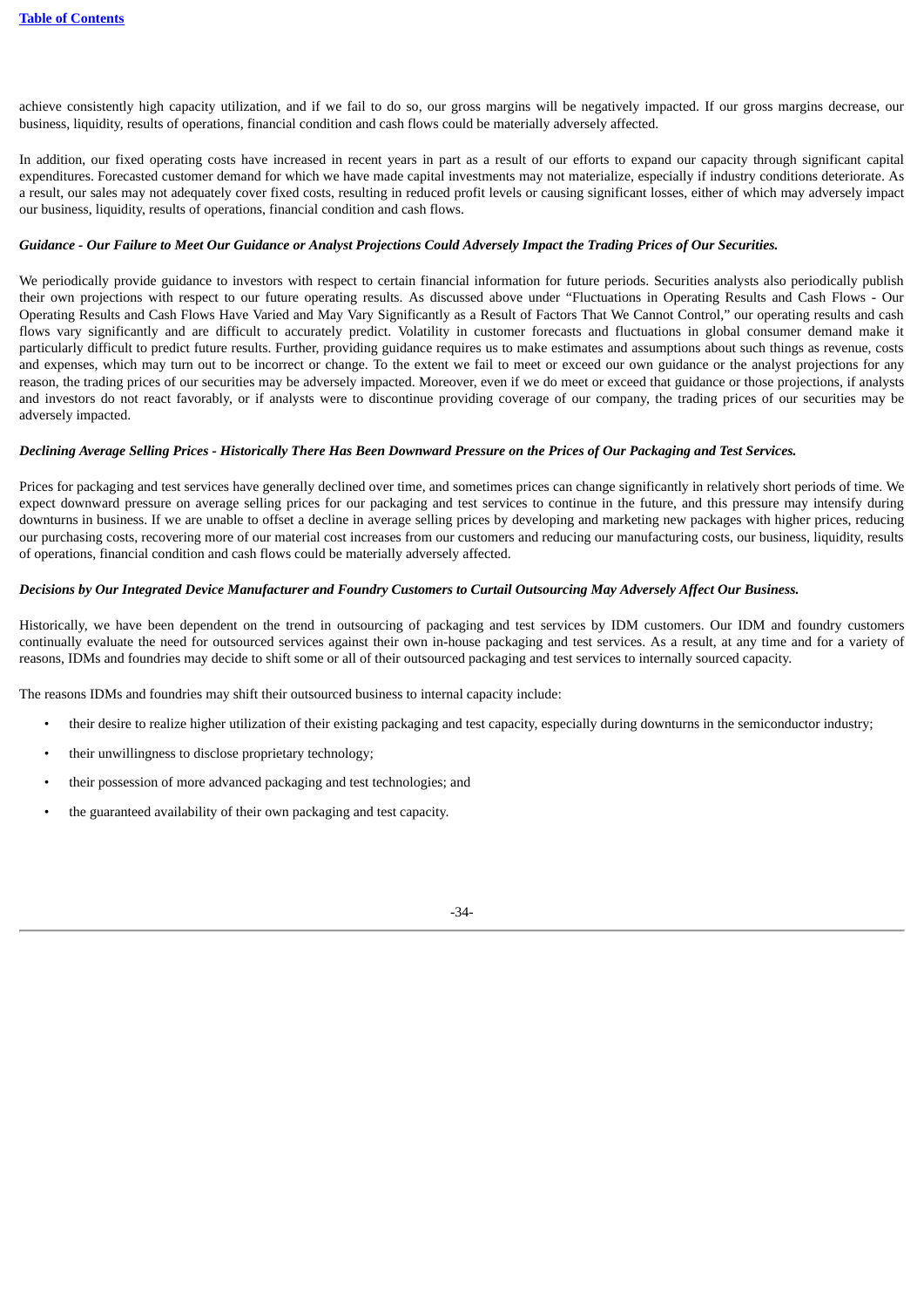achieve consistently high capacity utilization, and if we fail to do so, our gross margins will be negatively impacted. If our gross margins decrease, our business, liquidity, results of operations, financial condition and cash flows could be materially adversely affected.

In addition, our fixed operating costs have increased in recent years in part as a result of our efforts to expand our capacity through significant capital expenditures. Forecasted customer demand for which we have made capital investments may not materialize, especially if industry conditions deteriorate. As a result, our sales may not adequately cover fixed costs, resulting in reduced profit levels or causing significant losses, either of which may adversely impact our business, liquidity, results of operations, financial condition and cash flows.

***Guidance - Our Failure to Meet Our Guidance or Analyst Projections Could Adversely Impact the Trading Prices of Our Securities.***

We periodically provide guidance to investors with respect to certain financial information for future periods. Securities analysts also periodically publish their own projections with respect to our future operating results. As discussed above under "Fluctuations in Operating Results and Cash Flows - Our Operating Results and Cash Flows Have Varied and May Vary Significantly as a Result of Factors That We Cannot Control," our operating results and cash flows vary significantly and are difficult to accurately predict. Volatility in customer forecasts and fluctuations in global consumer demand make it particularly difficult to predict future results. Further, providing guidance requires us to make estimates and assumptions about such things as revenue, costs and expenses, which may turn out to be incorrect or change. To the extent we fail to meet or exceed our own guidance or the analyst projections for any reason, the trading prices of our securities may be adversely impacted. Moreover, even if we do meet or exceed that guidance or those projections, if analysts and investors do not react favorably, or if analysts were to discontinue providing coverage of our company, the trading prices of our securities may be adversely impacted.

***Declining Average Selling Prices - Historically There Has Been Downward Pressure on the Prices of Our Packaging and Test Services.***

Prices for packaging and test services have generally declined over time, and sometimes prices can change significantly in relatively short periods of time. We expect downward pressure on average selling prices for our packaging and test services to continue in the future, and this pressure may intensify during downturns in business. If we are unable to offset a decline in average selling prices by developing and marketing new packages with higher prices, reducing our purchasing costs, recovering more of our material cost increases from our customers and reducing our manufacturing costs, our business, liquidity, results of operations, financial condition and cash flows could be materially adversely affected.

***Decisions by Our Integrated Device Manufacturer and Foundry Customers to Curtail Outsourcing May Adversely Affect Our Business.***

Historically, we have been dependent on the trend in outsourcing of packaging and test services by IDM customers. Our IDM and foundry customers continually evaluate the need for outsourced services against their own in-house packaging and test services. As a result, at any time and for a variety of reasons, IDMs and foundries may decide to shift some or all of their outsourced packaging and test services to internally sourced capacity.

The reasons IDMs and foundries may shift their outsourced business to internal capacity include:

- their desire to realize higher utilization of their existing packaging and test capacity, especially during downturns in the semiconductor industry;
- their unwillingness to disclose proprietary technology;
- their possession of more advanced packaging and test technologies; and
- the guaranteed availability of their own packaging and test capacity.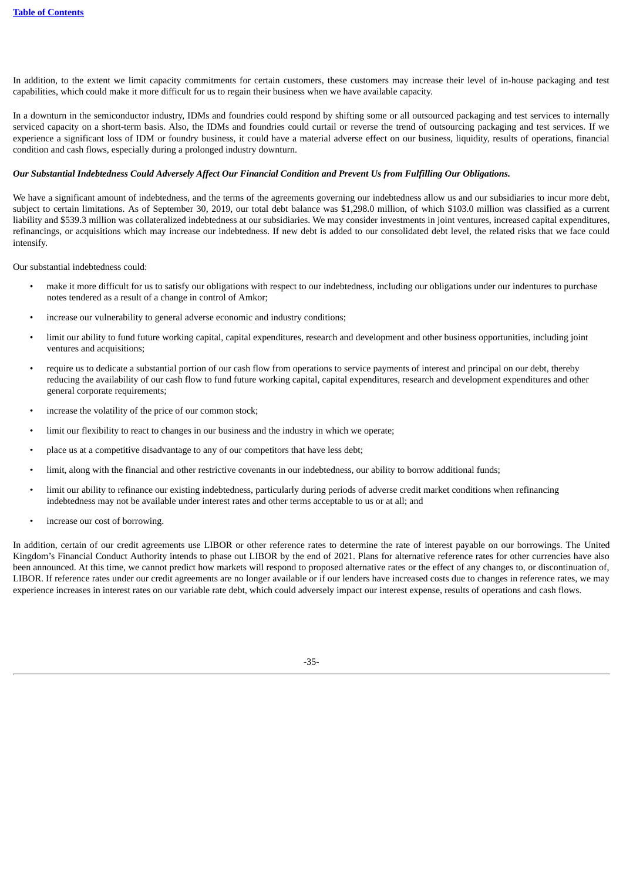In addition, to the extent we limit capacity commitments for certain customers, these customers may increase their level of in-house packaging and test capabilities, which could make it more difficult for us to regain their business when we have available capacity.

In a downturn in the semiconductor industry, IDMs and foundries could respond by shifting some or all outsourced packaging and test services to internally serviced capacity on a short-term basis. Also, the IDMs and foundries could curtail or reverse the trend of outsourcing packaging and test services. If we experience a significant loss of IDM or foundry business, it could have a material adverse effect on our business, liquidity, results of operations, financial condition and cash flows, especially during a prolonged industry downturn.

***Our Substantial Indebtedness Could Adversely Affect Our Financial Condition and Prevent Us from Fulfilling Our Obligations.***

We have a significant amount of indebtedness, and the terms of the agreements governing our indebtedness allow us and our subsidiaries to incur more debt, subject to certain limitations. As of September 30, 2019, our total debt balance was $1,298.0 million, of which $103.0 million was classified as a current liability and $539.3 million was collateralized indebtedness at our subsidiaries. We may consider investments in joint ventures, increased capital expenditures, refinancings, or acquisitions which may increase our indebtedness. If new debt is added to our consolidated debt level, the related risks that we face could intensify.

Our substantial indebtedness could:

- make it more difficult for us to satisfy our obligations with respect to our indebtedness, including our obligations under our indentures to purchase notes tendered as a result of a change in control of Amkor;
- increase our vulnerability to general adverse economic and industry conditions;
- limit our ability to fund future working capital, capital expenditures, research and development and other business opportunities, including joint ventures and acquisitions;
- require us to dedicate a substantial portion of our cash flow from operations to service payments of interest and principal on our debt, thereby reducing the availability of our cash flow to fund future working capital, capital expenditures, research and development expenditures and other general corporate requirements;
- increase the volatility of the price of our common stock;
- limit our flexibility to react to changes in our business and the industry in which we operate;
- place us at a competitive disadvantage to any of our competitors that have less debt;
- limit, along with the financial and other restrictive covenants in our indebtedness, our ability to borrow additional funds;
- limit our ability to refinance our existing indebtedness, particularly during periods of adverse credit market conditions when refinancing indebtedness may not be available under interest rates and other terms acceptable to us or at all; and
- increase our cost of borrowing.

In addition, certain of our credit agreements use LIBOR or other reference rates to determine the rate of interest payable on our borrowings. The United Kingdom's Financial Conduct Authority intends to phase out LIBOR by the end of 2021. Plans for alternative reference rates for other currencies have also been announced. At this time, we cannot predict how markets will respond to proposed alternative rates or the effect of any changes to, or discontinuation of, LIBOR. If reference rates under our credit agreements are no longer available or if our lenders have increased costs due to changes in reference rates, we may experience increases in interest rates on our variable rate debt, which could adversely impact our interest expense, results of operations and cash flows.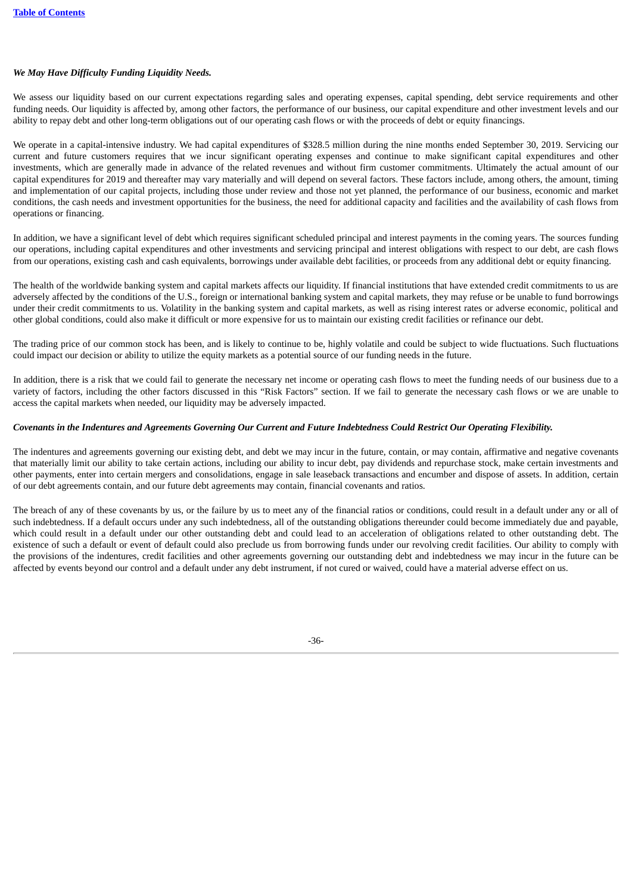***We May Have Difficulty Funding Liquidity Needs.***

We assess our liquidity based on our current expectations regarding sales and operating expenses, capital spending, debt service requirements and other funding needs. Our liquidity is affected by, among other factors, the performance of our business, our capital expenditure and other investment levels and our ability to repay debt and other long-term obligations out of our operating cash flows or with the proceeds of debt or equity financings.

We operate in a capital-intensive industry. We had capital expenditures of $328.5 million during the nine months ended September 30, 2019. Servicing our current and future customers requires that we incur significant operating expenses and continue to make significant capital expenditures and other investments, which are generally made in advance of the related revenues and without firm customer commitments. Ultimately the actual amount of our capital expenditures for 2019 and thereafter may vary materially and will depend on several factors. These factors include, among others, the amount, timing and implementation of our capital projects, including those under review and those not yet planned, the performance of our business, economic and market conditions, the cash needs and investment opportunities for the business, the need for additional capacity and facilities and the availability of cash flows from operations or financing.

In addition, we have a significant level of debt which requires significant scheduled principal and interest payments in the coming years. The sources funding our operations, including capital expenditures and other investments and servicing principal and interest obligations with respect to our debt, are cash flows from our operations, existing cash and cash equivalents, borrowings under available debt facilities, or proceeds from any additional debt or equity financing.

The health of the worldwide banking system and capital markets affects our liquidity. If financial institutions that have extended credit commitments to us are adversely affected by the conditions of the U.S., foreign or international banking system and capital markets, they may refuse or be unable to fund borrowings under their credit commitments to us. Volatility in the banking system and capital markets, as well as rising interest rates or adverse economic, political and other global conditions, could also make it difficult or more expensive for us to maintain our existing credit facilities or refinance our debt.

The trading price of our common stock has been, and is likely to continue to be, highly volatile and could be subject to wide fluctuations. Such fluctuations could impact our decision or ability to utilize the equity markets as a potential source of our funding needs in the future.

In addition, there is a risk that we could fail to generate the necessary net income or operating cash flows to meet the funding needs of our business due to a variety of factors, including the other factors discussed in this "Risk Factors" section. If we fail to generate the necessary cash flows or we are unable to access the capital markets when needed, our liquidity may be adversely impacted.

***Covenants in the Indentures and Agreements Governing Our Current and Future Indebtedness Could Restrict Our Operating Flexibility.***

The indentures and agreements governing our existing debt, and debt we may incur in the future, contain, or may contain, affirmative and negative covenants that materially limit our ability to take certain actions, including our ability to incur debt, pay dividends and repurchase stock, make certain investments and other payments, enter into certain mergers and consolidations, engage in sale leaseback transactions and encumber and dispose of assets. In addition, certain of our debt agreements contain, and our future debt agreements may contain, financial covenants and ratios.

The breach of any of these covenants by us, or the failure by us to meet any of the financial ratios or conditions, could result in a default under any or all of such indebtedness. If a default occurs under any such indebtedness, all of the outstanding obligations thereunder could become immediately due and payable, which could result in a default under our other outstanding debt and could lead to an acceleration of obligations related to other outstanding debt. The existence of such a default or event of default could also preclude us from borrowing funds under our revolving credit facilities. Our ability to comply with the provisions of the indentures, credit facilities and other agreements governing our outstanding debt and indebtedness we may incur in the future can be affected by events beyond our control and a default under any debt instrument, if not cured or waived, could have a material adverse effect on us.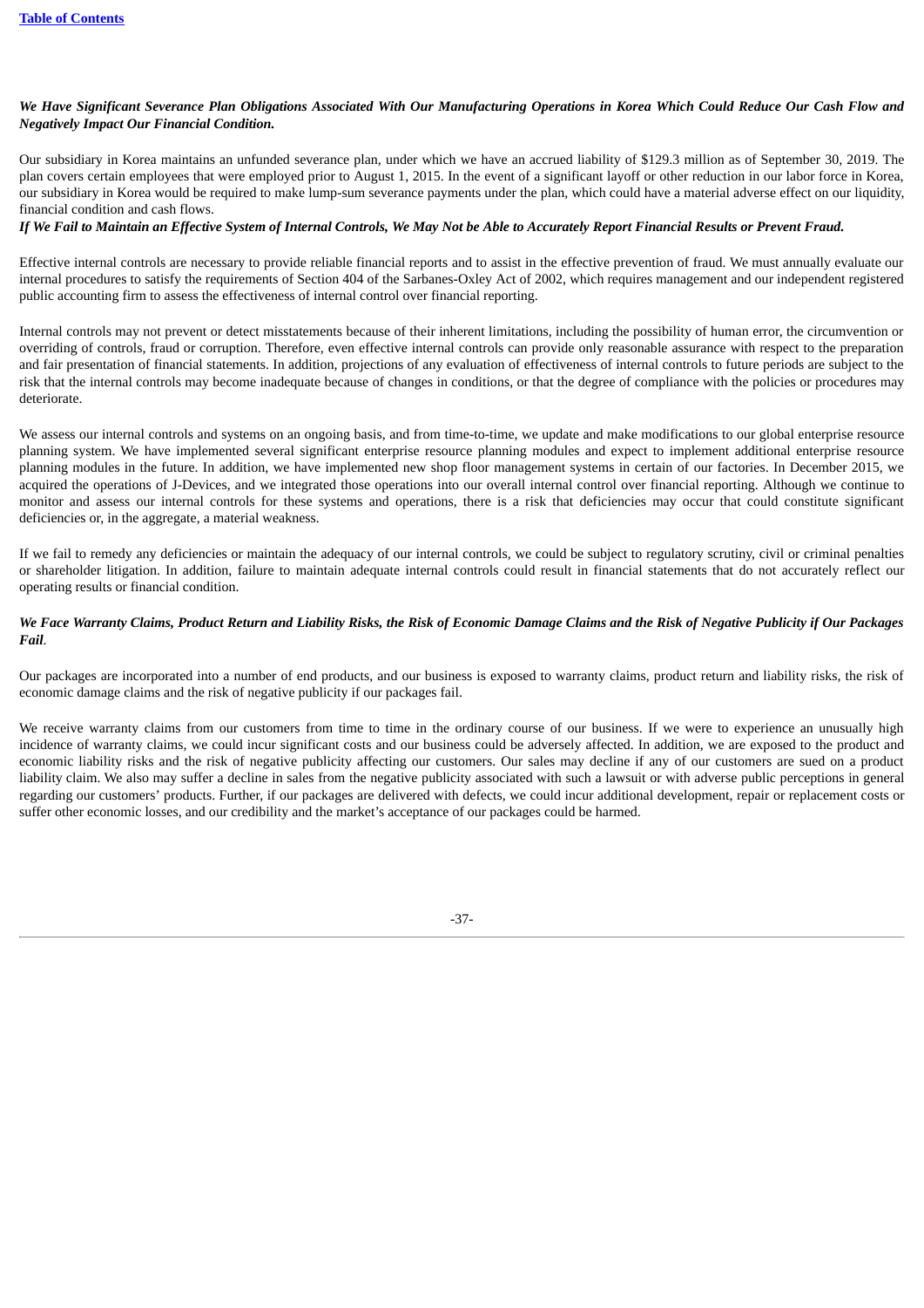***We Have Significant Severance Plan Obligations Associated With Our Manufacturing Operations in Korea Which Could Reduce Our Cash Flow and Negatively Impact Our Financial Condition.***

Our subsidiary in Korea maintains an unfunded severance plan, under which we have an accrued liability of $129.3 million as of September 30, 2019. The plan covers certain employees that were employed prior to August 1, 2015. In the event of a significant layoff or other reduction in our labor force in Korea, our subsidiary in Korea would be required to make lump-sum severance payments under the plan, which could have a material adverse effect on our liquidity, financial condition and cash flows.

***If We Fail to Maintain an Effective System of Internal Controls, We May Not be Able to Accurately Report Financial Results or Prevent Fraud.***

Effective internal controls are necessary to provide reliable financial reports and to assist in the effective prevention of fraud. We must annually evaluate our internal procedures to satisfy the requirements of Section 404 of the Sarbanes-Oxley Act of 2002, which requires management and our independent registered public accounting firm to assess the effectiveness of internal control over financial reporting.

Internal controls may not prevent or detect misstatements because of their inherent limitations, including the possibility of human error, the circumvention or overriding of controls, fraud or corruption. Therefore, even effective internal controls can provide only reasonable assurance with respect to the preparation and fair presentation of financial statements. In addition, projections of any evaluation of effectiveness of internal controls to future periods are subject to the risk that the internal controls may become inadequate because of changes in conditions, or that the degree of compliance with the policies or procedures may deteriorate.

We assess our internal controls and systems on an ongoing basis, and from time-to-time, we update and make modifications to our global enterprise resource planning system. We have implemented several significant enterprise resource planning modules and expect to implement additional enterprise resource planning modules in the future. In addition, we have implemented new shop floor management systems in certain of our factories. In December 2015, we acquired the operations of J-Devices, and we integrated those operations into our overall internal control over financial reporting. Although we continue to monitor and assess our internal controls for these systems and operations, there is a risk that deficiencies may occur that could constitute significant deficiencies or, in the aggregate, a material weakness.

If we fail to remedy any deficiencies or maintain the adequacy of our internal controls, we could be subject to regulatory scrutiny, civil or criminal penalties or shareholder litigation. In addition, failure to maintain adequate internal controls could result in financial statements that do not accurately reflect our operating results or financial condition.

***We Face Warranty Claims, Product Return and Liability Risks, the Risk of Economic Damage Claims and the Risk of Negative Publicity if Our Packages Fail***.

Our packages are incorporated into a number of end products, and our business is exposed to warranty claims, product return and liability risks, the risk of economic damage claims and the risk of negative publicity if our packages fail.

We receive warranty claims from our customers from time to time in the ordinary course of our business. If we were to experience an unusually high incidence of warranty claims, we could incur significant costs and our business could be adversely affected. In addition, we are exposed to the product and economic liability risks and the risk of negative publicity affecting our customers. Our sales may decline if any of our customers are sued on a product liability claim. We also may suffer a decline in sales from the negative publicity associated with such a lawsuit or with adverse public perceptions in general regarding our customers' products. Further, if our packages are delivered with defects, we could incur additional development, repair or replacement costs or suffer other economic losses, and our credibility and the market's acceptance of our packages could be harmed.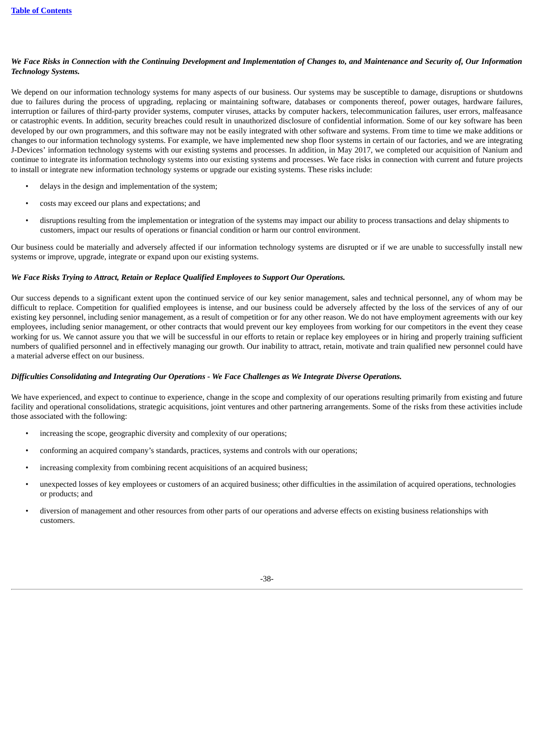***We Face Risks in Connection with the Continuing Development and Implementation of Changes to, and Maintenance and Security of, Our Information Technology Systems.***

We depend on our information technology systems for many aspects of our business. Our systems may be susceptible to damage, disruptions or shutdowns due to failures during the process of upgrading, replacing or maintaining software, databases or components thereof, power outages, hardware failures, interruption or failures of third-party provider systems, computer viruses, attacks by computer hackers, telecommunication failures, user errors, malfeasance or catastrophic events. In addition, security breaches could result in unauthorized disclosure of confidential information. Some of our key software has been developed by our own programmers, and this software may not be easily integrated with other software and systems. From time to time we make additions or changes to our information technology systems. For example, we have implemented new shop floor systems in certain of our factories, and we are integrating J-Devices' information technology systems with our existing systems and processes. In addition, in May 2017, we completed our acquisition of Nanium and continue to integrate its information technology systems into our existing systems and processes. We face risks in connection with current and future projects to install or integrate new information technology systems or upgrade our existing systems. These risks include:

- delays in the design and implementation of the system;
- costs may exceed our plans and expectations; and
- disruptions resulting from the implementation or integration of the systems may impact our ability to process transactions and delay shipments to customers, impact our results of operations or financial condition or harm our control environment.

Our business could be materially and adversely affected if our information technology systems are disrupted or if we are unable to successfully install new systems or improve, upgrade, integrate or expand upon our existing systems.

***We Face Risks Trying to Attract, Retain or Replace Qualified Employees to Support Our Operations.***

Our success depends to a significant extent upon the continued service of our key senior management, sales and technical personnel, any of whom may be difficult to replace. Competition for qualified employees is intense, and our business could be adversely affected by the loss of the services of any of our existing key personnel, including senior management, as a result of competition or for any other reason. We do not have employment agreements with our key employees, including senior management, or other contracts that would prevent our key employees from working for our competitors in the event they cease working for us. We cannot assure you that we will be successful in our efforts to retain or replace key employees or in hiring and properly training sufficient numbers of qualified personnel and in effectively managing our growth. Our inability to attract, retain, motivate and train qualified new personnel could have a material adverse effect on our business.

***Difficulties Consolidating and Integrating Our Operations - We Face Challenges as We Integrate Diverse Operations.***

We have experienced, and expect to continue to experience, change in the scope and complexity of our operations resulting primarily from existing and future facility and operational consolidations, strategic acquisitions, joint ventures and other partnering arrangements. Some of the risks from these activities include those associated with the following:

- increasing the scope, geographic diversity and complexity of our operations;
- conforming an acquired company's standards, practices, systems and controls with our operations;
- increasing complexity from combining recent acquisitions of an acquired business;
- unexpected losses of key employees or customers of an acquired business; other difficulties in the assimilation of acquired operations, technologies or products; and
- diversion of management and other resources from other parts of our operations and adverse effects on existing business relationships with customers.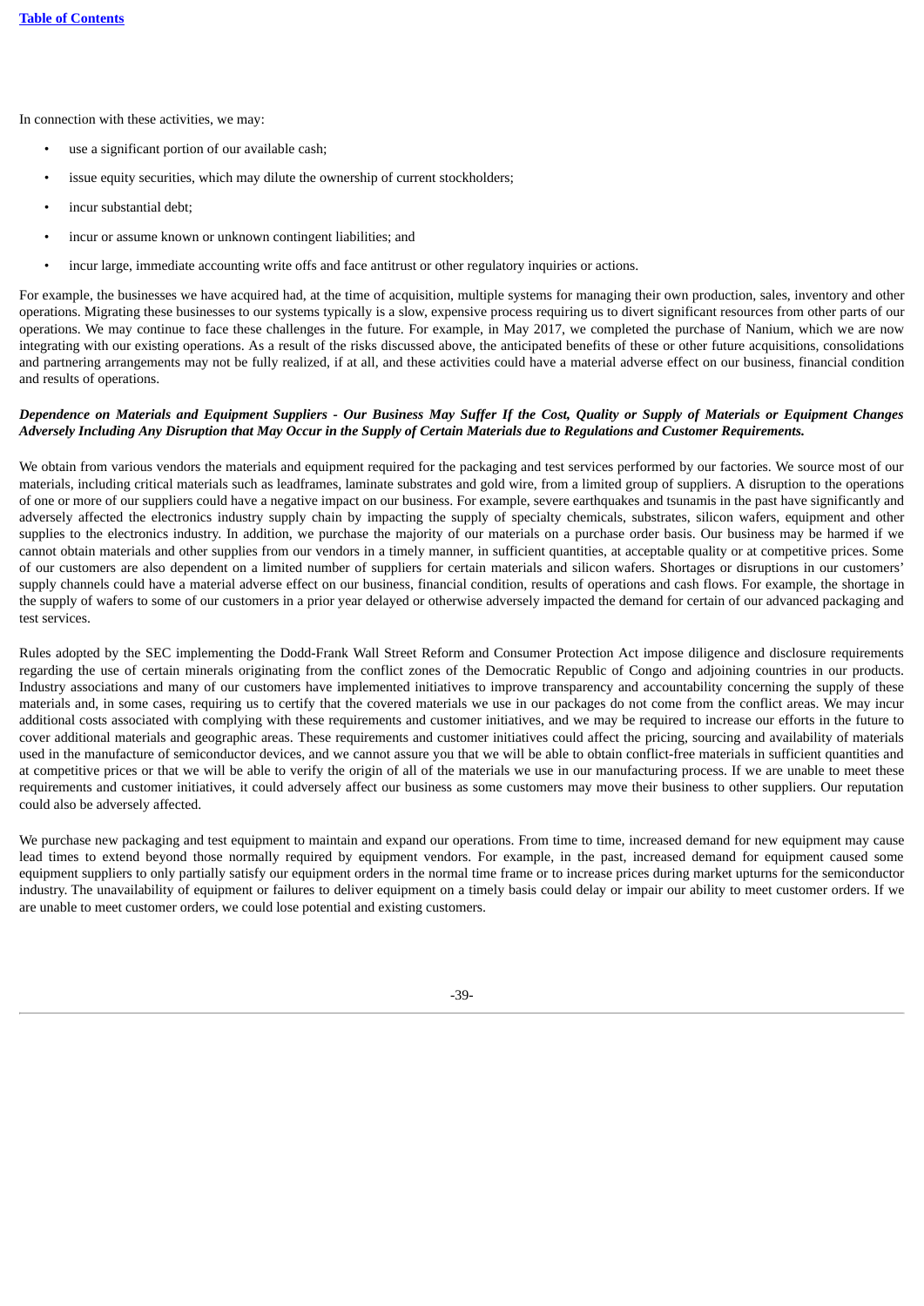In connection with these activities, we may:

- use a significant portion of our available cash;
- issue equity securities, which may dilute the ownership of current stockholders;
- incur substantial debt;
- incur or assume known or unknown contingent liabilities; and
- incur large, immediate accounting write offs and face antitrust or other regulatory inquiries or actions.

For example, the businesses we have acquired had, at the time of acquisition, multiple systems for managing their own production, sales, inventory and other operations. Migrating these businesses to our systems typically is a slow, expensive process requiring us to divert significant resources from other parts of our operations. We may continue to face these challenges in the future. For example, in May 2017, we completed the purchase of Nanium, which we are now integrating with our existing operations. As a result of the risks discussed above, the anticipated benefits of these or other future acquisitions, consolidations and partnering arrangements may not be fully realized, if at all, and these activities could have a material adverse effect on our business, financial condition and results of operations.

***Dependence on Materials and Equipment Suppliers - Our Business May Suffer If the Cost, Quality or Supply of Materials or Equipment Changes Adversely Including Any Disruption that May Occur in the Supply of Certain Materials due to Regulations and Customer Requirements.***

We obtain from various vendors the materials and equipment required for the packaging and test services performed by our factories. We source most of our materials, including critical materials such as leadframes, laminate substrates and gold wire, from a limited group of suppliers. A disruption to the operations of one or more of our suppliers could have a negative impact on our business. For example, severe earthquakes and tsunamis in the past have significantly and adversely affected the electronics industry supply chain by impacting the supply of specialty chemicals, substrates, silicon wafers, equipment and other supplies to the electronics industry. In addition, we purchase the majority of our materials on a purchase order basis. Our business may be harmed if we cannot obtain materials and other supplies from our vendors in a timely manner, in sufficient quantities, at acceptable quality or at competitive prices. Some of our customers are also dependent on a limited number of suppliers for certain materials and silicon wafers. Shortages or disruptions in our customers' supply channels could have a material adverse effect on our business, financial condition, results of operations and cash flows. For example, the shortage in the supply of wafers to some of our customers in a prior year delayed or otherwise adversely impacted the demand for certain of our advanced packaging and test services.

Rules adopted by the SEC implementing the Dodd-Frank Wall Street Reform and Consumer Protection Act impose diligence and disclosure requirements regarding the use of certain minerals originating from the conflict zones of the Democratic Republic of Congo and adjoining countries in our products. Industry associations and many of our customers have implemented initiatives to improve transparency and accountability concerning the supply of these materials and, in some cases, requiring us to certify that the covered materials we use in our packages do not come from the conflict areas. We may incur additional costs associated with complying with these requirements and customer initiatives, and we may be required to increase our efforts in the future to cover additional materials and geographic areas. These requirements and customer initiatives could affect the pricing, sourcing and availability of materials used in the manufacture of semiconductor devices, and we cannot assure you that we will be able to obtain conflict-free materials in sufficient quantities and at competitive prices or that we will be able to verify the origin of all of the materials we use in our manufacturing process. If we are unable to meet these requirements and customer initiatives, it could adversely affect our business as some customers may move their business to other suppliers. Our reputation could also be adversely affected.

We purchase new packaging and test equipment to maintain and expand our operations. From time to time, increased demand for new equipment may cause lead times to extend beyond those normally required by equipment vendors. For example, in the past, increased demand for equipment caused some equipment suppliers to only partially satisfy our equipment orders in the normal time frame or to increase prices during market upturns for the semiconductor industry. The unavailability of equipment or failures to deliver equipment on a timely basis could delay or impair our ability to meet customer orders. If we are unable to meet customer orders, we could lose potential and existing customers.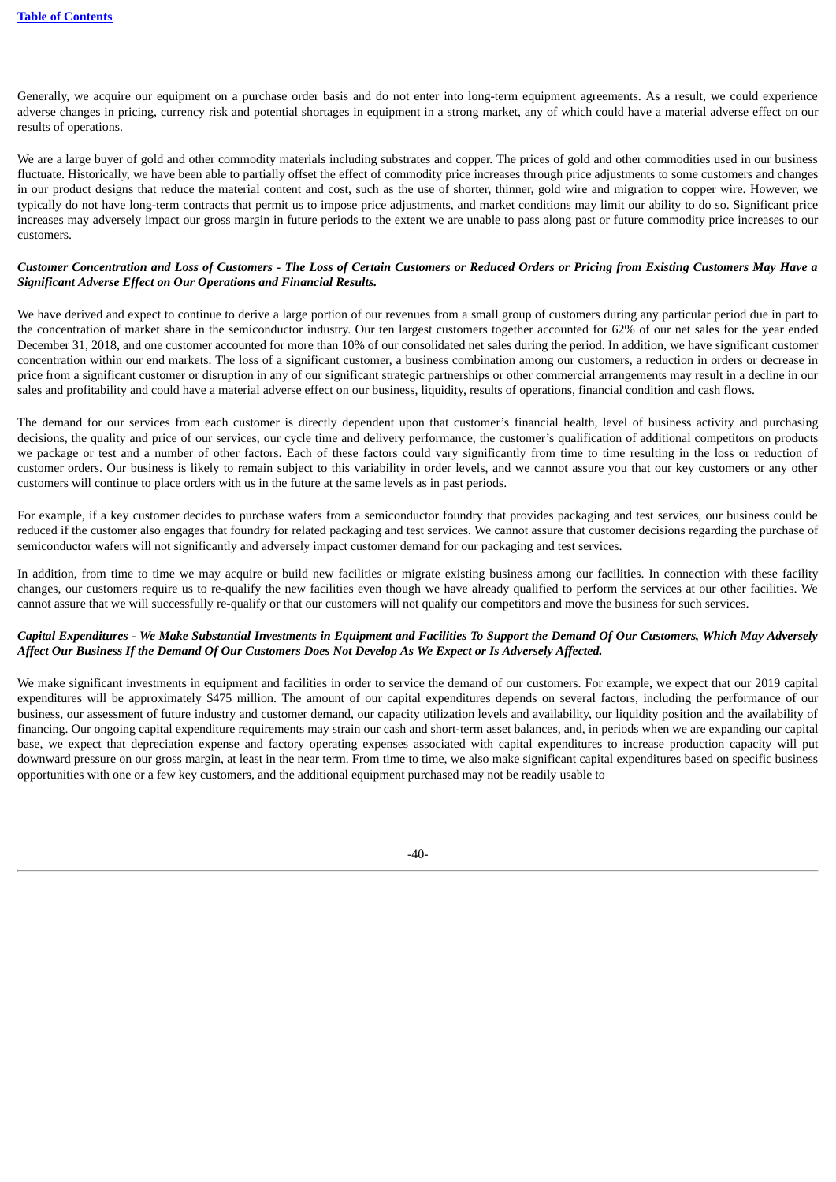Generally, we acquire our equipment on a purchase order basis and do not enter into long-term equipment agreements. As a result, we could experience adverse changes in pricing, currency risk and potential shortages in equipment in a strong market, any of which could have a material adverse effect on our results of operations.

We are a large buyer of gold and other commodity materials including substrates and copper. The prices of gold and other commodities used in our business fluctuate. Historically, we have been able to partially offset the effect of commodity price increases through price adjustments to some customers and changes in our product designs that reduce the material content and cost, such as the use of shorter, thinner, gold wire and migration to copper wire. However, we typically do not have long-term contracts that permit us to impose price adjustments, and market conditions may limit our ability to do so. Significant price increases may adversely impact our gross margin in future periods to the extent we are unable to pass along past or future commodity price increases to our customers.

***Customer Concentration and Loss of Customers - The Loss of Certain Customers or Reduced Orders or Pricing from Existing Customers May Have a Significant Adverse Effect on Our Operations and Financial Results.***

We have derived and expect to continue to derive a large portion of our revenues from a small group of customers during any particular period due in part to the concentration of market share in the semiconductor industry. Our ten largest customers together accounted for 62% of our net sales for the year ended December 31, 2018, and one customer accounted for more than 10% of our consolidated net sales during the period. In addition, we have significant customer concentration within our end markets. The loss of a significant customer, a business combination among our customers, a reduction in orders or decrease in price from a significant customer or disruption in any of our significant strategic partnerships or other commercial arrangements may result in a decline in our sales and profitability and could have a material adverse effect on our business, liquidity, results of operations, financial condition and cash flows.

The demand for our services from each customer is directly dependent upon that customer's financial health, level of business activity and purchasing decisions, the quality and price of our services, our cycle time and delivery performance, the customer's qualification of additional competitors on products we package or test and a number of other factors. Each of these factors could vary significantly from time to time resulting in the loss or reduction of customer orders. Our business is likely to remain subject to this variability in order levels, and we cannot assure you that our key customers or any other customers will continue to place orders with us in the future at the same levels as in past periods.

For example, if a key customer decides to purchase wafers from a semiconductor foundry that provides packaging and test services, our business could be reduced if the customer also engages that foundry for related packaging and test services. We cannot assure that customer decisions regarding the purchase of semiconductor wafers will not significantly and adversely impact customer demand for our packaging and test services.

In addition, from time to time we may acquire or build new facilities or migrate existing business among our facilities. In connection with these facility changes, our customers require us to re-qualify the new facilities even though we have already qualified to perform the services at our other facilities. We cannot assure that we will successfully re-qualify or that our customers will not qualify our competitors and move the business for such services.

***Capital Expenditures - We Make Substantial Investments in Equipment and Facilities To Support the Demand Of Our Customers, Which May Adversely Affect Our Business If the Demand Of Our Customers Does Not Develop As We Expect or Is Adversely Affected.***

We make significant investments in equipment and facilities in order to service the demand of our customers. For example, we expect that our 2019 capital expenditures will be approximately $475 million. The amount of our capital expenditures depends on several factors, including the performance of our business, our assessment of future industry and customer demand, our capacity utilization levels and availability, our liquidity position and the availability of financing. Our ongoing capital expenditure requirements may strain our cash and short-term asset balances, and, in periods when we are expanding our capital base, we expect that depreciation expense and factory operating expenses associated with capital expenditures to increase production capacity will put downward pressure on our gross margin, at least in the near term. From time to time, we also make significant capital expenditures based on specific business opportunities with one or a few key customers, and the additional equipment purchased may not be readily usable to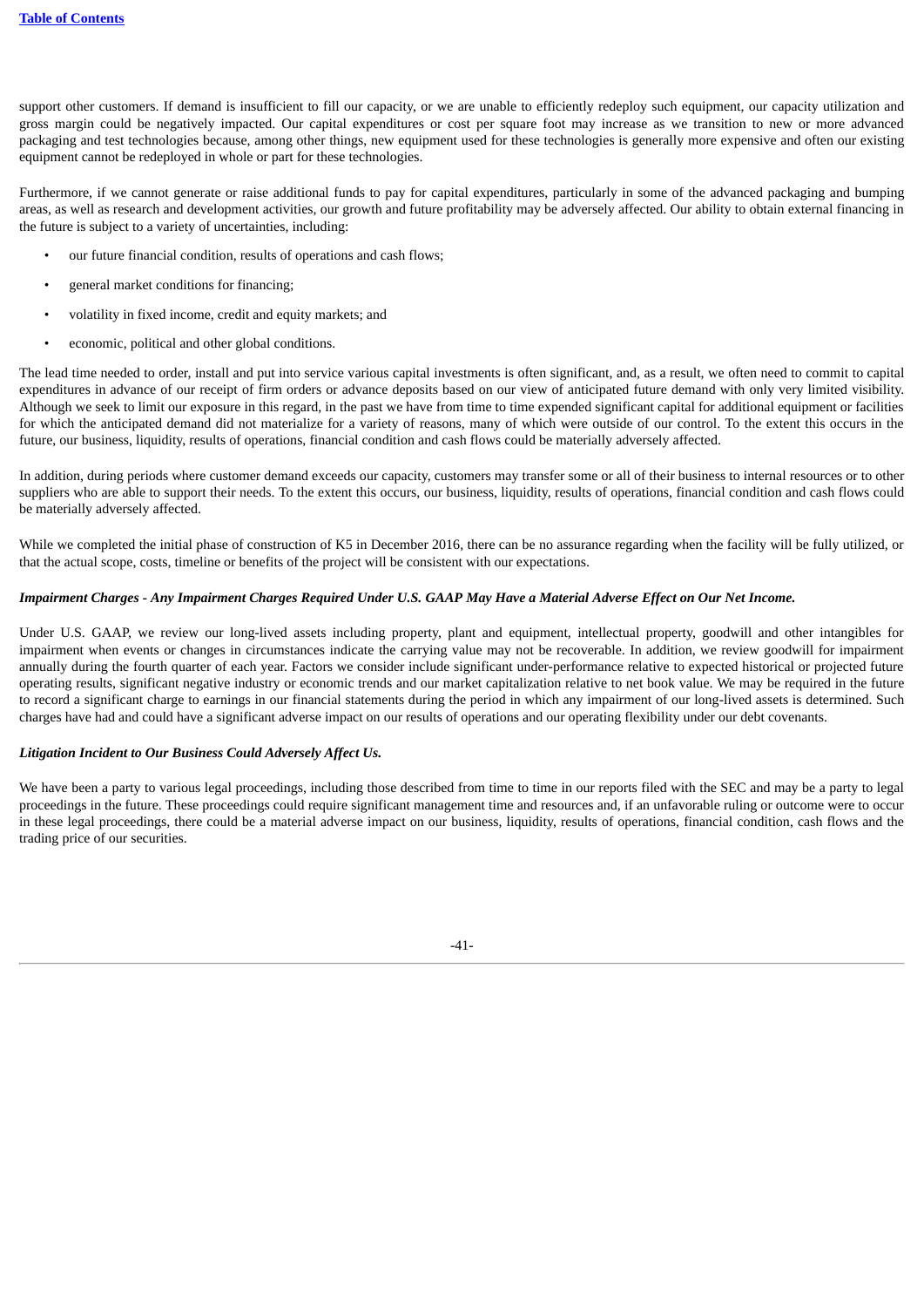support other customers. If demand is insufficient to fill our capacity, or we are unable to efficiently redeploy such equipment, our capacity utilization and gross margin could be negatively impacted. Our capital expenditures or cost per square foot may increase as we transition to new or more advanced packaging and test technologies because, among other things, new equipment used for these technologies is generally more expensive and often our existing equipment cannot be redeployed in whole or part for these technologies.

Furthermore, if we cannot generate or raise additional funds to pay for capital expenditures, particularly in some of the advanced packaging and bumping areas, as well as research and development activities, our growth and future profitability may be adversely affected. Our ability to obtain external financing in the future is subject to a variety of uncertainties, including:

- our future financial condition, results of operations and cash flows;
- general market conditions for financing;
- volatility in fixed income, credit and equity markets; and
- economic, political and other global conditions.

The lead time needed to order, install and put into service various capital investments is often significant, and, as a result, we often need to commit to capital expenditures in advance of our receipt of firm orders or advance deposits based on our view of anticipated future demand with only very limited visibility. Although we seek to limit our exposure in this regard, in the past we have from time to time expended significant capital for additional equipment or facilities for which the anticipated demand did not materialize for a variety of reasons, many of which were outside of our control. To the extent this occurs in the future, our business, liquidity, results of operations, financial condition and cash flows could be materially adversely affected.

In addition, during periods where customer demand exceeds our capacity, customers may transfer some or all of their business to internal resources or to other suppliers who are able to support their needs. To the extent this occurs, our business, liquidity, results of operations, financial condition and cash flows could be materially adversely affected.

While we completed the initial phase of construction of K5 in December 2016, there can be no assurance regarding when the facility will be fully utilized, or that the actual scope, costs, timeline or benefits of the project will be consistent with our expectations.

***Impairment Charges - Any Impairment Charges Required Under U.S. GAAP May Have a Material Adverse Effect on Our Net Income.***

Under U.S. GAAP, we review our long-lived assets including property, plant and equipment, intellectual property, goodwill and other intangibles for impairment when events or changes in circumstances indicate the carrying value may not be recoverable. In addition, we review goodwill for impairment annually during the fourth quarter of each year. Factors we consider include significant under-performance relative to expected historical or projected future operating results, significant negative industry or economic trends and our market capitalization relative to net book value. We may be required in the future to record a significant charge to earnings in our financial statements during the period in which any impairment of our long-lived assets is determined. Such charges have had and could have a significant adverse impact on our results of operations and our operating flexibility under our debt covenants.

***Litigation Incident to Our Business Could Adversely Affect Us.***

We have been a party to various legal proceedings, including those described from time to time in our reports filed with the SEC and may be a party to legal proceedings in the future. These proceedings could require significant management time and resources and, if an unfavorable ruling or outcome were to occur in these legal proceedings, there could be a material adverse impact on our business, liquidity, results of operations, financial condition, cash flows and the trading price of our securities.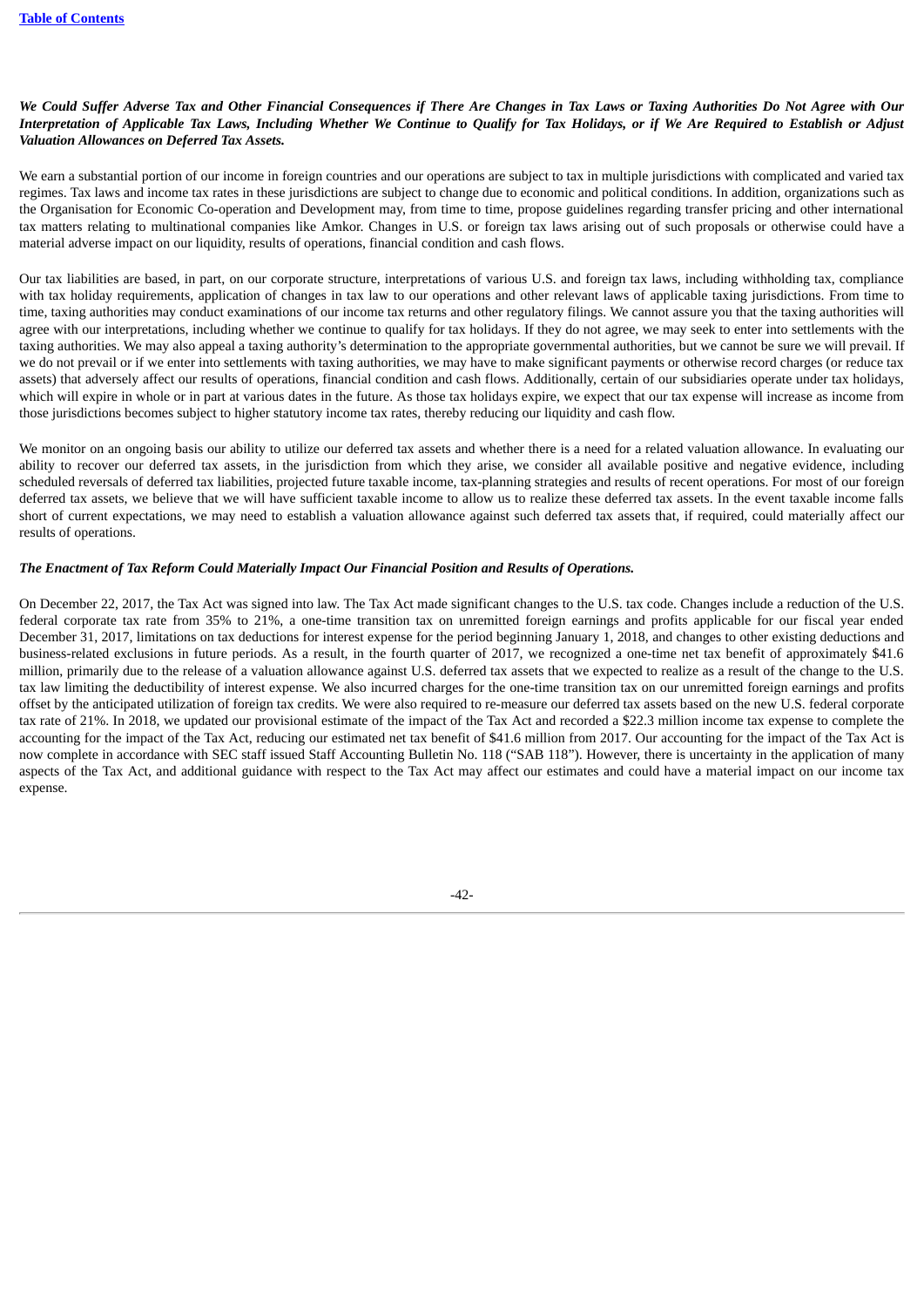***We Could Suffer Adverse Tax and Other Financial Consequences if There Are Changes in Tax Laws or Taxing Authorities Do Not Agree with Our Interpretation of Applicable Tax Laws, Including Whether We Continue to Qualify for Tax Holidays, or if We Are Required to Establish or Adjust Valuation Allowances on Deferred Tax Assets.***

We earn a substantial portion of our income in foreign countries and our operations are subject to tax in multiple jurisdictions with complicated and varied tax regimes. Tax laws and income tax rates in these jurisdictions are subject to change due to economic and political conditions. In addition, organizations such as the Organisation for Economic Co-operation and Development may, from time to time, propose guidelines regarding transfer pricing and other international tax matters relating to multinational companies like Amkor. Changes in U.S. or foreign tax laws arising out of such proposals or otherwise could have a material adverse impact on our liquidity, results of operations, financial condition and cash flows.

Our tax liabilities are based, in part, on our corporate structure, interpretations of various U.S. and foreign tax laws, including withholding tax, compliance with tax holiday requirements, application of changes in tax law to our operations and other relevant laws of applicable taxing jurisdictions. From time to time, taxing authorities may conduct examinations of our income tax returns and other regulatory filings. We cannot assure you that the taxing authorities will agree with our interpretations, including whether we continue to qualify for tax holidays. If they do not agree, we may seek to enter into settlements with the taxing authorities. We may also appeal a taxing authority's determination to the appropriate governmental authorities, but we cannot be sure we will prevail. If we do not prevail or if we enter into settlements with taxing authorities, we may have to make significant payments or otherwise record charges (or reduce tax assets) that adversely affect our results of operations, financial condition and cash flows. Additionally, certain of our subsidiaries operate under tax holidays, which will expire in whole or in part at various dates in the future. As those tax holidays expire, we expect that our tax expense will increase as income from those jurisdictions becomes subject to higher statutory income tax rates, thereby reducing our liquidity and cash flow.

We monitor on an ongoing basis our ability to utilize our deferred tax assets and whether there is a need for a related valuation allowance. In evaluating our ability to recover our deferred tax assets, in the jurisdiction from which they arise, we consider all available positive and negative evidence, including scheduled reversals of deferred tax liabilities, projected future taxable income, tax-planning strategies and results of recent operations. For most of our foreign deferred tax assets, we believe that we will have sufficient taxable income to allow us to realize these deferred tax assets. In the event taxable income falls short of current expectations, we may need to establish a valuation allowance against such deferred tax assets that, if required, could materially affect our results of operations.

***The Enactment of Tax Reform Could Materially Impact Our Financial Position and Results of Operations.***

On December 22, 2017, the Tax Act was signed into law. The Tax Act made significant changes to the U.S. tax code. Changes include a reduction of the U.S. federal corporate tax rate from 35% to 21%, a one-time transition tax on unremitted foreign earnings and profits applicable for our fiscal year ended December 31, 2017, limitations on tax deductions for interest expense for the period beginning January 1, 2018, and changes to other existing deductions and business-related exclusions in future periods. As a result, in the fourth quarter of 2017, we recognized a one-time net tax benefit of approximately $41.6 million, primarily due to the release of a valuation allowance against U.S. deferred tax assets that we expected to realize as a result of the change to the U.S. tax law limiting the deductibility of interest expense. We also incurred charges for the one-time transition tax on our unremitted foreign earnings and profits offset by the anticipated utilization of foreign tax credits. We were also required to re-measure our deferred tax assets based on the new U.S. federal corporate tax rate of 21%. In 2018, we updated our provisional estimate of the impact of the Tax Act and recorded a $22.3 million income tax expense to complete the accounting for the impact of the Tax Act, reducing our estimated net tax benefit of $41.6 million from 2017. Our accounting for the impact of the Tax Act is now complete in accordance with SEC staff issued Staff Accounting Bulletin No. 118 ("SAB 118"). However, there is uncertainty in the application of many aspects of the Tax Act, and additional guidance with respect to the Tax Act may affect our estimates and could have a material impact on our income tax expense.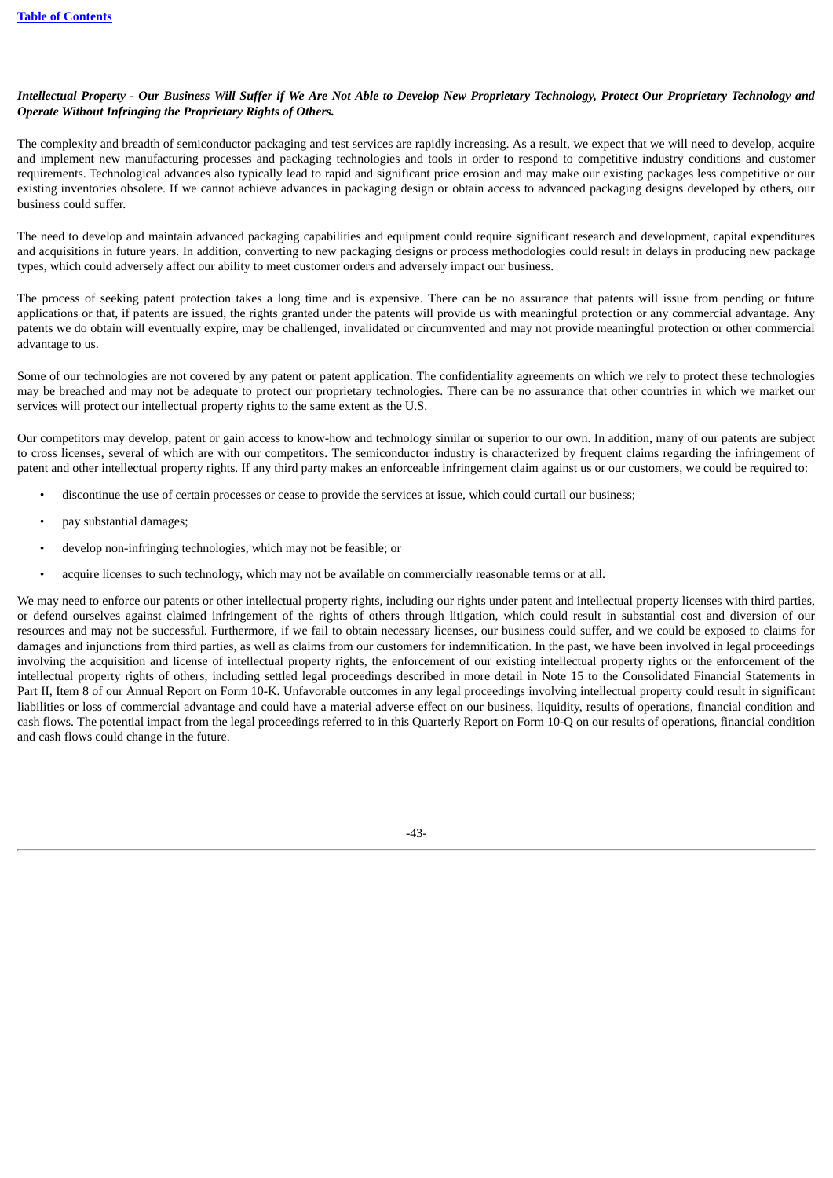***Intellectual Property - Our Business Will Suffer if We Are Not Able to Develop New Proprietary Technology, Protect Our Proprietary Technology and Operate Without Infringing the Proprietary Rights of Others.***

The complexity and breadth of semiconductor packaging and test services are rapidly increasing. As a result, we expect that we will need to develop, acquire and implement new manufacturing processes and packaging technologies and tools in order to respond to competitive industry conditions and customer requirements. Technological advances also typically lead to rapid and significant price erosion and may make our existing packages less competitive or our existing inventories obsolete. If we cannot achieve advances in packaging design or obtain access to advanced packaging designs developed by others, our business could suffer.

The need to develop and maintain advanced packaging capabilities and equipment could require significant research and development, capital expenditures and acquisitions in future years. In addition, converting to new packaging designs or process methodologies could result in delays in producing new package types, which could adversely affect our ability to meet customer orders and adversely impact our business.

The process of seeking patent protection takes a long time and is expensive. There can be no assurance that patents will issue from pending or future applications or that, if patents are issued, the rights granted under the patents will provide us with meaningful protection or any commercial advantage. Any patents we do obtain will eventually expire, may be challenged, invalidated or circumvented and may not provide meaningful protection or other commercial advantage to us.

Some of our technologies are not covered by any patent or patent application. The confidentiality agreements on which we rely to protect these technologies may be breached and may not be adequate to protect our proprietary technologies. There can be no assurance that other countries in which we market our services will protect our intellectual property rights to the same extent as the U.S.

Our competitors may develop, patent or gain access to know-how and technology similar or superior to our own. In addition, many of our patents are subject to cross licenses, several of which are with our competitors. The semiconductor industry is characterized by frequent claims regarding the infringement of patent and other intellectual property rights. If any third party makes an enforceable infringement claim against us or our customers, we could be required to:

- discontinue the use of certain processes or cease to provide the services at issue, which could curtail our business;
- pay substantial damages;
- develop non-infringing technologies, which may not be feasible; or
- acquire licenses to such technology, which may not be available on commercially reasonable terms or at all.

We may need to enforce our patents or other intellectual property rights, including our rights under patent and intellectual property licenses with third parties, or defend ourselves against claimed infringement of the rights of others through litigation, which could result in substantial cost and diversion of our resources and may not be successful. Furthermore, if we fail to obtain necessary licenses, our business could suffer, and we could be exposed to claims for damages and injunctions from third parties, as well as claims from our customers for indemnification. In the past, we have been involved in legal proceedings involving the acquisition and license of intellectual property rights, the enforcement of our existing intellectual property rights or the enforcement of the intellectual property rights of others, including settled legal proceedings described in more detail in Note 15 to the Consolidated Financial Statements in Part II, Item 8 of our Annual Report on Form 10-K. Unfavorable outcomes in any legal proceedings involving intellectual property could result in significant liabilities or loss of commercial advantage and could have a material adverse effect on our business, liquidity, results of operations, financial condition and cash flows. The potential impact from the legal proceedings referred to in this Quarterly Report on Form 10-Q on our results of operations, financial condition and cash flows could change in the future.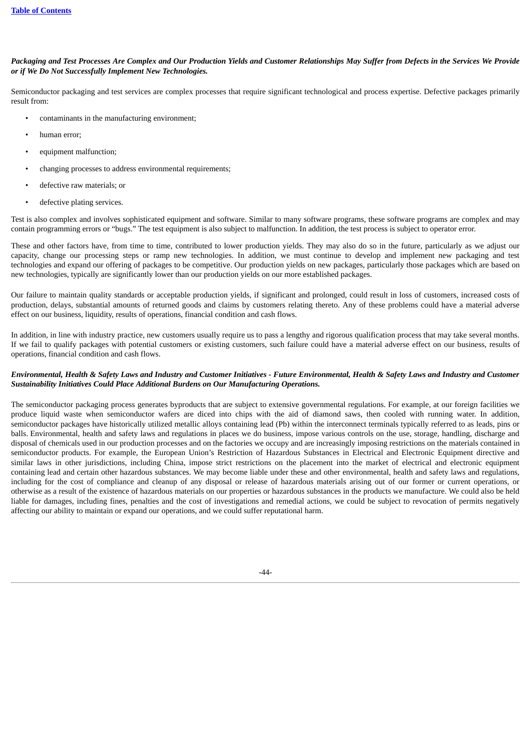***Packaging and Test Processes Are Complex and Our Production Yields and Customer Relationships May Suffer from Defects in the Services We Provide or if We Do Not Successfully Implement New Technologies.***

Semiconductor packaging and test services are complex processes that require significant technological and process expertise. Defective packages primarily result from:

- contaminants in the manufacturing environment;
- human error;
- equipment malfunction;
- changing processes to address environmental requirements;
- defective raw materials; or
- defective plating services.

Test is also complex and involves sophisticated equipment and software. Similar to many software programs, these software programs are complex and may contain programming errors or "bugs." The test equipment is also subject to malfunction. In addition, the test process is subject to operator error.

These and other factors have, from time to time, contributed to lower production yields. They may also do so in the future, particularly as we adjust our capacity, change our processing steps or ramp new technologies. In addition, we must continue to develop and implement new packaging and test technologies and expand our offering of packages to be competitive. Our production yields on new packages, particularly those packages which are based on new technologies, typically are significantly lower than our production yields on our more established packages.

Our failure to maintain quality standards or acceptable production yields, if significant and prolonged, could result in loss of customers, increased costs of production, delays, substantial amounts of returned goods and claims by customers relating thereto. Any of these problems could have a material adverse effect on our business, liquidity, results of operations, financial condition and cash flows.

In addition, in line with industry practice, new customers usually require us to pass a lengthy and rigorous qualification process that may take several months. If we fail to qualify packages with potential customers or existing customers, such failure could have a material adverse effect on our business, results of operations, financial condition and cash flows.

***Environmental, Health & Safety Laws and Industry and Customer Initiatives - Future Environmental, Health & Safety Laws and Industry and Customer Sustainability Initiatives Could Place Additional Burdens on Our Manufacturing Operations.***

The semiconductor packaging process generates byproducts that are subject to extensive governmental regulations. For example, at our foreign facilities we produce liquid waste when semiconductor wafers are diced into chips with the aid of diamond saws, then cooled with running water. In addition, semiconductor packages have historically utilized metallic alloys containing lead (Pb) within the interconnect terminals typically referred to as leads, pins or balls. Environmental, health and safety laws and regulations in places we do business, impose various controls on the use, storage, handling, discharge and disposal of chemicals used in our production processes and on the factories we occupy and are increasingly imposing restrictions on the materials contained in semiconductor products. For example, the European Union's Restriction of Hazardous Substances in Electrical and Electronic Equipment directive and similar laws in other jurisdictions, including China, impose strict restrictions on the placement into the market of electrical and electronic equipment containing lead and certain other hazardous substances. We may become liable under these and other environmental, health and safety laws and regulations, including for the cost of compliance and cleanup of any disposal or release of hazardous materials arising out of our former or current operations, or otherwise as a result of the existence of hazardous materials on our properties or hazardous substances in the products we manufacture. We could also be held liable for damages, including fines, penalties and the cost of investigations and remedial actions, we could be subject to revocation of permits negatively affecting our ability to maintain or expand our operations, and we could suffer reputational harm.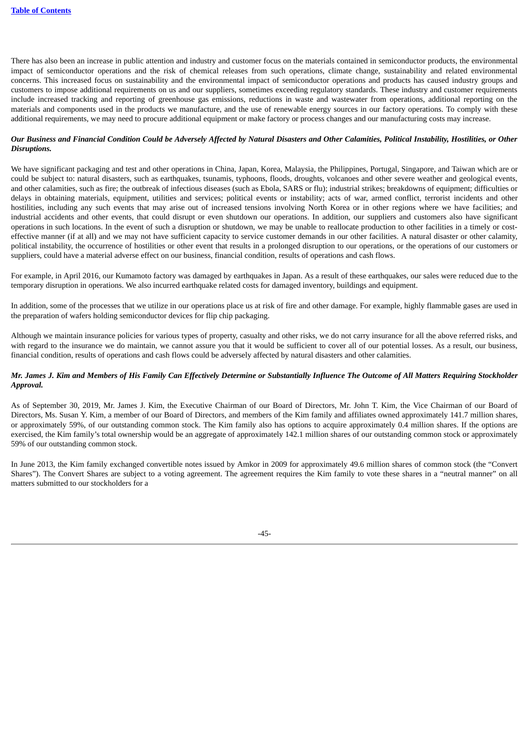There has also been an increase in public attention and industry and customer focus on the materials contained in semiconductor products, the environmental impact of semiconductor operations and the risk of chemical releases from such operations, climate change, sustainability and related environmental concerns. This increased focus on sustainability and the environmental impact of semiconductor operations and products has caused industry groups and customers to impose additional requirements on us and our suppliers, sometimes exceeding regulatory standards. These industry and customer requirements include increased tracking and reporting of greenhouse gas emissions, reductions in waste and wastewater from operations, additional reporting on the materials and components used in the products we manufacture, and the use of renewable energy sources in our factory operations. To comply with these additional requirements, we may need to procure additional equipment or make factory or process changes and our manufacturing costs may increase.

***Our Business and Financial Condition Could be Adversely Affected by Natural Disasters and Other Calamities, Political Instability, Hostilities, or Other Disruptions.***

We have significant packaging and test and other operations in China, Japan, Korea, Malaysia, the Philippines, Portugal, Singapore, and Taiwan which are or could be subject to: natural disasters, such as earthquakes, tsunamis, typhoons, floods, droughts, volcanoes and other severe weather and geological events, and other calamities, such as fire; the outbreak of infectious diseases (such as Ebola, SARS or flu); industrial strikes; breakdowns of equipment; difficulties or delays in obtaining materials, equipment, utilities and services; political events or instability; acts of war, armed conflict, terrorist incidents and other hostilities, including any such events that may arise out of increased tensions involving North Korea or in other regions where we have facilities; and industrial accidents and other events, that could disrupt or even shutdown our operations. In addition, our suppliers and customers also have significant operations in such locations. In the event of such a disruption or shutdown, we may be unable to reallocate production to other facilities in a timely or cost-effective manner (if at all) and we may not have sufficient capacity to service customer demands in our other facilities. A natural disaster or other calamity, political instability, the occurrence of hostilities or other event that results in a prolonged disruption to our operations, or the operations of our customers or suppliers, could have a material adverse effect on our business, financial condition, results of operations and cash flows.

For example, in April 2016, our Kumamoto factory was damaged by earthquakes in Japan. As a result of these earthquakes, our sales were reduced due to the temporary disruption in operations. We also incurred earthquake related costs for damaged inventory, buildings and equipment.

In addition, some of the processes that we utilize in our operations place us at risk of fire and other damage. For example, highly flammable gases are used in the preparation of wafers holding semiconductor devices for flip chip packaging.

Although we maintain insurance policies for various types of property, casualty and other risks, we do not carry insurance for all the above referred risks, and with regard to the insurance we do maintain, we cannot assure you that it would be sufficient to cover all of our potential losses. As a result, our business, financial condition, results of operations and cash flows could be adversely affected by natural disasters and other calamities.

***Mr. James J. Kim and Members of His Family Can Effectively Determine or Substantially Influence The Outcome of All Matters Requiring Stockholder Approval.***

As of September 30, 2019, Mr. James J. Kim, the Executive Chairman of our Board of Directors, Mr. John T. Kim, the Vice Chairman of our Board of Directors, Ms. Susan Y. Kim, a member of our Board of Directors, and members of the Kim family and affiliates owned approximately 141.7 million shares, or approximately 59%, of our outstanding common stock. The Kim family also has options to acquire approximately 0.4 million shares. If the options are exercised, the Kim family's total ownership would be an aggregate of approximately 142.1 million shares of our outstanding common stock or approximately 59% of our outstanding common stock.

In June 2013, the Kim family exchanged convertible notes issued by Amkor in 2009 for approximately 49.6 million shares of common stock (the "Convert Shares"). The Convert Shares are subject to a voting agreement. The agreement requires the Kim family to vote these shares in a "neutral manner" on all matters submitted to our stockholders for a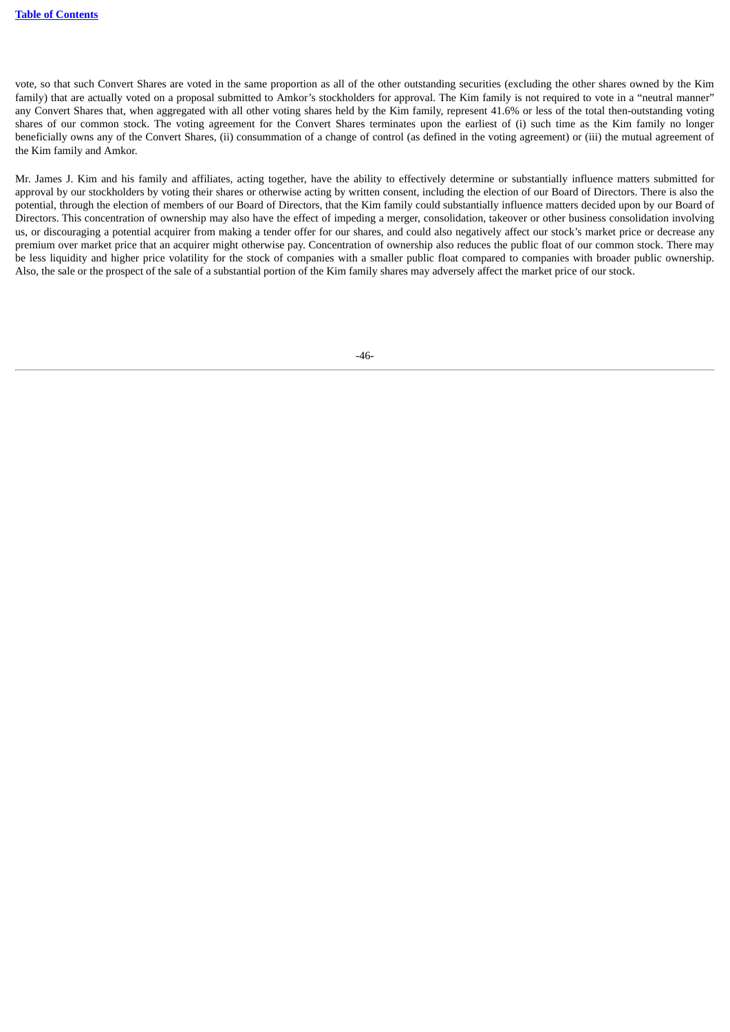vote, so that such Convert Shares are voted in the same proportion as all of the other outstanding securities (excluding the other shares owned by the Kim family) that are actually voted on a proposal submitted to Amkor's stockholders for approval. The Kim family is not required to vote in a "neutral manner" any Convert Shares that, when aggregated with all other voting shares held by the Kim family, represent 41.6% or less of the total then-outstanding voting shares of our common stock. The voting agreement for the Convert Shares terminates upon the earliest of (i) such time as the Kim family no longer beneficially owns any of the Convert Shares, (ii) consummation of a change of control (as defined in the voting agreement) or (iii) the mutual agreement of the Kim family and Amkor.

Mr. James J. Kim and his family and affiliates, acting together, have the ability to effectively determine or substantially influence matters submitted for approval by our stockholders by voting their shares or otherwise acting by written consent, including the election of our Board of Directors. There is also the potential, through the election of members of our Board of Directors, that the Kim family could substantially influence matters decided upon by our Board of Directors. This concentration of ownership may also have the effect of impeding a merger, consolidation, takeover or other business consolidation involving us, or discouraging a potential acquirer from making a tender offer for our shares, and could also negatively affect our stock's market price or decrease any premium over market price that an acquirer might otherwise pay. Concentration of ownership also reduces the public float of our common stock. There may be less liquidity and higher price volatility for the stock of companies with a smaller public float compared to companies with broader public ownership. Also, the sale or the prospect of the sale of a substantial portion of the Kim family shares may adversely affect the market price of our stock.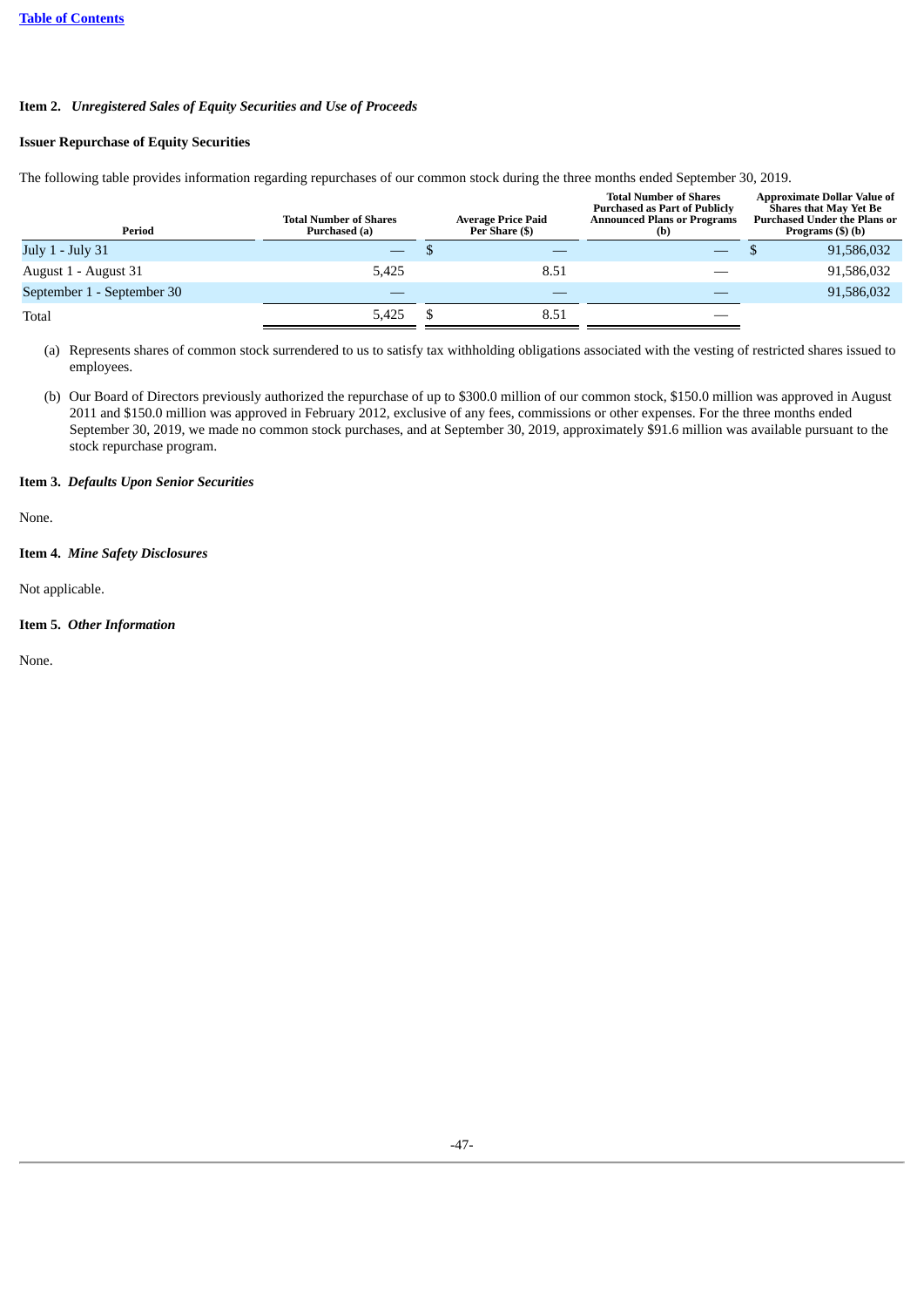**Item 2.** ***Unregistered Sales of Equity Securities and Use of Proceeds***

**Issuer Repurchase of Equity Securities**

The following table provides information regarding repurchases of our common stock during the three months ended September 30, 2019.

| Period | Total Number of Shares Purchased (a) | Average Price Paid Per Share ($) | Total Number of Shares Purchased as Part of Publicly Announced Plans or Programs (b) | Approximate Dollar Value of Shares that May Yet Be Purchased Under the Plans or Programs ($) (b) |
|---|---|---|---|---|
| July 1 - July 31 | — | $ — | — | $ 91,586,032 |
| August 1 - August 31 | 5,425 | 8.51 | — | 91,586,032 |
| September 1 - September 30 | — | — | — | 91,586,032 |
| Total | 5,425 | $ 8.51 | — | |

(a) Represents shares of common stock surrendered to us to satisfy tax withholding obligations associated with the vesting of restricted shares issued to employees.

(b) Our Board of Directors previously authorized the repurchase of up to $300.0 million of our common stock, $150.0 million was approved in August 2011 and $150.0 million was approved in February 2012, exclusive of any fees, commissions or other expenses. For the three months ended September 30, 2019, we made no common stock purchases, and at September 30, 2019, approximately $91.6 million was available pursuant to the stock repurchase program.

**Item 3.** ***Defaults Upon Senior Securities***

None.

**Item 4.** ***Mine Safety Disclosures***

Not applicable.

**Item 5.** ***Other Information***

None.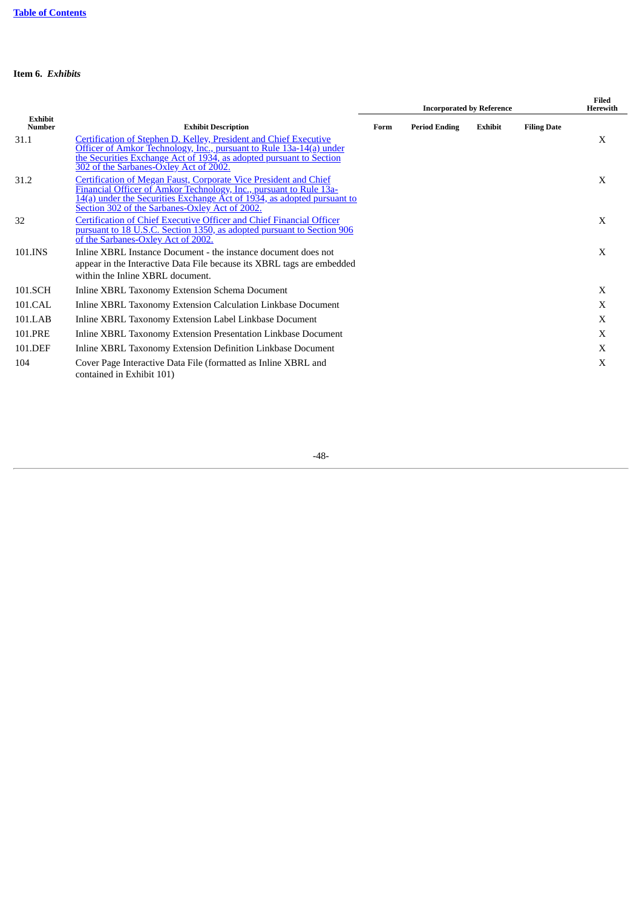**Item 6.** ***Exhibits***

| Exhibit Number | Exhibit Description | Incorporated by Reference | | | | Filed Herewith |
|---|---|---|---|---|---|---|
| | | Form | Period Ending | Exhibit | Filing Date | |
| 31.1 | Certification of Stephen D. Kelley, President and Chief Executive Officer of Amkor Technology, Inc., pursuant to Rule 13a-14(a) under the Securities Exchange Act of 1934, as adopted pursuant to Section 302 of the Sarbanes-Oxley Act of 2002. | | | | | X |
| 31.2 | Certification of Megan Faust, Corporate Vice President and Chief Financial Officer of Amkor Technology, Inc., pursuant to Rule 13a-14(a) under the Securities Exchange Act of 1934, as adopted pursuant to Section 302 of the Sarbanes-Oxley Act of 2002. | | | | | X |
| 32 | Certification of Chief Executive Officer and Chief Financial Officer pursuant to 18 U.S.C. Section 1350, as adopted pursuant to Section 906 of the Sarbanes-Oxley Act of 2002. | | | | | X |
| 101.INS | Inline XBRL Instance Document - the instance document does not appear in the Interactive Data File because its XBRL tags are embedded within the Inline XBRL document. | | | | | X |
| 101.SCH | Inline XBRL Taxonomy Extension Schema Document | | | | | X |
| 101.CAL | Inline XBRL Taxonomy Extension Calculation Linkbase Document | | | | | X |
| 101.LAB | Inline XBRL Taxonomy Extension Label Linkbase Document | | | | | X |
| 101.PRE | Inline XBRL Taxonomy Extension Presentation Linkbase Document | | | | | X |
| 101.DEF | Inline XBRL Taxonomy Extension Definition Linkbase Document | | | | | X |
| 104 | Cover Page Interactive Data File (formatted as Inline XBRL and contained in Exhibit 101) | | | | | X |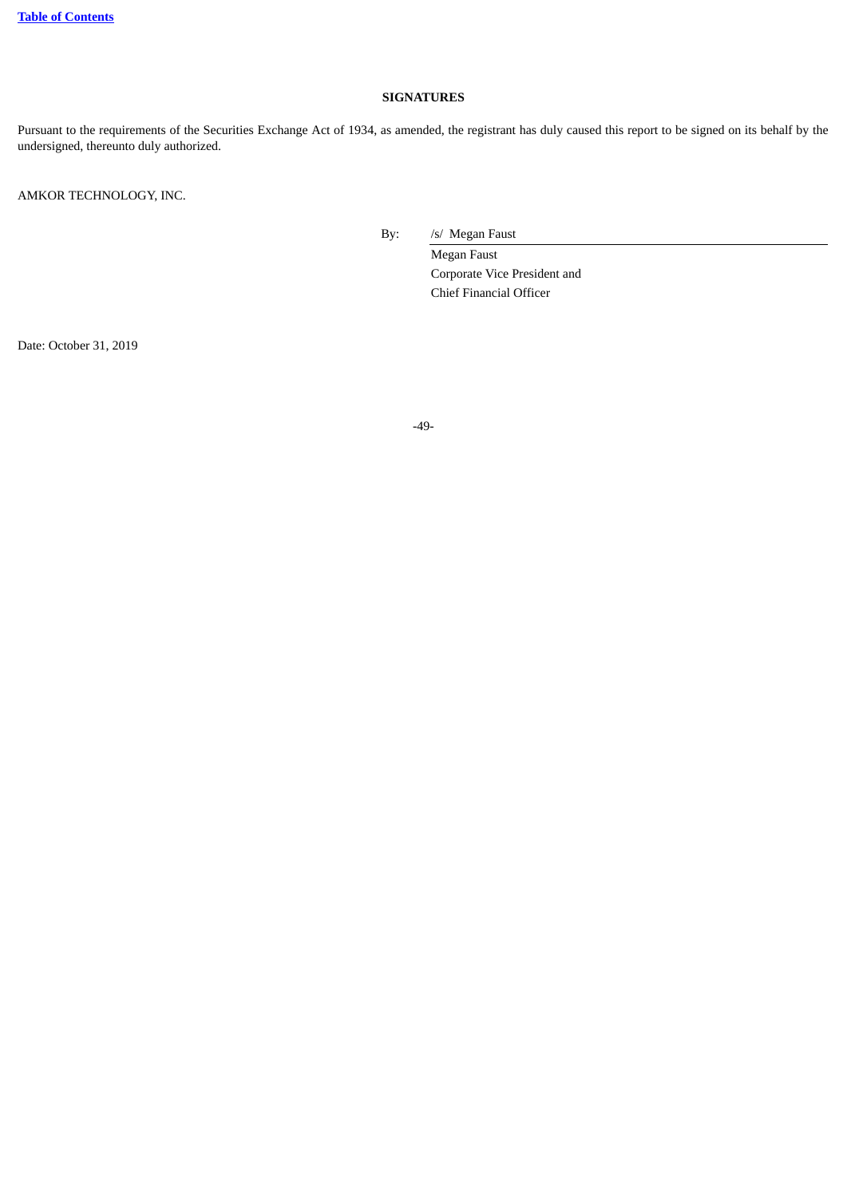## SIGNATURES

Pursuant to the requirements of the Securities Exchange Act of 1934, as amended, the registrant has duly caused this report to be signed on its behalf by the undersigned, thereunto duly authorized.

AMKOR TECHNOLOGY, INC.

By: /s/ Megan Faust

Megan Faust
Corporate Vice President and
Chief Financial Officer

Date: October 31, 2019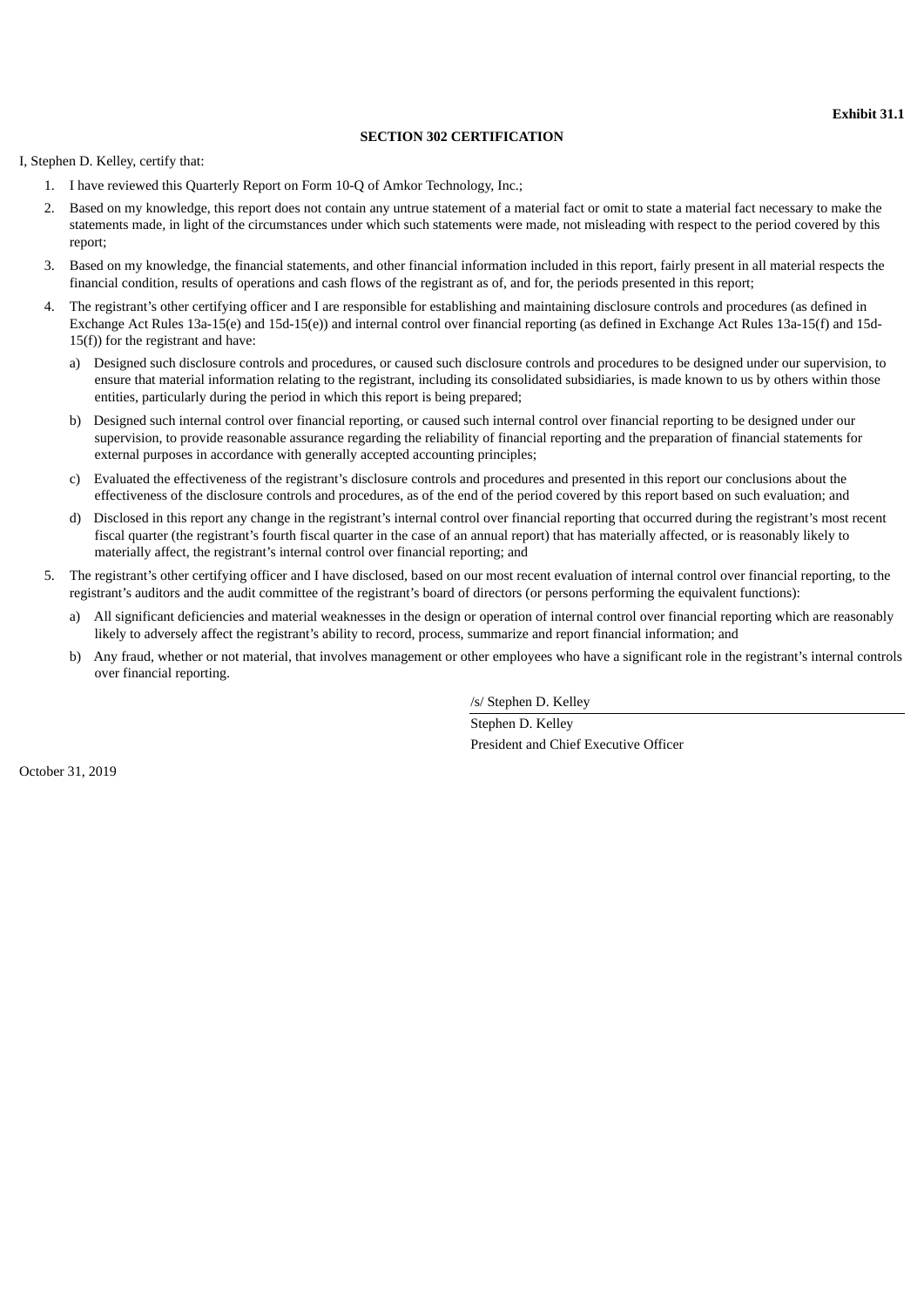**Exhibit 31.1**

**SECTION 302 CERTIFICATION**

I, Stephen D. Kelley, certify that:

1. I have reviewed this Quarterly Report on Form 10-Q of Amkor Technology, Inc.;
2. Based on my knowledge, this report does not contain any untrue statement of a material fact or omit to state a material fact necessary to make the statements made, in light of the circumstances under which such statements were made, not misleading with respect to the period covered by this report;
3. Based on my knowledge, the financial statements, and other financial information included in this report, fairly present in all material respects the financial condition, results of operations and cash flows of the registrant as of, and for, the periods presented in this report;
4. The registrant's other certifying officer and I are responsible for establishing and maintaining disclosure controls and procedures (as defined in Exchange Act Rules 13a-15(e) and 15d-15(e)) and internal control over financial reporting (as defined in Exchange Act Rules 13a-15(f) and 15d-15(f)) for the registrant and have:
   a) Designed such disclosure controls and procedures, or caused such disclosure controls and procedures to be designed under our supervision, to ensure that material information relating to the registrant, including its consolidated subsidiaries, is made known to us by others within those entities, particularly during the period in which this report is being prepared;
   b) Designed such internal control over financial reporting, or caused such internal control over financial reporting to be designed under our supervision, to provide reasonable assurance regarding the reliability of financial reporting and the preparation of financial statements for external purposes in accordance with generally accepted accounting principles;
   c) Evaluated the effectiveness of the registrant's disclosure controls and procedures and presented in this report our conclusions about the effectiveness of the disclosure controls and procedures, as of the end of the period covered by this report based on such evaluation; and
   d) Disclosed in this report any change in the registrant's internal control over financial reporting that occurred during the registrant's most recent fiscal quarter (the registrant's fourth fiscal quarter in the case of an annual report) that has materially affected, or is reasonably likely to materially affect, the registrant's internal control over financial reporting; and
5. The registrant's other certifying officer and I have disclosed, based on our most recent evaluation of internal control over financial reporting, to the registrant's auditors and the audit committee of the registrant's board of directors (or persons performing the equivalent functions):
   a) All significant deficiencies and material weaknesses in the design or operation of internal control over financial reporting which are reasonably likely to adversely affect the registrant's ability to record, process, summarize and report financial information; and
   b) Any fraud, whether or not material, that involves management or other employees who have a significant role in the registrant's internal controls over financial reporting.

/s/ Stephen D. Kelley

Stephen D. Kelley
President and Chief Executive Officer

October 31, 2019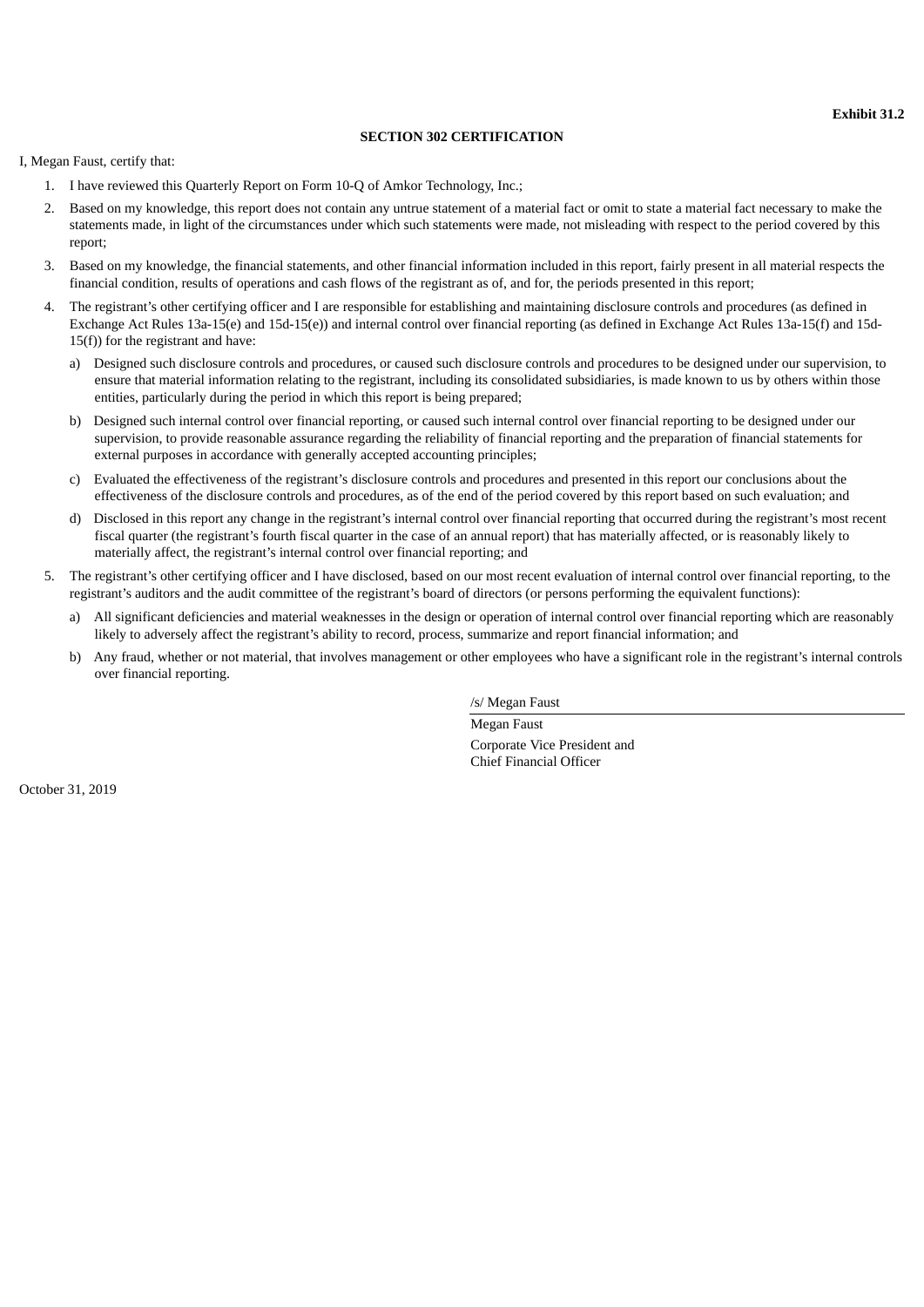**Exhibit 31.2**

**SECTION 302 CERTIFICATION**

I, Megan Faust, certify that:

1. I have reviewed this Quarterly Report on Form 10-Q of Amkor Technology, Inc.;
2. Based on my knowledge, this report does not contain any untrue statement of a material fact or omit to state a material fact necessary to make the statements made, in light of the circumstances under which such statements were made, not misleading with respect to the period covered by this report;
3. Based on my knowledge, the financial statements, and other financial information included in this report, fairly present in all material respects the financial condition, results of operations and cash flows of the registrant as of, and for, the periods presented in this report;
4. The registrant's other certifying officer and I are responsible for establishing and maintaining disclosure controls and procedures (as defined in Exchange Act Rules 13a-15(e) and 15d-15(e)) and internal control over financial reporting (as defined in Exchange Act Rules 13a-15(f) and 15d-15(f)) for the registrant and have:
   a) Designed such disclosure controls and procedures, or caused such disclosure controls and procedures to be designed under our supervision, to ensure that material information relating to the registrant, including its consolidated subsidiaries, is made known to us by others within those entities, particularly during the period in which this report is being prepared;
   b) Designed such internal control over financial reporting, or caused such internal control over financial reporting to be designed under our supervision, to provide reasonable assurance regarding the reliability of financial reporting and the preparation of financial statements for external purposes in accordance with generally accepted accounting principles;
   c) Evaluated the effectiveness of the registrant's disclosure controls and procedures and presented in this report our conclusions about the effectiveness of the disclosure controls and procedures, as of the end of the period covered by this report based on such evaluation; and
   d) Disclosed in this report any change in the registrant's internal control over financial reporting that occurred during the registrant's most recent fiscal quarter (the registrant's fourth fiscal quarter in the case of an annual report) that has materially affected, or is reasonably likely to materially affect, the registrant's internal control over financial reporting; and
5. The registrant's other certifying officer and I have disclosed, based on our most recent evaluation of internal control over financial reporting, to the registrant's auditors and the audit committee of the registrant's board of directors (or persons performing the equivalent functions):
   a) All significant deficiencies and material weaknesses in the design or operation of internal control over financial reporting which are reasonably likely to adversely affect the registrant's ability to record, process, summarize and report financial information; and
   b) Any fraud, whether or not material, that involves management or other employees who have a significant role in the registrant's internal controls over financial reporting.

/s/ Megan Faust

Megan Faust

Corporate Vice President and
Chief Financial Officer

October 31, 2019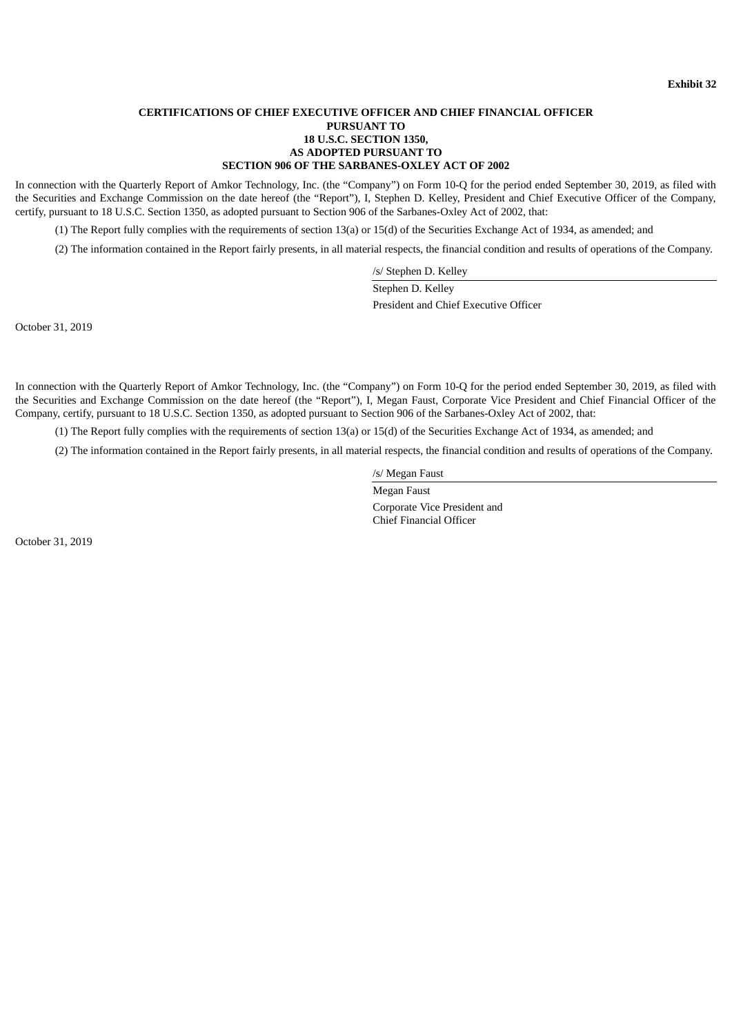**Exhibit 32**

**CERTIFICATIONS OF CHIEF EXECUTIVE OFFICER AND CHIEF FINANCIAL OFFICER**
**PURSUANT TO**
**18 U.S.C. SECTION 1350,**
**AS ADOPTED PURSUANT TO**
**SECTION 906 OF THE SARBANES-OXLEY ACT OF 2002**

In connection with the Quarterly Report of Amkor Technology, Inc. (the "Company") on Form 10-Q for the period ended September 30, 2019, as filed with the Securities and Exchange Commission on the date hereof (the "Report"), I, Stephen D. Kelley, President and Chief Executive Officer of the Company, certify, pursuant to 18 U.S.C. Section 1350, as adopted pursuant to Section 906 of the Sarbanes-Oxley Act of 2002, that:

(1) The Report fully complies with the requirements of section 13(a) or 15(d) of the Securities Exchange Act of 1934, as amended; and

(2) The information contained in the Report fairly presents, in all material respects, the financial condition and results of operations of the Company.

/s/ Stephen D. Kelley

Stephen D. Kelley
President and Chief Executive Officer

October 31, 2019

In connection with the Quarterly Report of Amkor Technology, Inc. (the "Company") on Form 10-Q for the period ended September 30, 2019, as filed with the Securities and Exchange Commission on the date hereof (the "Report"), I, Megan Faust, Corporate Vice President and Chief Financial Officer of the Company, certify, pursuant to 18 U.S.C. Section 1350, as adopted pursuant to Section 906 of the Sarbanes-Oxley Act of 2002, that:

(1) The Report fully complies with the requirements of section 13(a) or 15(d) of the Securities Exchange Act of 1934, as amended; and

(2) The information contained in the Report fairly presents, in all material respects, the financial condition and results of operations of the Company.

/s/ Megan Faust

Megan Faust
Corporate Vice President and
Chief Financial Officer

October 31, 2019